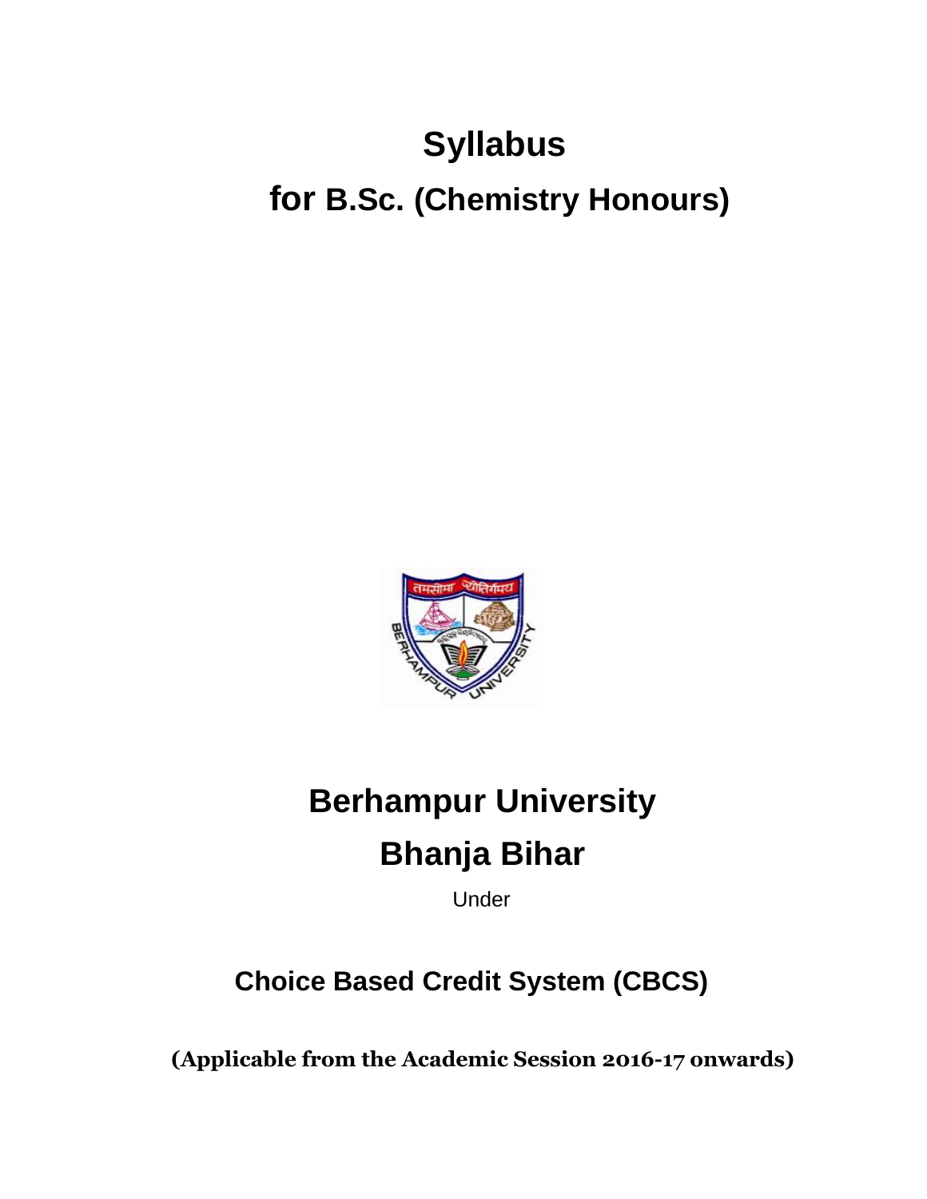# Syllabus

## for B.Sc. (Chemistry Honours)

# Berhampur University

# Bhanja Bihar

Under

## Choice Based Credit System (CBCS)

**(Applicable from the Academic Session 2016-17 onwards)**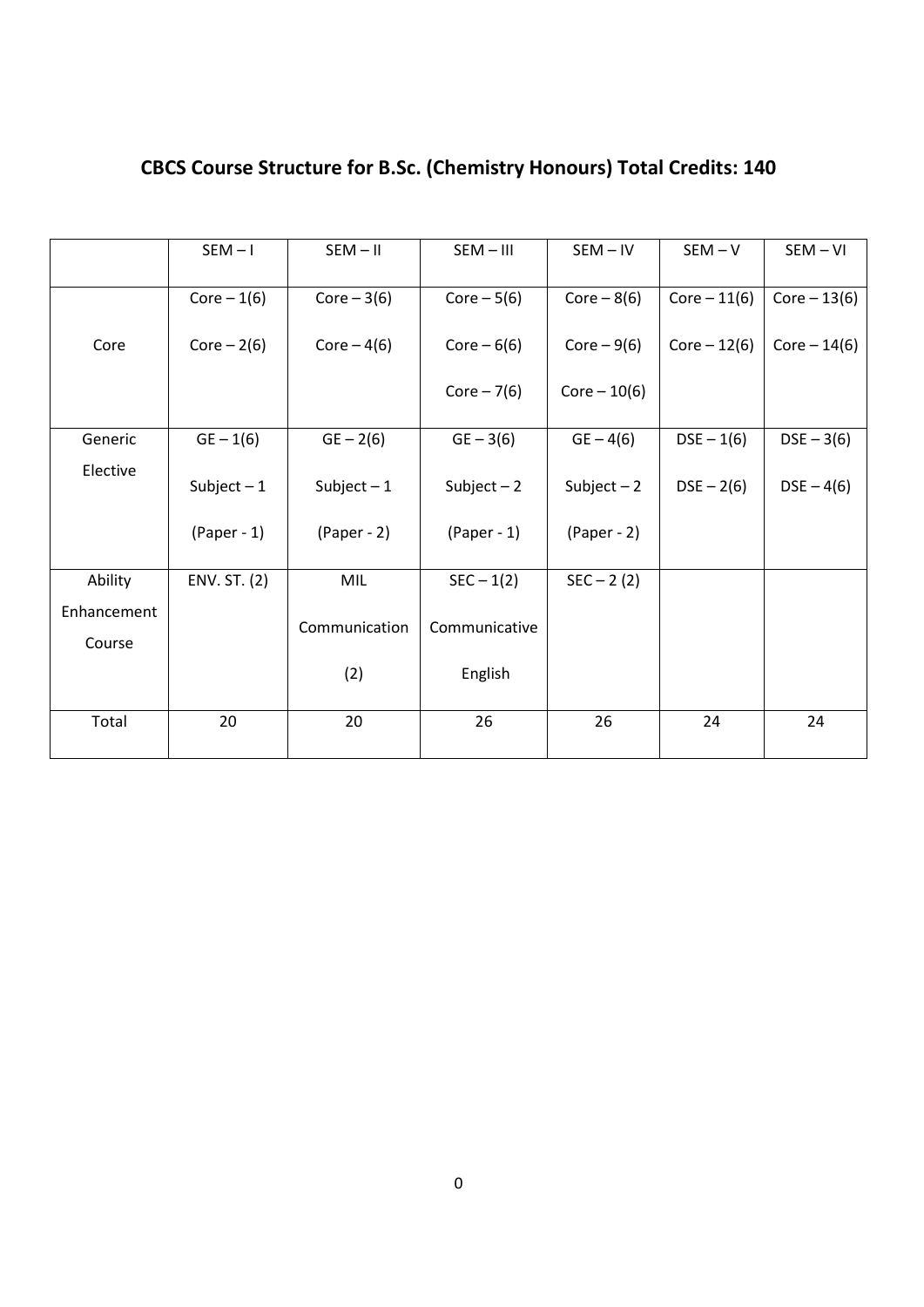## CBCS Course Structure for B.Sc. (Chemistry Honours) Total Credits: 140

| | SEM – I | SEM – II | SEM – III | SEM – IV | SEM – V | SEM – VI |
|---|---|---|---|---|---|---|
| Core | Core – 1(6)<br>Core – 2(6) | Core – 3(6)<br>Core – 4(6) | Core – 5(6)<br>Core – 6(6)<br>Core – 7(6) | Core – 8(6)<br>Core – 9(6)<br>Core – 10(6) | Core – 11(6)<br>Core – 12(6) | Core – 13(6)<br>Core – 14(6) |
| Generic Elective | GE – 1(6)<br>Subject – 1<br>(Paper - 1) | GE – 2(6)<br>Subject – 1<br>(Paper - 2) | GE – 3(6)<br>Subject – 2<br>(Paper - 1) | GE – 4(6)<br>Subject – 2<br>(Paper - 2) | DSE – 1(6)<br>DSE – 2(6) | DSE – 3(6)<br>DSE – 4(6) |
| Ability Enhancement Course | ENV. ST. (2) | MIL Communication (2) | SEC – 1(2)<br>Communicative English | SEC – 2 (2) | | |
| Total | 20 | 20 | 26 | 26 | 24 | 24 |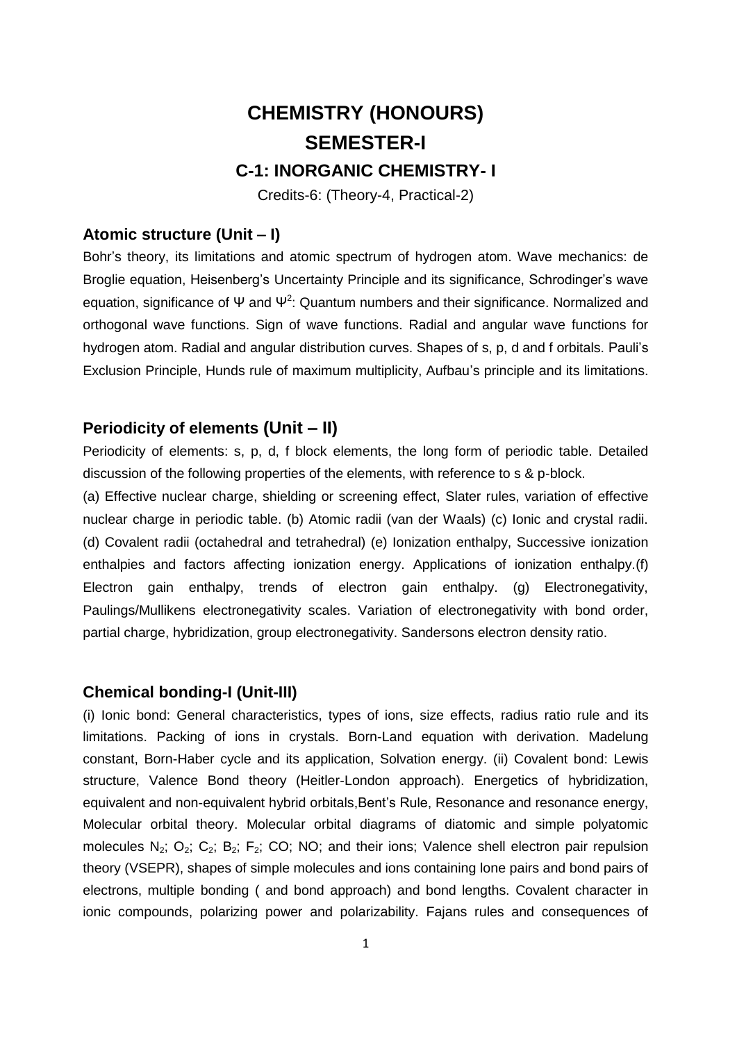# CHEMISTRY (HONOURS)

# SEMESTER-I

## C-1: INORGANIC CHEMISTRY- I

Credits-6: (Theory-4, Practical-2)

### Atomic structure (Unit – I)

Bohr's theory, its limitations and atomic spectrum of hydrogen atom. Wave mechanics: de Broglie equation, Heisenberg's Uncertainty Principle and its significance, Schrodinger's wave equation, significance of $\Psi$ and $\Psi^2$: Quantum numbers and their significance. Normalized and orthogonal wave functions. Sign of wave functions. Radial and angular wave functions for hydrogen atom. Radial and angular distribution curves. Shapes of s, p, d and f orbitals. Pauli's Exclusion Principle, Hunds rule of maximum multiplicity, Aufbau's principle and its limitations.

### Periodicity of elements (Unit – II)

Periodicity of elements: s, p, d, f block elements, the long form of periodic table. Detailed discussion of the following properties of the elements, with reference to s & p-block.

(a) Effective nuclear charge, shielding or screening effect, Slater rules, variation of effective nuclear charge in periodic table. (b) Atomic radii (van der Waals) (c) Ionic and crystal radii. (d) Covalent radii (octahedral and tetrahedral) (e) Ionization enthalpy, Successive ionization enthalpies and factors affecting ionization energy. Applications of ionization enthalpy.(f) Electron gain enthalpy, trends of electron gain enthalpy. (g) Electronegativity, Paulings/Mullikens electronegativity scales. Variation of electronegativity with bond order, partial charge, hybridization, group electronegativity. Sandersons electron density ratio.

### Chemical bonding-I (Unit-III)

(i) Ionic bond: General characteristics, types of ions, size effects, radius ratio rule and its limitations. Packing of ions in crystals. Born-Land equation with derivation. Madelung constant, Born-Haber cycle and its application, Solvation energy. (ii) Covalent bond: Lewis structure, Valence Bond theory (Heitler-London approach). Energetics of hybridization, equivalent and non-equivalent hybrid orbitals,Bent's Rule, Resonance and resonance energy, Molecular orbital theory. Molecular orbital diagrams of diatomic and simple polyatomic molecules $N_2$; $O_2$; $C_2$; $B_2$; $F_2$; CO; NO; and their ions; Valence shell electron pair repulsion theory (VSEPR), shapes of simple molecules and ions containing lone pairs and bond pairs of electrons, multiple bonding ( and bond approach) and bond lengths. Covalent character in ionic compounds, polarizing power and polarizability. Fajans rules and consequences of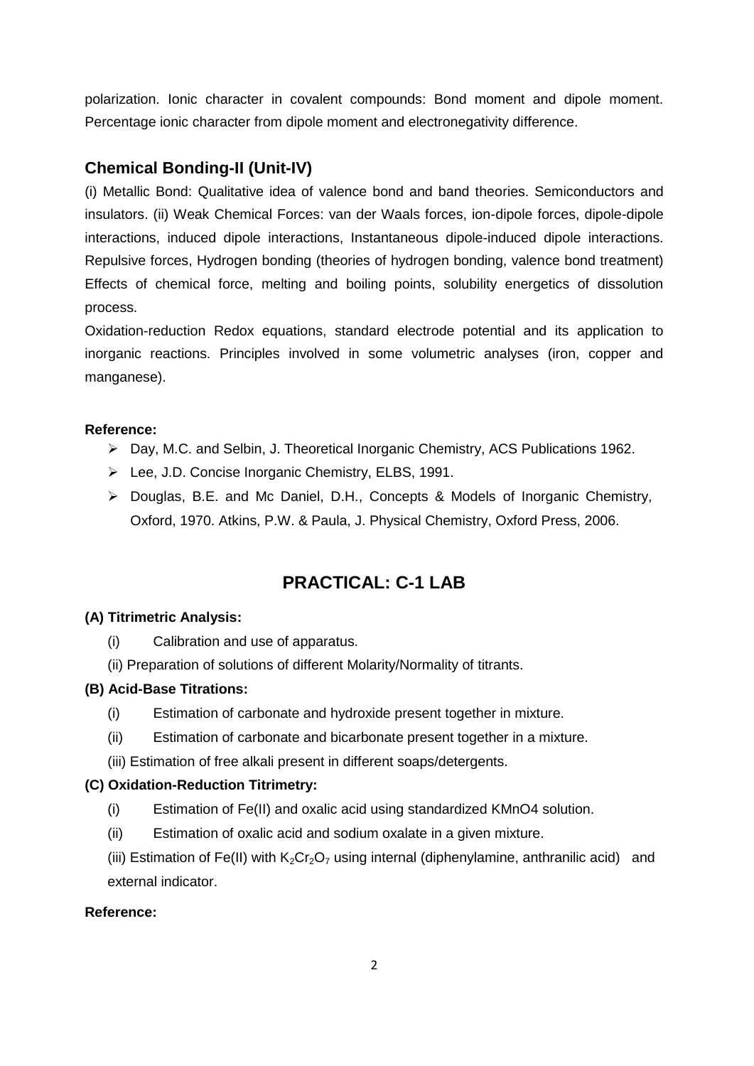polarization. Ionic character in covalent compounds: Bond moment and dipole moment. Percentage ionic character from dipole moment and electronegativity difference.

## Chemical Bonding-II (Unit-IV)

(i) Metallic Bond: Qualitative idea of valence bond and band theories. Semiconductors and insulators. (ii) Weak Chemical Forces: van der Waals forces, ion-dipole forces, dipole-dipole interactions, induced dipole interactions, Instantaneous dipole-induced dipole interactions. Repulsive forces, Hydrogen bonding (theories of hydrogen bonding, valence bond treatment) Effects of chemical force, melting and boiling points, solubility energetics of dissolution process.

Oxidation-reduction Redox equations, standard electrode potential and its application to inorganic reactions. Principles involved in some volumetric analyses (iron, copper and manganese).

**Reference:**

- Day, M.C. and Selbin, J. Theoretical Inorganic Chemistry, ACS Publications 1962.
- Lee, J.D. Concise Inorganic Chemistry, ELBS, 1991.
- Douglas, B.E. and Mc Daniel, D.H., Concepts & Models of Inorganic Chemistry, Oxford, 1970. Atkins, P.W. & Paula, J. Physical Chemistry, Oxford Press, 2006.

## PRACTICAL: C-1 LAB

**(A) Titrimetric Analysis:**

(i) Calibration and use of apparatus.

(ii) Preparation of solutions of different Molarity/Normality of titrants.

**(B) Acid-Base Titrations:**

(i) Estimation of carbonate and hydroxide present together in mixture.

(ii) Estimation of carbonate and bicarbonate present together in a mixture.

(iii) Estimation of free alkali present in different soaps/detergents.

**(C) Oxidation-Reduction Titrimetry:**

(i) Estimation of Fe(II) and oxalic acid using standardized KMnO4 solution.

(ii) Estimation of oxalic acid and sodium oxalate in a given mixture.

(iii) Estimation of Fe(II) with $K_2Cr_2O_7$ using internal (diphenylamine, anthranilic acid) and external indicator.

**Reference:**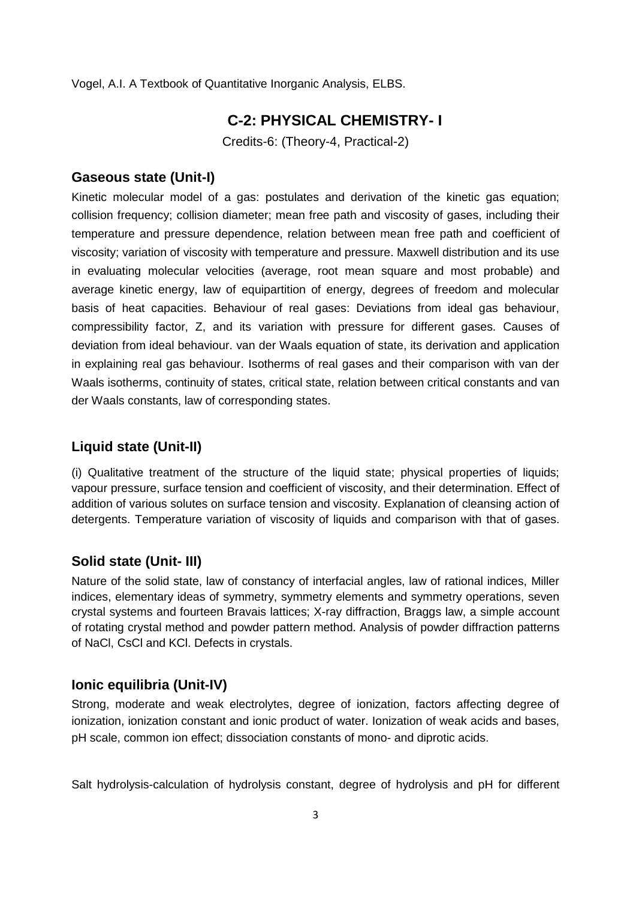Vogel, A.I. A Textbook of Quantitative Inorganic Analysis, ELBS.

# C-2: PHYSICAL CHEMISTRY- I

Credits-6: (Theory-4, Practical-2)

## Gaseous state (Unit-I)

Kinetic molecular model of a gas: postulates and derivation of the kinetic gas equation; collision frequency; collision diameter; mean free path and viscosity of gases, including their temperature and pressure dependence, relation between mean free path and coefficient of viscosity; variation of viscosity with temperature and pressure. Maxwell distribution and its use in evaluating molecular velocities (average, root mean square and most probable) and average kinetic energy, law of equipartition of energy, degrees of freedom and molecular basis of heat capacities. Behaviour of real gases: Deviations from ideal gas behaviour, compressibility factor, Z, and its variation with pressure for different gases. Causes of deviation from ideal behaviour. van der Waals equation of state, its derivation and application in explaining real gas behaviour. Isotherms of real gases and their comparison with van der Waals isotherms, continuity of states, critical state, relation between critical constants and van der Waals constants, law of corresponding states.

## Liquid state (Unit-II)

(i) Qualitative treatment of the structure of the liquid state; physical properties of liquids; vapour pressure, surface tension and coefficient of viscosity, and their determination. Effect of addition of various solutes on surface tension and viscosity. Explanation of cleansing action of detergents. Temperature variation of viscosity of liquids and comparison with that of gases.

## Solid state (Unit- III)

Nature of the solid state, law of constancy of interfacial angles, law of rational indices, Miller indices, elementary ideas of symmetry, symmetry elements and symmetry operations, seven crystal systems and fourteen Bravais lattices; X-ray diffraction, Braggs law, a simple account of rotating crystal method and powder pattern method. Analysis of powder diffraction patterns of NaCl, CsCl and KCl. Defects in crystals.

## Ionic equilibria (Unit-IV)

Strong, moderate and weak electrolytes, degree of ionization, factors affecting degree of ionization, ionization constant and ionic product of water. Ionization of weak acids and bases, pH scale, common ion effect; dissociation constants of mono- and diprotic acids.

Salt hydrolysis-calculation of hydrolysis constant, degree of hydrolysis and pH for different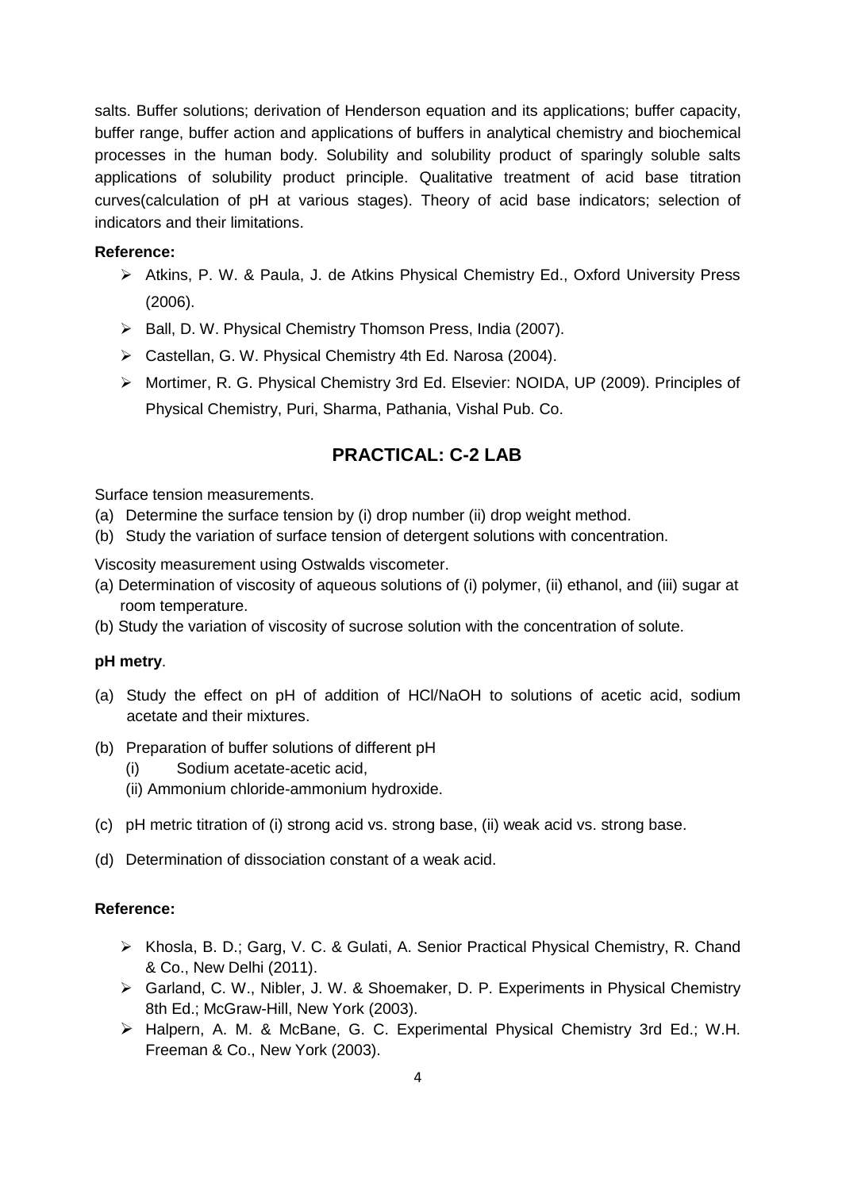salts. Buffer solutions; derivation of Henderson equation and its applications; buffer capacity, buffer range, buffer action and applications of buffers in analytical chemistry and biochemical processes in the human body. Solubility and solubility product of sparingly soluble salts applications of solubility product principle. Qualitative treatment of acid base titration curves(calculation of pH at various stages). Theory of acid base indicators; selection of indicators and their limitations.

**Reference:**

- Atkins, P. W. & Paula, J. de Atkins Physical Chemistry Ed., Oxford University Press (2006).
- Ball, D. W. Physical Chemistry Thomson Press, India (2007).
- Castellan, G. W. Physical Chemistry 4th Ed. Narosa (2004).
- Mortimer, R. G. Physical Chemistry 3rd Ed. Elsevier: NOIDA, UP (2009). Principles of Physical Chemistry, Puri, Sharma, Pathania, Vishal Pub. Co.

## PRACTICAL: C-2 LAB

Surface tension measurements.

(a) Determine the surface tension by (i) drop number (ii) drop weight method.

(b) Study the variation of surface tension of detergent solutions with concentration.

Viscosity measurement using Ostwalds viscometer.

(a) Determination of viscosity of aqueous solutions of (i) polymer, (ii) ethanol, and (iii) sugar at room temperature.

(b) Study the variation of viscosity of sucrose solution with the concentration of solute.

**pH metry**.

(a) Study the effect on pH of addition of HCl/NaOH to solutions of acetic acid, sodium acetate and their mixtures.

(b) Preparation of buffer solutions of different pH
   (i) Sodium acetate-acetic acid,
   (ii) Ammonium chloride-ammonium hydroxide.

(c) pH metric titration of (i) strong acid vs. strong base, (ii) weak acid vs. strong base.

(d) Determination of dissociation constant of a weak acid.

**Reference:**

- Khosla, B. D.; Garg, V. C. & Gulati, A. Senior Practical Physical Chemistry, R. Chand & Co., New Delhi (2011).
- Garland, C. W., Nibler, J. W. & Shoemaker, D. P. Experiments in Physical Chemistry 8th Ed.; McGraw-Hill, New York (2003).
- Halpern, A. M. & McBane, G. C. Experimental Physical Chemistry 3rd Ed.; W.H. Freeman & Co., New York (2003).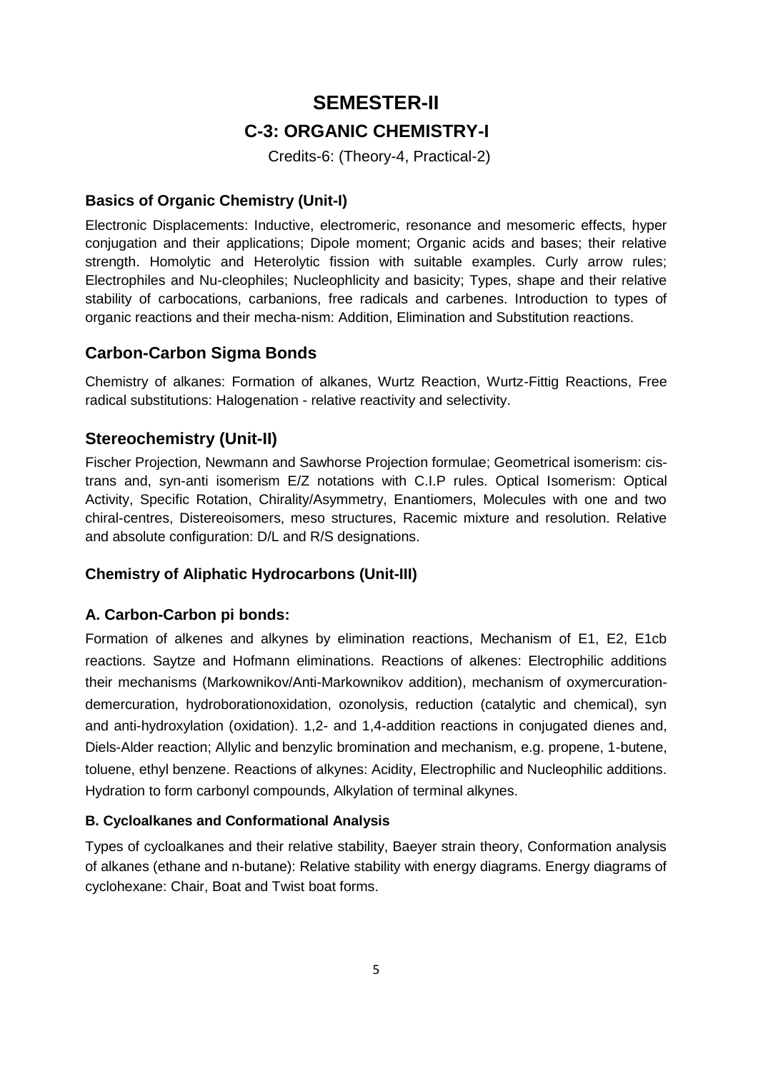# SEMESTER-II

## C-3: ORGANIC CHEMISTRY-I

Credits-6: (Theory-4, Practical-2)

### Basics of Organic Chemistry (Unit-I)

Electronic Displacements: Inductive, electromeric, resonance and mesomeric effects, hyper conjugation and their applications; Dipole moment; Organic acids and bases; their relative strength. Homolytic and Heterolytic fission with suitable examples. Curly arrow rules; Electrophiles and Nu-cleophiles; Nucleophlicity and basicity; Types, shape and their relative stability of carbocations, carbanions, free radicals and carbenes. Introduction to types of organic reactions and their mecha-nism: Addition, Elimination and Substitution reactions.

## Carbon-Carbon Sigma Bonds

Chemistry of alkanes: Formation of alkanes, Wurtz Reaction, Wurtz-Fittig Reactions, Free radical substitutions: Halogenation - relative reactivity and selectivity.

## Stereochemistry (Unit-II)

Fischer Projection, Newmann and Sawhorse Projection formulae; Geometrical isomerism: cis-trans and, syn-anti isomerism E/Z notations with C.I.P rules. Optical Isomerism: Optical Activity, Specific Rotation, Chirality/Asymmetry, Enantiomers, Molecules with one and two chiral-centres, Distereoisomers, meso structures, Racemic mixture and resolution. Relative and absolute configuration: D/L and R/S designations.

### Chemistry of Aliphatic Hydrocarbons (Unit-III)

### A. Carbon-Carbon pi bonds:

Formation of alkenes and alkynes by elimination reactions, Mechanism of E1, E2, E1cb reactions. Saytze and Hofmann eliminations. Reactions of alkenes: Electrophilic additions their mechanisms (Markownikov/Anti-Markownikov addition), mechanism of oxymercuration-demercuration, hydroborationoxidation, ozonolysis, reduction (catalytic and chemical), syn and anti-hydroxylation (oxidation). 1,2- and 1,4-addition reactions in conjugated dienes and, Diels-Alder reaction; Allylic and benzylic bromination and mechanism, e.g. propene, 1-butene, toluene, ethyl benzene. Reactions of alkynes: Acidity, Electrophilic and Nucleophilic additions. Hydration to form carbonyl compounds, Alkylation of terminal alkynes.

#### B. Cycloalkanes and Conformational Analysis

Types of cycloalkanes and their relative stability, Baeyer strain theory, Conformation analysis of alkanes (ethane and n-butane): Relative stability with energy diagrams. Energy diagrams of cyclohexane: Chair, Boat and Twist boat forms.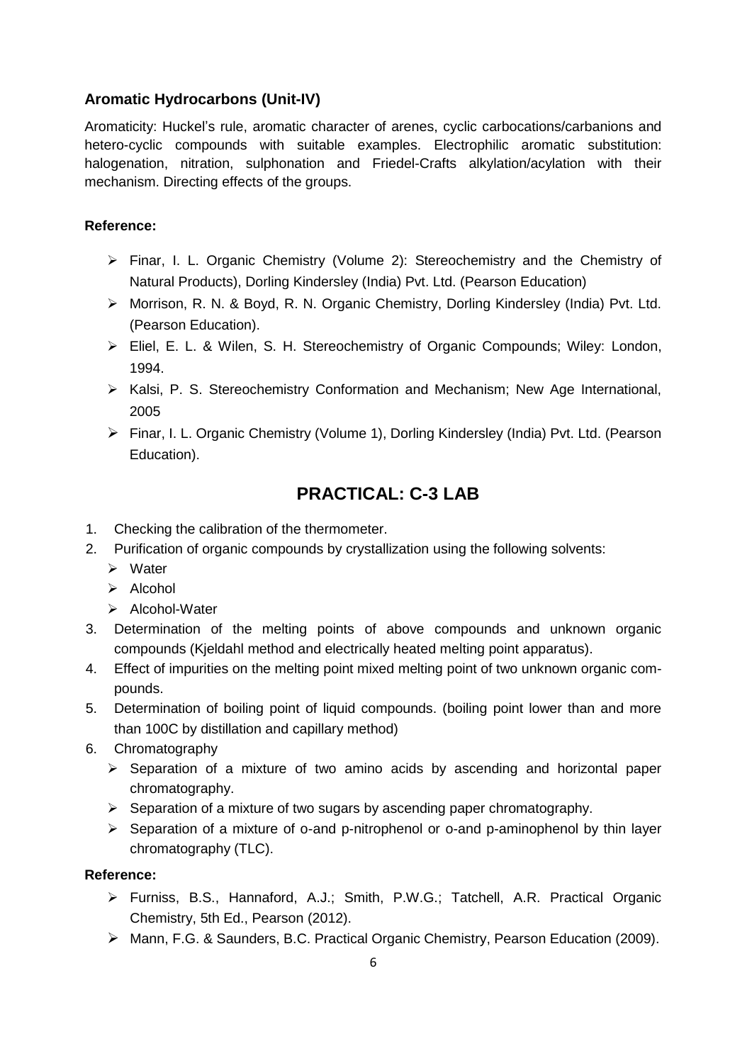### Aromatic Hydrocarbons (Unit-IV)

Aromaticity: Huckel's rule, aromatic character of arenes, cyclic carbocations/carbanions and hetero-cyclic compounds with suitable examples. Electrophilic aromatic substitution: halogenation, nitration, sulphonation and Friedel-Crafts alkylation/acylation with their mechanism. Directing effects of the groups.

**Reference:**

- Finar, I. L. Organic Chemistry (Volume 2): Stereochemistry and the Chemistry of Natural Products), Dorling Kindersley (India) Pvt. Ltd. (Pearson Education)
- Morrison, R. N. & Boyd, R. N. Organic Chemistry, Dorling Kindersley (India) Pvt. Ltd. (Pearson Education).
- Eliel, E. L. & Wilen, S. H. Stereochemistry of Organic Compounds; Wiley: London, 1994.
- Kalsi, P. S. Stereochemistry Conformation and Mechanism; New Age International, 2005
- Finar, I. L. Organic Chemistry (Volume 1), Dorling Kindersley (India) Pvt. Ltd. (Pearson Education).

## PRACTICAL: C-3 LAB

1. Checking the calibration of the thermometer.
2. Purification of organic compounds by crystallization using the following solvents:
   - Water
   - Alcohol
   - Alcohol-Water
3. Determination of the melting points of above compounds and unknown organic compounds (Kjeldahl method and electrically heated melting point apparatus).
4. Effect of impurities on the melting point mixed melting point of two unknown organic compounds.
5. Determination of boiling point of liquid compounds. (boiling point lower than and more than 100C by distillation and capillary method)
6. Chromatography
   - Separation of a mixture of two amino acids by ascending and horizontal paper chromatography.
   - Separation of a mixture of two sugars by ascending paper chromatography.
   - Separation of a mixture of o-and p-nitrophenol or o-and p-aminophenol by thin layer chromatography (TLC).

**Reference:**

- Furniss, B.S., Hannaford, A.J.; Smith, P.W.G.; Tatchell, A.R. Practical Organic Chemistry, 5th Ed., Pearson (2012).
- Mann, F.G. & Saunders, B.C. Practical Organic Chemistry, Pearson Education (2009).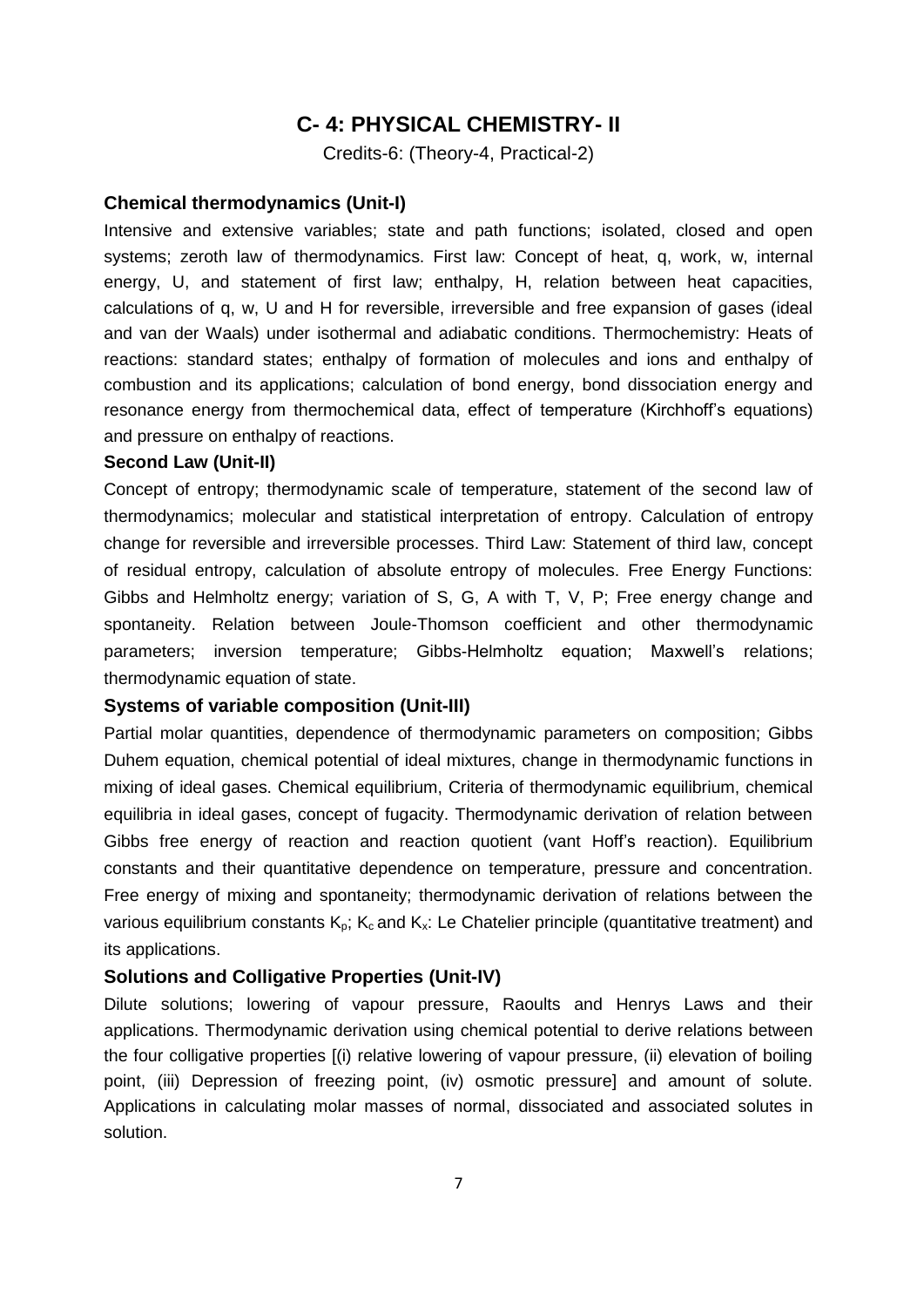## C- 4: PHYSICAL CHEMISTRY- II

Credits-6: (Theory-4, Practical-2)

### Chemical thermodynamics (Unit-I)

Intensive and extensive variables; state and path functions; isolated, closed and open systems; zeroth law of thermodynamics. First law: Concept of heat, q, work, w, internal energy, U, and statement of first law; enthalpy, H, relation between heat capacities, calculations of q, w, U and H for reversible, irreversible and free expansion of gases (ideal and van der Waals) under isothermal and adiabatic conditions. Thermochemistry: Heats of reactions: standard states; enthalpy of formation of molecules and ions and enthalpy of combustion and its applications; calculation of bond energy, bond dissociation energy and resonance energy from thermochemical data, effect of temperature (Kirchhoff's equations) and pressure on enthalpy of reactions.

### Second Law (Unit-II)

Concept of entropy; thermodynamic scale of temperature, statement of the second law of thermodynamics; molecular and statistical interpretation of entropy. Calculation of entropy change for reversible and irreversible processes. Third Law: Statement of third law, concept of residual entropy, calculation of absolute entropy of molecules. Free Energy Functions: Gibbs and Helmholtz energy; variation of S, G, A with T, V, P; Free energy change and spontaneity. Relation between Joule-Thomson coefficient and other thermodynamic parameters; inversion temperature; Gibbs-Helmholtz equation; Maxwell's relations; thermodynamic equation of state.

### Systems of variable composition (Unit-III)

Partial molar quantities, dependence of thermodynamic parameters on composition; Gibbs Duhem equation, chemical potential of ideal mixtures, change in thermodynamic functions in mixing of ideal gases. Chemical equilibrium, Criteria of thermodynamic equilibrium, chemical equilibria in ideal gases, concept of fugacity. Thermodynamic derivation of relation between Gibbs free energy of reaction and reaction quotient (vant Hoff's reaction). Equilibrium constants and their quantitative dependence on temperature, pressure and concentration. Free energy of mixing and spontaneity; thermodynamic derivation of relations between the various equilibrium constants $K_p$; $K_c$ and $K_x$: Le Chatelier principle (quantitative treatment) and its applications.

### Solutions and Colligative Properties (Unit-IV)

Dilute solutions; lowering of vapour pressure, Raoults and Henrys Laws and their applications. Thermodynamic derivation using chemical potential to derive relations between the four colligative properties [(i) relative lowering of vapour pressure, (ii) elevation of boiling point, (iii) Depression of freezing point, (iv) osmotic pressure] and amount of solute. Applications in calculating molar masses of normal, dissociated and associated solutes in solution.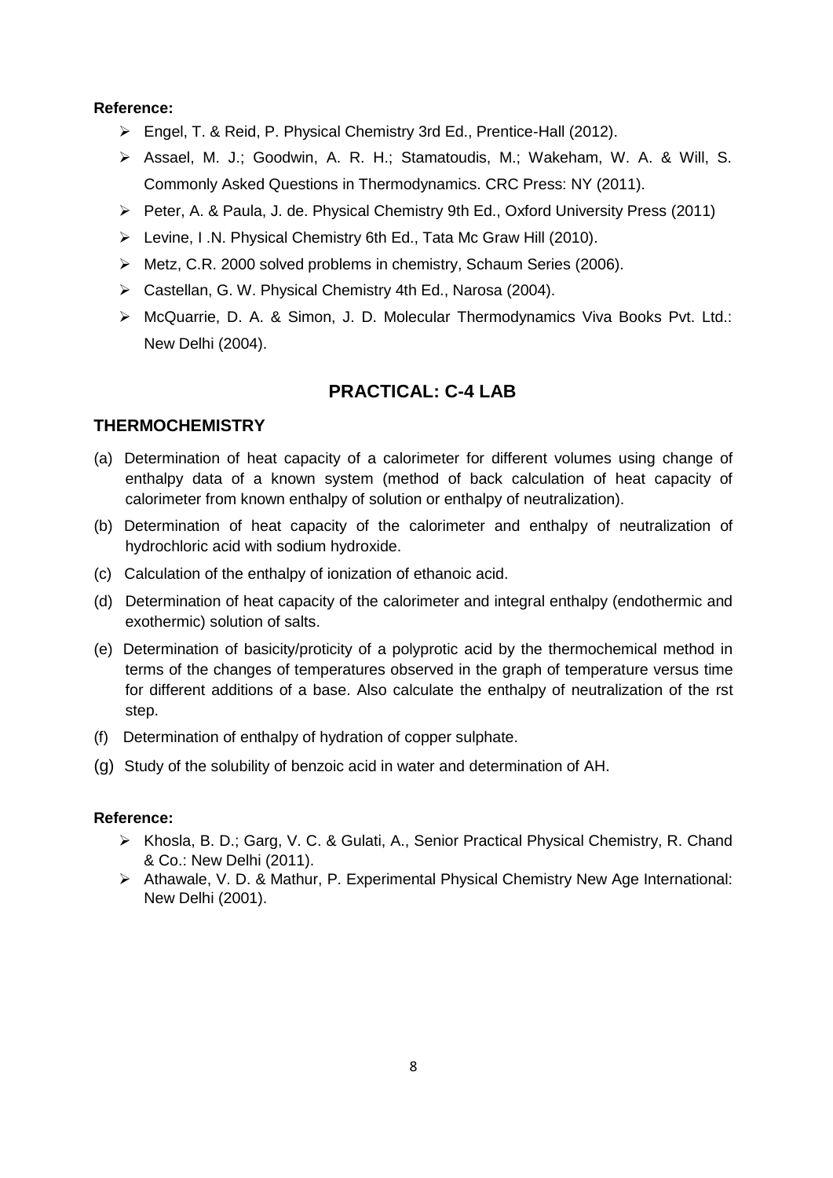**Reference:**

- Engel, T. & Reid, P. Physical Chemistry 3rd Ed., Prentice-Hall (2012).
- Assael, M. J.; Goodwin, A. R. H.; Stamatoudis, M.; Wakeham, W. A. & Will, S. Commonly Asked Questions in Thermodynamics. CRC Press: NY (2011).
- Peter, A. & Paula, J. de. Physical Chemistry 9th Ed., Oxford University Press (2011)
- Levine, I .N. Physical Chemistry 6th Ed., Tata Mc Graw Hill (2010).
- Metz, C.R. 2000 solved problems in chemistry, Schaum Series (2006).
- Castellan, G. W. Physical Chemistry 4th Ed., Narosa (2004).
- McQuarrie, D. A. & Simon, J. D. Molecular Thermodynamics Viva Books Pvt. Ltd.: New Delhi (2004).

## PRACTICAL: C-4 LAB

### THERMOCHEMISTRY

(a) Determination of heat capacity of a calorimeter for different volumes using change of enthalpy data of a known system (method of back calculation of heat capacity of calorimeter from known enthalpy of solution or enthalpy of neutralization).

(b) Determination of heat capacity of the calorimeter and enthalpy of neutralization of hydrochloric acid with sodium hydroxide.

(c) Calculation of the enthalpy of ionization of ethanoic acid.

(d) Determination of heat capacity of the calorimeter and integral enthalpy (endothermic and exothermic) solution of salts.

(e) Determination of basicity/proticity of a polyprotic acid by the thermochemical method in terms of the changes of temperatures observed in the graph of temperature versus time for different additions of a base. Also calculate the enthalpy of neutralization of the rst step.

(f) Determination of enthalpy of hydration of copper sulphate.

(g) Study of the solubility of benzoic acid in water and determination of AH.

**Reference:**

- Khosla, B. D.; Garg, V. C. & Gulati, A., Senior Practical Physical Chemistry, R. Chand & Co.: New Delhi (2011).
- Athawale, V. D. & Mathur, P. Experimental Physical Chemistry New Age International: New Delhi (2001).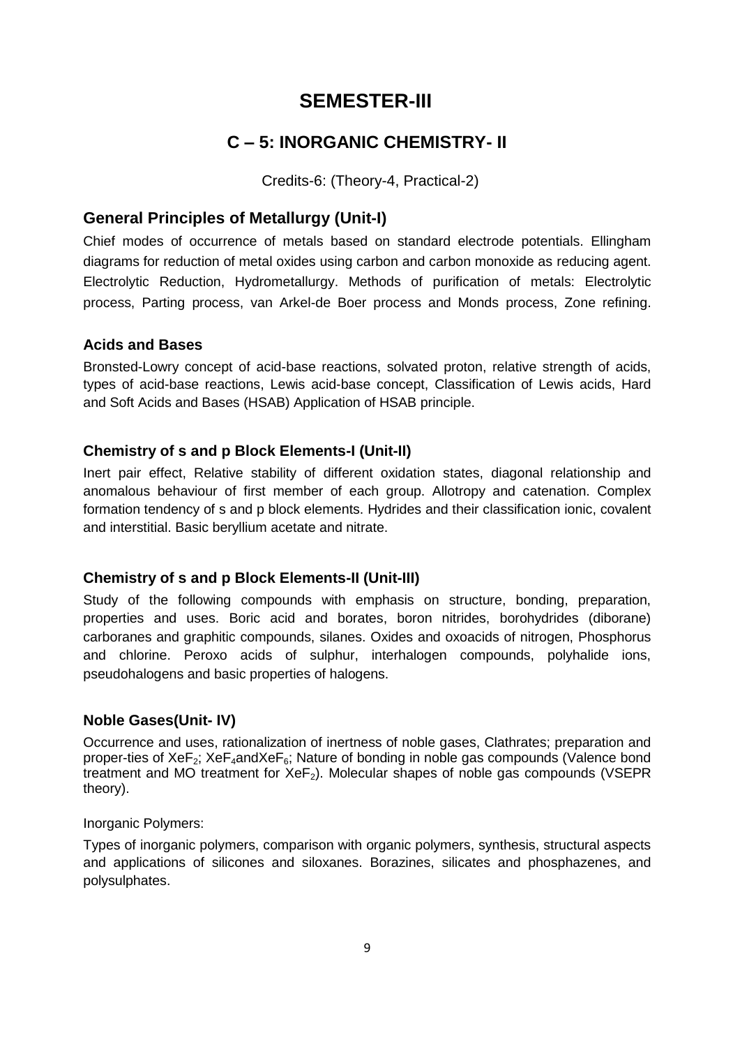# SEMESTER-III

## C – 5: INORGANIC CHEMISTRY- II

Credits-6: (Theory-4, Practical-2)

### General Principles of Metallurgy (Unit-I)

Chief modes of occurrence of metals based on standard electrode potentials. Ellingham diagrams for reduction of metal oxides using carbon and carbon monoxide as reducing agent. Electrolytic Reduction, Hydrometallurgy. Methods of purification of metals: Electrolytic process, Parting process, van Arkel-de Boer process and Monds process, Zone refining.

### Acids and Bases

Bronsted-Lowry concept of acid-base reactions, solvated proton, relative strength of acids, types of acid-base reactions, Lewis acid-base concept, Classification of Lewis acids, Hard and Soft Acids and Bases (HSAB) Application of HSAB principle.

### Chemistry of s and p Block Elements-I (Unit-II)

Inert pair effect, Relative stability of different oxidation states, diagonal relationship and anomalous behaviour of first member of each group. Allotropy and catenation. Complex formation tendency of s and p block elements. Hydrides and their classification ionic, covalent and interstitial. Basic beryllium acetate and nitrate.

### Chemistry of s and p Block Elements-II (Unit-III)

Study of the following compounds with emphasis on structure, bonding, preparation, properties and uses. Boric acid and borates, boron nitrides, borohydrides (diborane) carboranes and graphitic compounds, silanes. Oxides and oxoacids of nitrogen, Phosphorus and chlorine. Peroxo acids of sulphur, interhalogen compounds, polyhalide ions, pseudohalogens and basic properties of halogens.

### Noble Gases(Unit- IV)

Occurrence and uses, rationalization of inertness of noble gases, Clathrates; preparation and proper-ties of $XeF_2$; $XeF_4$and$XeF_6$; Nature of bonding in noble gas compounds (Valence bond treatment and MO treatment for $XeF_2$). Molecular shapes of noble gas compounds (VSEPR theory).

Inorganic Polymers:

Types of inorganic polymers, comparison with organic polymers, synthesis, structural aspects and applications of silicones and siloxanes. Borazines, silicates and phosphazenes, and polysulphates.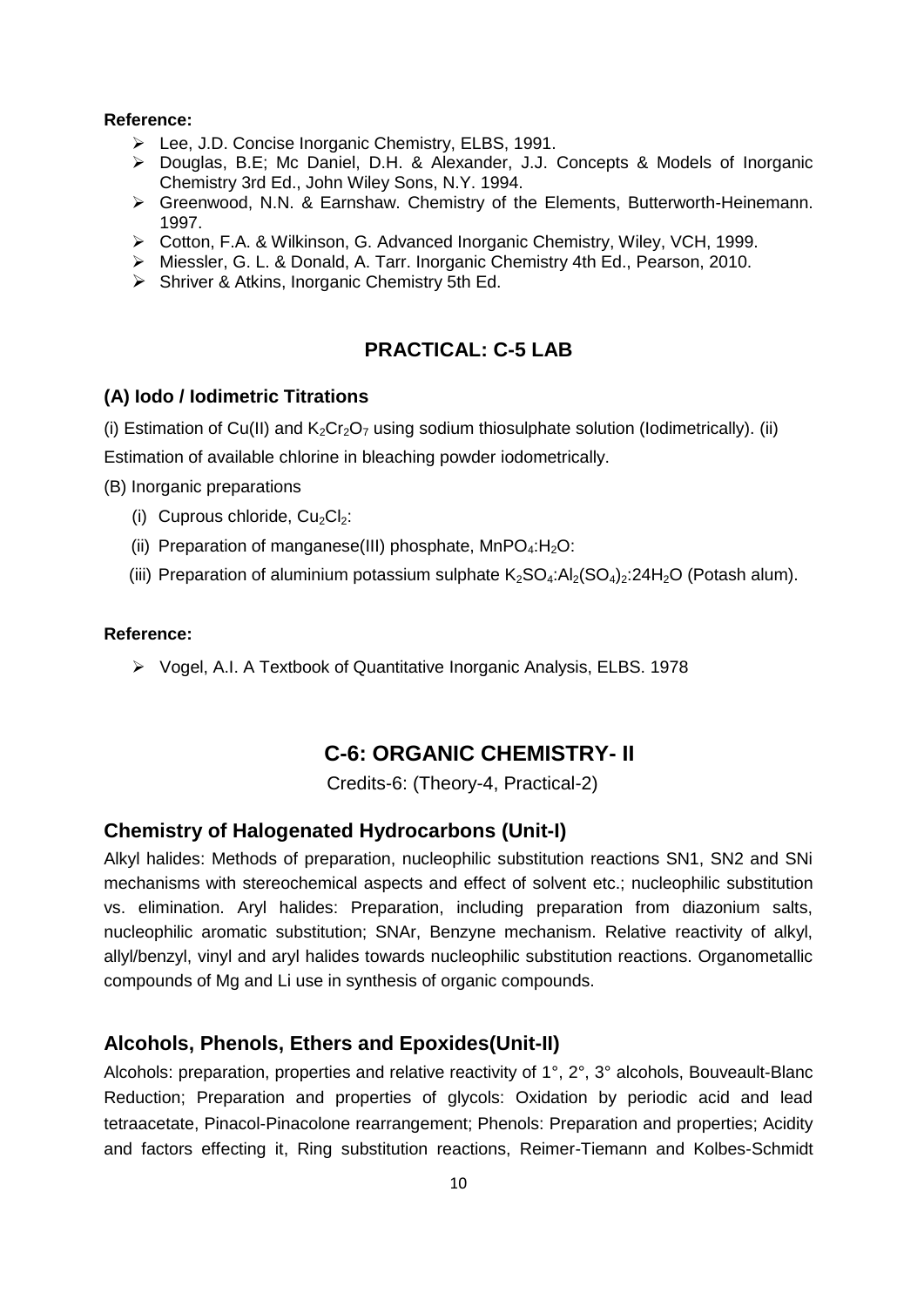**Reference:**

- Lee, J.D. Concise Inorganic Chemistry, ELBS, 1991.
- Douglas, B.E; Mc Daniel, D.H. & Alexander, J.J. Concepts & Models of Inorganic Chemistry 3rd Ed., John Wiley Sons, N.Y. 1994.
- Greenwood, N.N. & Earnshaw. Chemistry of the Elements, Butterworth-Heinemann. 1997.
- Cotton, F.A. & Wilkinson, G. Advanced Inorganic Chemistry, Wiley, VCH, 1999.
- Miessler, G. L. & Donald, A. Tarr. Inorganic Chemistry 4th Ed., Pearson, 2010.
- Shriver & Atkins, Inorganic Chemistry 5th Ed.

## PRACTICAL: C-5 LAB

### (A) Iodo / Iodimetric Titrations

(i) Estimation of Cu(II) and $K_2Cr_2O_7$ using sodium thiosulphate solution (Iodimetrically). (ii) Estimation of available chlorine in bleaching powder iodometrically.

(B) Inorganic preparations

(i) Cuprous chloride, $Cu_2Cl_2$:

(ii) Preparation of manganese(III) phosphate, $MnPO_4$:$H_2O$:

(iii) Preparation of aluminium potassium sulphate $K_2SO_4$:$Al_2(SO_4)_2$:$24H_2O$ (Potash alum).

**Reference:**

- Vogel, A.I. A Textbook of Quantitative Inorganic Analysis, ELBS. 1978

## C-6: ORGANIC CHEMISTRY- II

Credits-6: (Theory-4, Practical-2)

### Chemistry of Halogenated Hydrocarbons (Unit-I)

Alkyl halides: Methods of preparation, nucleophilic substitution reactions SN1, SN2 and SNi mechanisms with stereochemical aspects and effect of solvent etc.; nucleophilic substitution vs. elimination. Aryl halides: Preparation, including preparation from diazonium salts, nucleophilic aromatic substitution; SNAr, Benzyne mechanism. Relative reactivity of alkyl, allyl/benzyl, vinyl and aryl halides towards nucleophilic substitution reactions. Organometallic compounds of Mg and Li use in synthesis of organic compounds.

### Alcohols, Phenols, Ethers and Epoxides(Unit-II)

Alcohols: preparation, properties and relative reactivity of 1°, 2°, 3° alcohols, Bouveault-Blanc Reduction; Preparation and properties of glycols: Oxidation by periodic acid and lead tetraacetate, Pinacol-Pinacolone rearrangement; Phenols: Preparation and properties; Acidity and factors effecting it, Ring substitution reactions, Reimer-Tiemann and Kolbes-Schmidt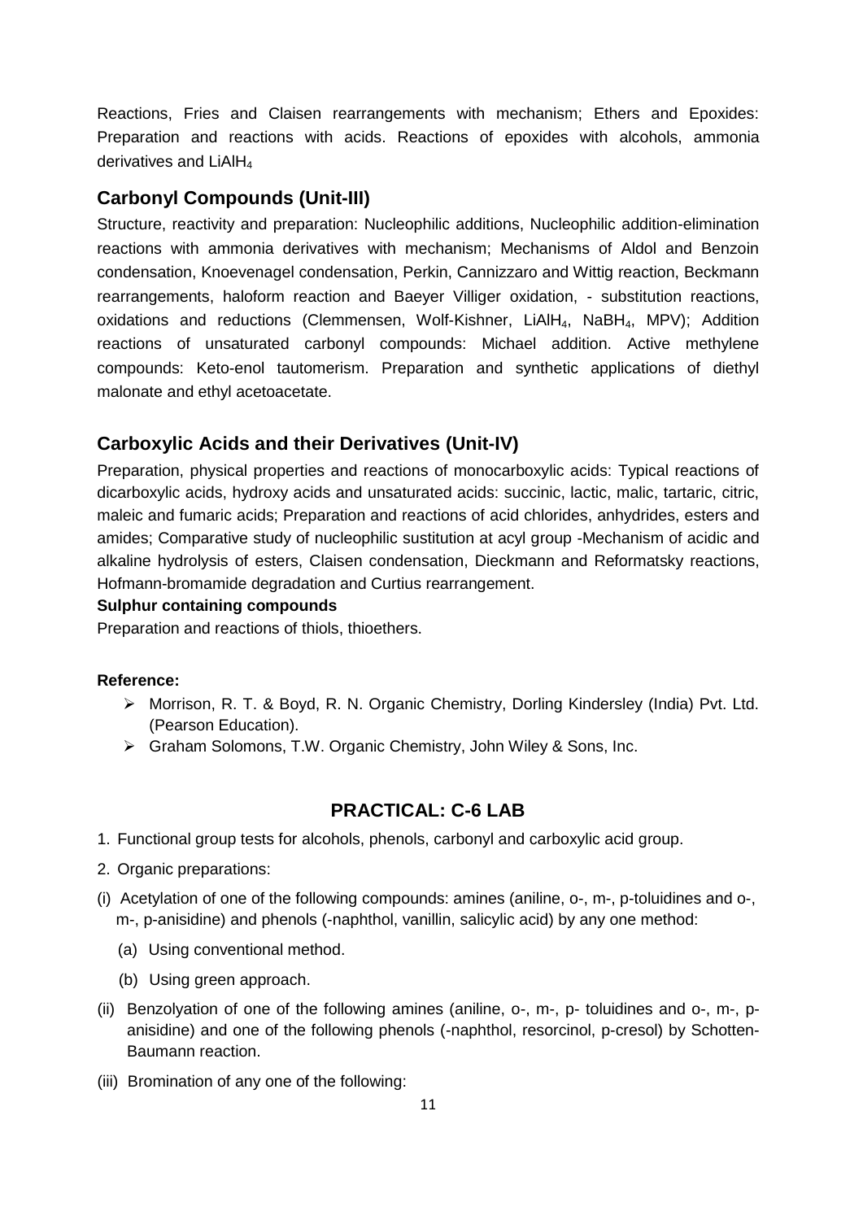Reactions, Fries and Claisen rearrangements with mechanism; Ethers and Epoxides: Preparation and reactions with acids. Reactions of epoxides with alcohols, ammonia derivatives and $LiAlH_4$

## Carbonyl Compounds (Unit-III)

Structure, reactivity and preparation: Nucleophilic additions, Nucleophilic addition-elimination reactions with ammonia derivatives with mechanism; Mechanisms of Aldol and Benzoin condensation, Knoevenagel condensation, Perkin, Cannizzaro and Wittig reaction, Beckmann rearrangements, haloform reaction and Baeyer Villiger oxidation, - substitution reactions, oxidations and reductions (Clemmensen, Wolf-Kishner, $LiAlH_4$, $NaBH_4$, MPV); Addition reactions of unsaturated carbonyl compounds: Michael addition. Active methylene compounds: Keto-enol tautomerism. Preparation and synthetic applications of diethyl malonate and ethyl acetoacetate.

## Carboxylic Acids and their Derivatives (Unit-IV)

Preparation, physical properties and reactions of monocarboxylic acids: Typical reactions of dicarboxylic acids, hydroxy acids and unsaturated acids: succinic, lactic, malic, tartaric, citric, maleic and fumaric acids; Preparation and reactions of acid chlorides, anhydrides, esters and amides; Comparative study of nucleophilic sustitution at acyl group -Mechanism of acidic and alkaline hydrolysis of esters, Claisen condensation, Dieckmann and Reformatsky reactions, Hofmann-bromamide degradation and Curtius rearrangement.

**Sulphur containing compounds**

Preparation and reactions of thiols, thioethers.

**Reference:**

- Morrison, R. T. & Boyd, R. N. Organic Chemistry, Dorling Kindersley (India) Pvt. Ltd. (Pearson Education).
- Graham Solomons, T.W. Organic Chemistry, John Wiley & Sons, Inc.

## PRACTICAL: C-6 LAB

1. Functional group tests for alcohols, phenols, carbonyl and carboxylic acid group.
2. Organic preparations:

(i) Acetylation of one of the following compounds: amines (aniline, o-, m-, p-toluidines and o-, m-, p-anisidine) and phenols (-naphthol, vanillin, salicylic acid) by any one method:

  (a) Using conventional method.

  (b) Using green approach.

(ii) Benzolyation of one of the following amines (aniline, o-, m-, p- toluidines and o-, m-, p-anisidine) and one of the following phenols (-naphthol, resorcinol, p-cresol) by Schotten-Baumann reaction.

(iii) Bromination of any one of the following: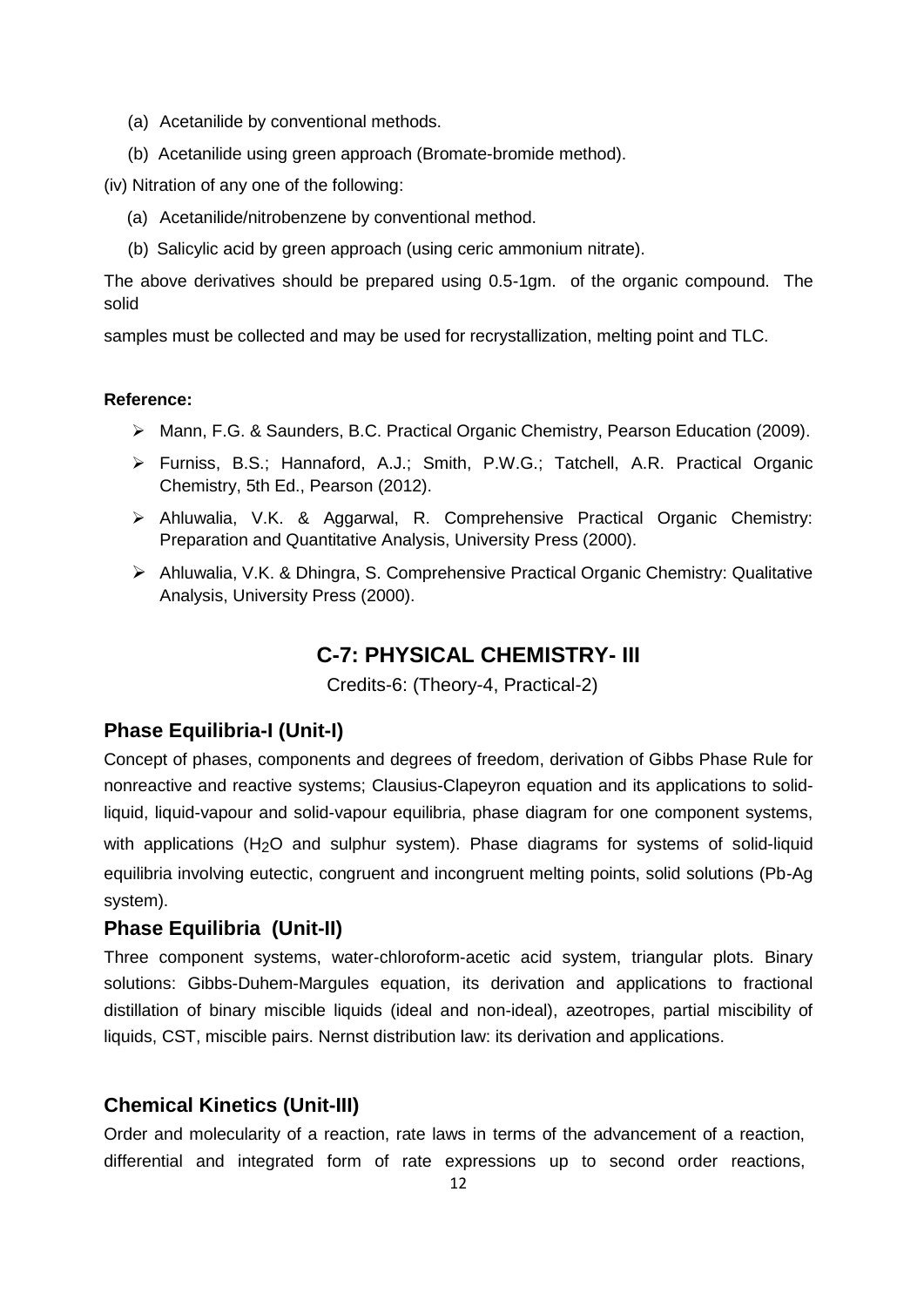(a) Acetanilide by conventional methods.

(b) Acetanilide using green approach (Bromate-bromide method).

(iv) Nitration of any one of the following:

(a) Acetanilide/nitrobenzene by conventional method.

(b) Salicylic acid by green approach (using ceric ammonium nitrate).

The above derivatives should be prepared using 0.5-1gm. of the organic compound. The solid

samples must be collected and may be used for recrystallization, melting point and TLC.

**Reference:**

- Mann, F.G. & Saunders, B.C. Practical Organic Chemistry, Pearson Education (2009).
- Furniss, B.S.; Hannaford, A.J.; Smith, P.W.G.; Tatchell, A.R. Practical Organic Chemistry, 5th Ed., Pearson (2012).
- Ahluwalia, V.K. & Aggarwal, R. Comprehensive Practical Organic Chemistry: Preparation and Quantitative Analysis, University Press (2000).
- Ahluwalia, V.K. & Dhingra, S. Comprehensive Practical Organic Chemistry: Qualitative Analysis, University Press (2000).

## C-7: PHYSICAL CHEMISTRY- III

Credits-6: (Theory-4, Practical-2)

### Phase Equilibria-I (Unit-I)

Concept of phases, components and degrees of freedom, derivation of Gibbs Phase Rule for nonreactive and reactive systems; Clausius-Clapeyron equation and its applications to solid-liquid, liquid-vapour and solid-vapour equilibria, phase diagram for one component systems, with applications ($H_2O$ and sulphur system). Phase diagrams for systems of solid-liquid equilibria involving eutectic, congruent and incongruent melting points, solid solutions (Pb-Ag system).

### Phase Equilibria (Unit-II)

Three component systems, water-chloroform-acetic acid system, triangular plots. Binary solutions: Gibbs-Duhem-Margules equation, its derivation and applications to fractional distillation of binary miscible liquids (ideal and non-ideal), azeotropes, partial miscibility of liquids, CST, miscible pairs. Nernst distribution law: its derivation and applications.

### Chemical Kinetics (Unit-III)

Order and molecularity of a reaction, rate laws in terms of the advancement of a reaction, differential and integrated form of rate expressions up to second order reactions,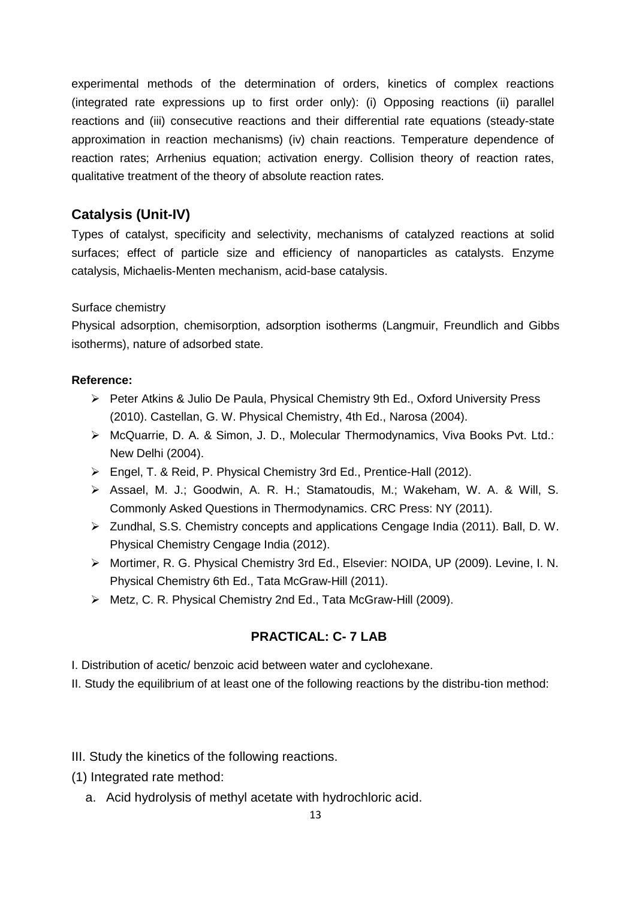experimental methods of the determination of orders, kinetics of complex reactions (integrated rate expressions up to first order only): (i) Opposing reactions (ii) parallel reactions and (iii) consecutive reactions and their differential rate equations (steady-state approximation in reaction mechanisms) (iv) chain reactions. Temperature dependence of reaction rates; Arrhenius equation; activation energy. Collision theory of reaction rates, qualitative treatment of the theory of absolute reaction rates.

## Catalysis (Unit-IV)

Types of catalyst, specificity and selectivity, mechanisms of catalyzed reactions at solid surfaces; effect of particle size and efficiency of nanoparticles as catalysts. Enzyme catalysis, Michaelis-Menten mechanism, acid-base catalysis.

Surface chemistry

Physical adsorption, chemisorption, adsorption isotherms (Langmuir, Freundlich and Gibbs isotherms), nature of adsorbed state.

**Reference:**

- Peter Atkins & Julio De Paula, Physical Chemistry 9th Ed., Oxford University Press (2010). Castellan, G. W. Physical Chemistry, 4th Ed., Narosa (2004).
- McQuarrie, D. A. & Simon, J. D., Molecular Thermodynamics, Viva Books Pvt. Ltd.: New Delhi (2004).
- Engel, T. & Reid, P. Physical Chemistry 3rd Ed., Prentice-Hall (2012).
- Assael, M. J.; Goodwin, A. R. H.; Stamatoudis, M.; Wakeham, W. A. & Will, S. Commonly Asked Questions in Thermodynamics. CRC Press: NY (2011).
- Zundhal, S.S. Chemistry concepts and applications Cengage India (2011). Ball, D. W. Physical Chemistry Cengage India (2012).
- Mortimer, R. G. Physical Chemistry 3rd Ed., Elsevier: NOIDA, UP (2009). Levine, I. N. Physical Chemistry 6th Ed., Tata McGraw-Hill (2011).
- Metz, C. R. Physical Chemistry 2nd Ed., Tata McGraw-Hill (2009).

## PRACTICAL: C- 7 LAB

I. Distribution of acetic/ benzoic acid between water and cyclohexane.

II. Study the equilibrium of at least one of the following reactions by the distribu-tion method:

III. Study the kinetics of the following reactions.

(1) Integrated rate method:

a. Acid hydrolysis of methyl acetate with hydrochloric acid.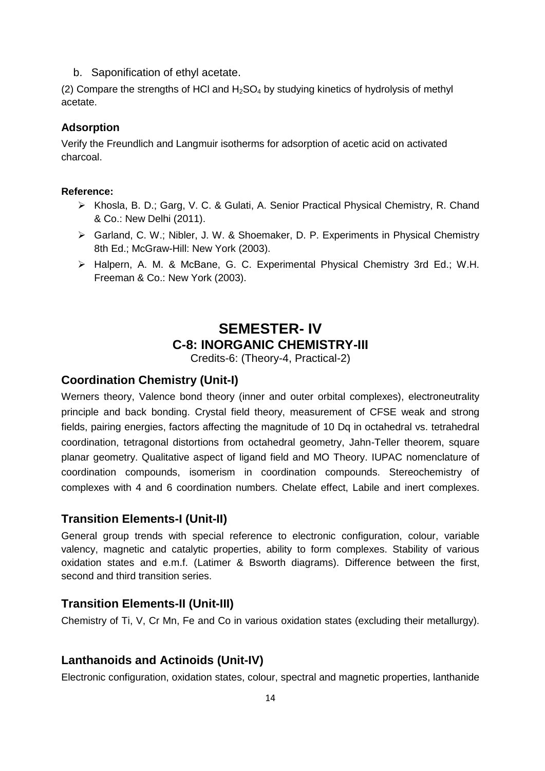b. Saponification of ethyl acetate.

(2) Compare the strengths of HCl and $H_2SO_4$ by studying kinetics of hydrolysis of methyl acetate.

### Adsorption

Verify the Freundlich and Langmuir isotherms for adsorption of acetic acid on activated charcoal.

**Reference:**

- Khosla, B. D.; Garg, V. C. & Gulati, A. Senior Practical Physical Chemistry, R. Chand & Co.: New Delhi (2011).
- Garland, C. W.; Nibler, J. W. & Shoemaker, D. P. Experiments in Physical Chemistry 8th Ed.; McGraw-Hill: New York (2003).
- Halpern, A. M. & McBane, G. C. Experimental Physical Chemistry 3rd Ed.; W.H. Freeman & Co.: New York (2003).

# SEMESTER- IV

## C-8: INORGANIC CHEMISTRY-III

Credits-6: (Theory-4, Practical-2)

### Coordination Chemistry (Unit-I)

Werners theory, Valence bond theory (inner and outer orbital complexes), electroneutrality principle and back bonding. Crystal field theory, measurement of CFSE weak and strong fields, pairing energies, factors affecting the magnitude of 10 Dq in octahedral vs. tetrahedral coordination, tetragonal distortions from octahedral geometry, Jahn-Teller theorem, square planar geometry. Qualitative aspect of ligand field and MO Theory. IUPAC nomenclature of coordination compounds, isomerism in coordination compounds. Stereochemistry of complexes with 4 and 6 coordination numbers. Chelate effect, Labile and inert complexes.

### Transition Elements-I (Unit-II)

General group trends with special reference to electronic configuration, colour, variable valency, magnetic and catalytic properties, ability to form complexes. Stability of various oxidation states and e.m.f. (Latimer & Bsworth diagrams). Difference between the first, second and third transition series.

### Transition Elements-II (Unit-III)

Chemistry of Ti, V, Cr Mn, Fe and Co in various oxidation states (excluding their metallurgy).

### Lanthanoids and Actinoids (Unit-IV)

Electronic configuration, oxidation states, colour, spectral and magnetic properties, lanthanide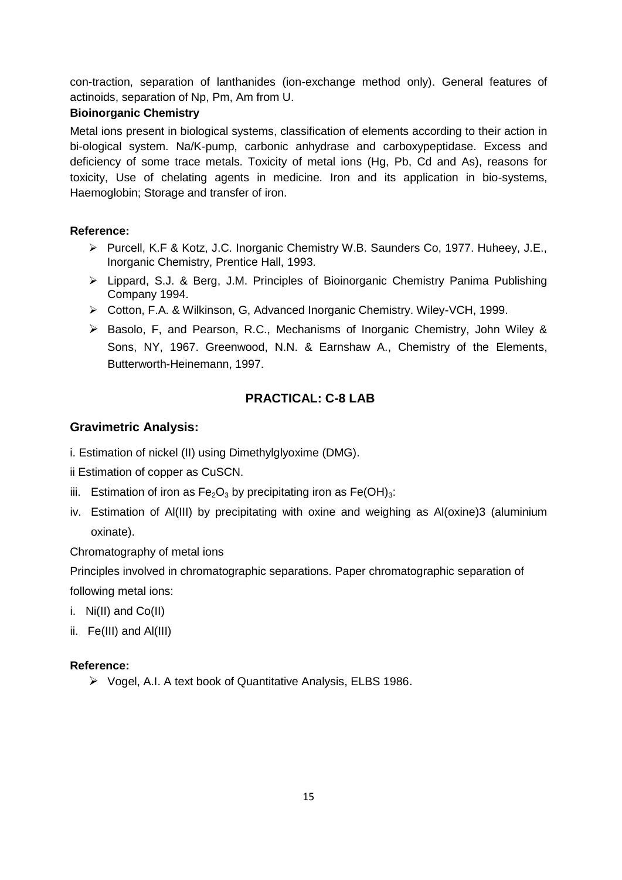con-traction, separation of lanthanides (ion-exchange method only). General features of actinoids, separation of Np, Pm, Am from U.

**Bioinorganic Chemistry**

Metal ions present in biological systems, classification of elements according to their action in bi-ological system. Na/K-pump, carbonic anhydrase and carboxypeptidase. Excess and deficiency of some trace metals. Toxicity of metal ions (Hg, Pb, Cd and As), reasons for toxicity, Use of chelating agents in medicine. Iron and its application in bio-systems, Haemoglobin; Storage and transfer of iron.

**Reference:**

- Purcell, K.F & Kotz, J.C. Inorganic Chemistry W.B. Saunders Co, 1977. Huheey, J.E., Inorganic Chemistry, Prentice Hall, 1993.
- Lippard, S.J. & Berg, J.M. Principles of Bioinorganic Chemistry Panima Publishing Company 1994.
- Cotton, F.A. & Wilkinson, G, Advanced Inorganic Chemistry. Wiley-VCH, 1999.
- Basolo, F, and Pearson, R.C., Mechanisms of Inorganic Chemistry, John Wiley & Sons, NY, 1967. Greenwood, N.N. & Earnshaw A., Chemistry of the Elements, Butterworth-Heinemann, 1997.

## PRACTICAL: C-8 LAB

### Gravimetric Analysis:

i. Estimation of nickel (II) using Dimethylglyoxime (DMG).

ii Estimation of copper as CuSCN.

iii. Estimation of iron as $Fe_2O_3$ by precipitating iron as $Fe(OH)_3$:

iv. Estimation of Al(III) by precipitating with oxine and weighing as Al(oxine)3 (aluminium oxinate).

Chromatography of metal ions

Principles involved in chromatographic separations. Paper chromatographic separation of following metal ions:

i. Ni(II) and Co(II)

ii. Fe(III) and Al(III)

**Reference:**

- Vogel, A.I. A text book of Quantitative Analysis, ELBS 1986.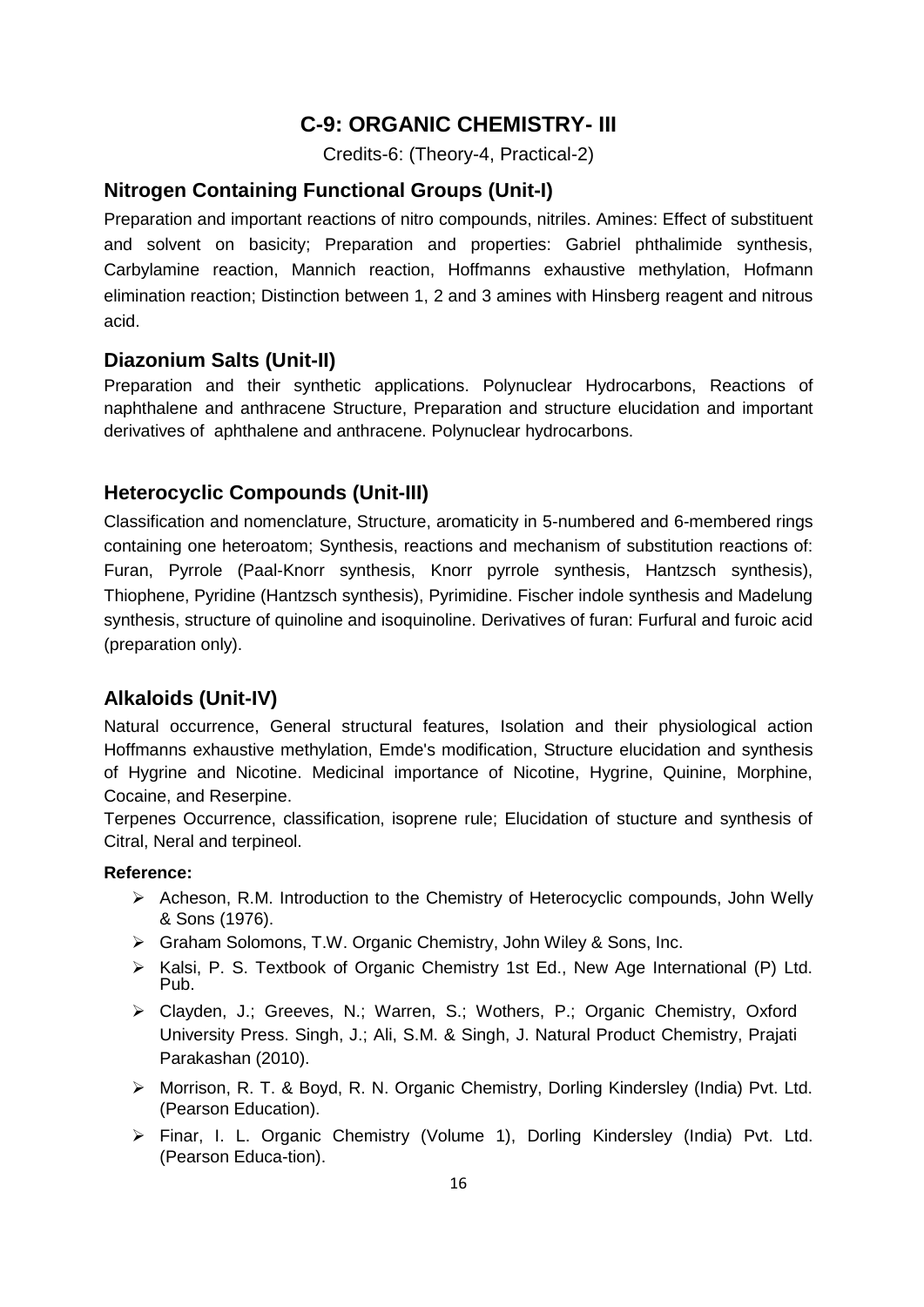# C-9: ORGANIC CHEMISTRY- III

Credits-6: (Theory-4, Practical-2)

## Nitrogen Containing Functional Groups (Unit-I)

Preparation and important reactions of nitro compounds, nitriles. Amines: Effect of substituent and solvent on basicity; Preparation and properties: Gabriel phthalimide synthesis, Carbylamine reaction, Mannich reaction, Hoffmanns exhaustive methylation, Hofmann elimination reaction; Distinction between 1, 2 and 3 amines with Hinsberg reagent and nitrous acid.

## Diazonium Salts (Unit-II)

Preparation and their synthetic applications. Polynuclear Hydrocarbons, Reactions of naphthalene and anthracene Structure, Preparation and structure elucidation and important derivatives of aphthalene and anthracene. Polynuclear hydrocarbons.

## Heterocyclic Compounds (Unit-III)

Classification and nomenclature, Structure, aromaticity in 5-numbered and 6-membered rings containing one heteroatom; Synthesis, reactions and mechanism of substitution reactions of: Furan, Pyrrole (Paal-Knorr synthesis, Knorr pyrrole synthesis, Hantzsch synthesis), Thiophene, Pyridine (Hantzsch synthesis), Pyrimidine. Fischer indole synthesis and Madelung synthesis, structure of quinoline and isoquinoline. Derivatives of furan: Furfural and furoic acid (preparation only).

## Alkaloids (Unit-IV)

Natural occurrence, General structural features, Isolation and their physiological action Hoffmanns exhaustive methylation, Emde's modification, Structure elucidation and synthesis of Hygrine and Nicotine. Medicinal importance of Nicotine, Hygrine, Quinine, Morphine, Cocaine, and Reserpine.

Terpenes Occurrence, classification, isoprene rule; Elucidation of stucture and synthesis of Citral, Neral and terpineol.

**Reference:**

- Acheson, R.M. Introduction to the Chemistry of Heterocyclic compounds, John Welly & Sons (1976).
- Graham Solomons, T.W. Organic Chemistry, John Wiley & Sons, Inc.
- Kalsi, P. S. Textbook of Organic Chemistry 1st Ed., New Age International (P) Ltd. Pub.
- Clayden, J.; Greeves, N.; Warren, S.; Wothers, P.; Organic Chemistry, Oxford University Press. Singh, J.; Ali, S.M. & Singh, J. Natural Product Chemistry, Prajati Parakashan (2010).
- Morrison, R. T. & Boyd, R. N. Organic Chemistry, Dorling Kindersley (India) Pvt. Ltd. (Pearson Education).
- Finar, I. L. Organic Chemistry (Volume 1), Dorling Kindersley (India) Pvt. Ltd. (Pearson Educa-tion).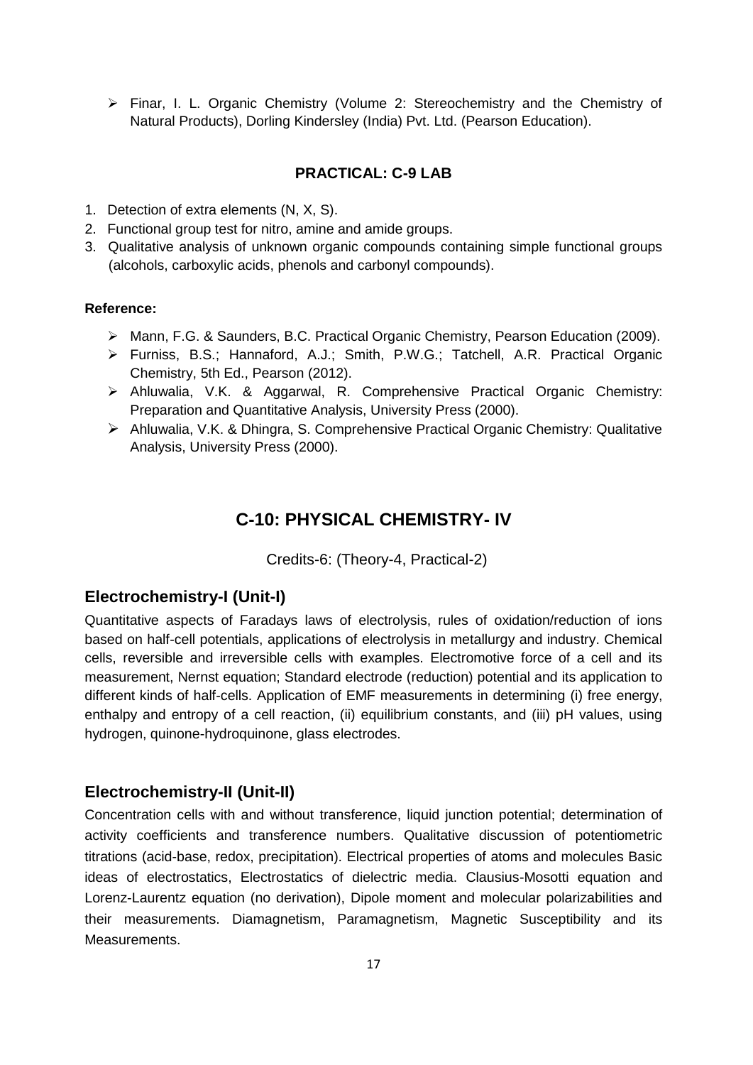- Finar, I. L. Organic Chemistry (Volume 2: Stereochemistry and the Chemistry of Natural Products), Dorling Kindersley (India) Pvt. Ltd. (Pearson Education).

### PRACTICAL: C-9 LAB

1. Detection of extra elements (N, X, S).
2. Functional group test for nitro, amine and amide groups.
3. Qualitative analysis of unknown organic compounds containing simple functional groups (alcohols, carboxylic acids, phenols and carbonyl compounds).

**Reference:**

- Mann, F.G. & Saunders, B.C. Practical Organic Chemistry, Pearson Education (2009).
- Furniss, B.S.; Hannaford, A.J.; Smith, P.W.G.; Tatchell, A.R. Practical Organic Chemistry, 5th Ed., Pearson (2012).
- Ahluwalia, V.K. & Aggarwal, R. Comprehensive Practical Organic Chemistry: Preparation and Quantitative Analysis, University Press (2000).
- Ahluwalia, V.K. & Dhingra, S. Comprehensive Practical Organic Chemistry: Qualitative Analysis, University Press (2000).

## C-10: PHYSICAL CHEMISTRY- IV

Credits-6: (Theory-4, Practical-2)

### Electrochemistry-I (Unit-I)

Quantitative aspects of Faradays laws of electrolysis, rules of oxidation/reduction of ions based on half-cell potentials, applications of electrolysis in metallurgy and industry. Chemical cells, reversible and irreversible cells with examples. Electromotive force of a cell and its measurement, Nernst equation; Standard electrode (reduction) potential and its application to different kinds of half-cells. Application of EMF measurements in determining (i) free energy, enthalpy and entropy of a cell reaction, (ii) equilibrium constants, and (iii) pH values, using hydrogen, quinone-hydroquinone, glass electrodes.

### Electrochemistry-II (Unit-II)

Concentration cells with and without transference, liquid junction potential; determination of activity coefficients and transference numbers. Qualitative discussion of potentiometric titrations (acid-base, redox, precipitation). Electrical properties of atoms and molecules Basic ideas of electrostatics, Electrostatics of dielectric media. Clausius-Mosotti equation and Lorenz-Laurentz equation (no derivation), Dipole moment and molecular polarizabilities and their measurements. Diamagnetism, Paramagnetism, Magnetic Susceptibility and its Measurements.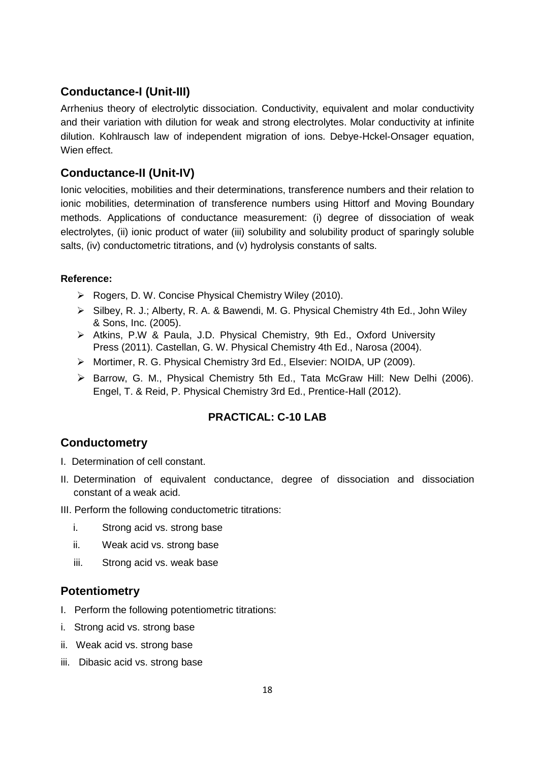## Conductance-I (Unit-III)

Arrhenius theory of electrolytic dissociation. Conductivity, equivalent and molar conductivity and their variation with dilution for weak and strong electrolytes. Molar conductivity at infinite dilution. Kohlrausch law of independent migration of ions. Debye-Hckel-Onsager equation, Wien effect.

## Conductance-II (Unit-IV)

Ionic velocities, mobilities and their determinations, transference numbers and their relation to ionic mobilities, determination of transference numbers using Hittorf and Moving Boundary methods. Applications of conductance measurement: (i) degree of dissociation of weak electrolytes, (ii) ionic product of water (iii) solubility and solubility product of sparingly soluble salts, (iv) conductometric titrations, and (v) hydrolysis constants of salts.

**Reference:**

- Rogers, D. W. Concise Physical Chemistry Wiley (2010).
- Silbey, R. J.; Alberty, R. A. & Bawendi, M. G. Physical Chemistry 4th Ed., John Wiley & Sons, Inc. (2005).
- Atkins, P.W & Paula, J.D. Physical Chemistry, 9th Ed., Oxford University Press (2011). Castellan, G. W. Physical Chemistry 4th Ed., Narosa (2004).
- Mortimer, R. G. Physical Chemistry 3rd Ed., Elsevier: NOIDA, UP (2009).
- Barrow, G. M., Physical Chemistry 5th Ed., Tata McGraw Hill: New Delhi (2006). Engel, T. & Reid, P. Physical Chemistry 3rd Ed., Prentice-Hall (2012).

### PRACTICAL: C-10 LAB

## Conductometry

I. Determination of cell constant.

II. Determination of equivalent conductance, degree of dissociation and dissociation constant of a weak acid.

III. Perform the following conductometric titrations:

   i. Strong acid vs. strong base

   ii. Weak acid vs. strong base

   iii. Strong acid vs. weak base

## Potentiometry

I. Perform the following potentiometric titrations:

i. Strong acid vs. strong base

ii. Weak acid vs. strong base

iii. Dibasic acid vs. strong base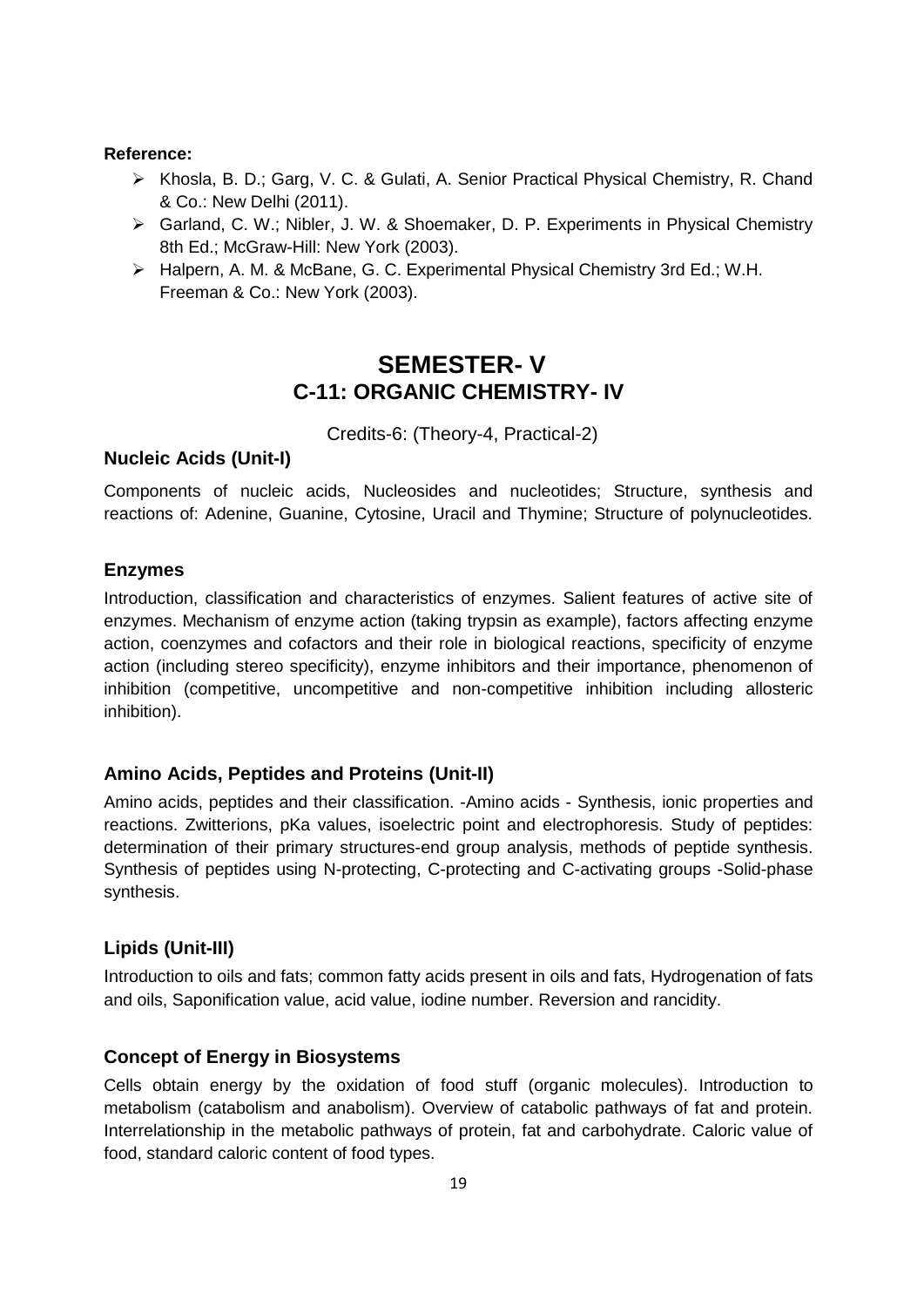**Reference:**

- Khosla, B. D.; Garg, V. C. & Gulati, A. Senior Practical Physical Chemistry, R. Chand & Co.: New Delhi (2011).
- Garland, C. W.; Nibler, J. W. & Shoemaker, D. P. Experiments in Physical Chemistry 8th Ed.; McGraw-Hill: New York (2003).
- Halpern, A. M. & McBane, G. C. Experimental Physical Chemistry 3rd Ed.; W.H. Freeman & Co.: New York (2003).

# SEMESTER- V
## C-11: ORGANIC CHEMISTRY- IV

Credits-6: (Theory-4, Practical-2)

### Nucleic Acids (Unit-I)

Components of nucleic acids, Nucleosides and nucleotides; Structure, synthesis and reactions of: Adenine, Guanine, Cytosine, Uracil and Thymine; Structure of polynucleotides.

### Enzymes

Introduction, classification and characteristics of enzymes. Salient features of active site of enzymes. Mechanism of enzyme action (taking trypsin as example), factors affecting enzyme action, coenzymes and cofactors and their role in biological reactions, specificity of enzyme action (including stereo specificity), enzyme inhibitors and their importance, phenomenon of inhibition (competitive, uncompetitive and non-competitive inhibition including allosteric inhibition).

### Amino Acids, Peptides and Proteins (Unit-II)

Amino acids, peptides and their classification. -Amino acids - Synthesis, ionic properties and reactions. Zwitterions, pKa values, isoelectric point and electrophoresis. Study of peptides: determination of their primary structures-end group analysis, methods of peptide synthesis. Synthesis of peptides using N-protecting, C-protecting and C-activating groups -Solid-phase synthesis.

### Lipids (Unit-III)

Introduction to oils and fats; common fatty acids present in oils and fats, Hydrogenation of fats and oils, Saponification value, acid value, iodine number. Reversion and rancidity.

### Concept of Energy in Biosystems

Cells obtain energy by the oxidation of food stuff (organic molecules). Introduction to metabolism (catabolism and anabolism). Overview of catabolic pathways of fat and protein. Interrelationship in the metabolic pathways of protein, fat and carbohydrate. Caloric value of food, standard caloric content of food types.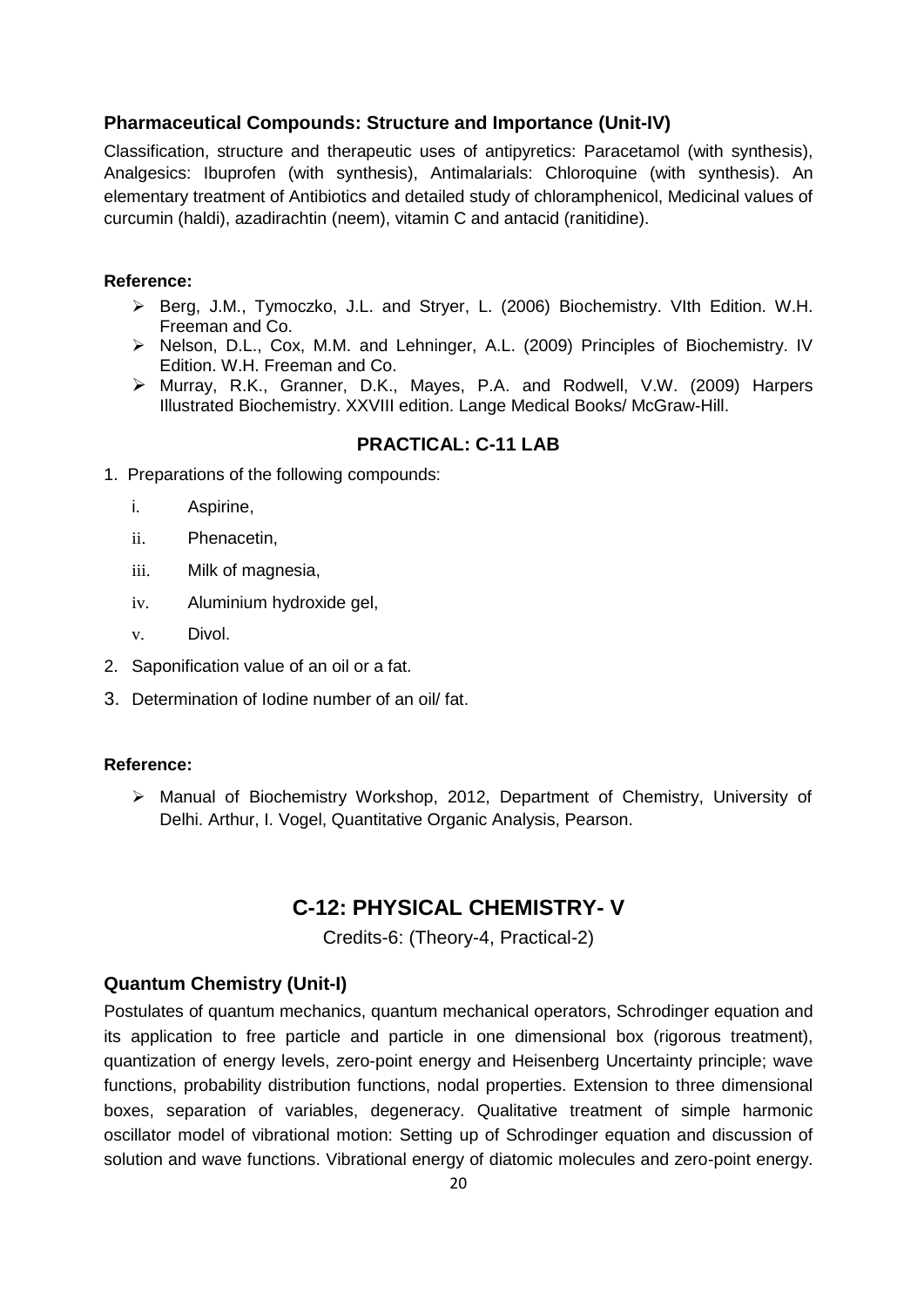### Pharmaceutical Compounds: Structure and Importance (Unit-IV)

Classification, structure and therapeutic uses of antipyretics: Paracetamol (with synthesis), Analgesics: Ibuprofen (with synthesis), Antimalarials: Chloroquine (with synthesis). An elementary treatment of Antibiotics and detailed study of chloramphenicol, Medicinal values of curcumin (haldi), azadirachtin (neem), vitamin C and antacid (ranitidine).

**Reference:**

- Berg, J.M., Tymoczko, J.L. and Stryer, L. (2006) Biochemistry. VIth Edition. W.H. Freeman and Co.
- Nelson, D.L., Cox, M.M. and Lehninger, A.L. (2009) Principles of Biochemistry. IV Edition. W.H. Freeman and Co.
- Murray, R.K., Granner, D.K., Mayes, P.A. and Rodwell, V.W. (2009) Harpers Illustrated Biochemistry. XXVIII edition. Lange Medical Books/ McGraw-Hill.

### PRACTICAL: C-11 LAB

1. Preparations of the following compounds:
   i. Aspirine,
   ii. Phenacetin,
   iii. Milk of magnesia,
   iv. Aluminium hydroxide gel,
   v. Divol.
2. Saponification value of an oil or a fat.
3. Determination of Iodine number of an oil/ fat.

**Reference:**

- Manual of Biochemistry Workshop, 2012, Department of Chemistry, University of Delhi. Arthur, I. Vogel, Quantitative Organic Analysis, Pearson.

## C-12: PHYSICAL CHEMISTRY- V

Credits-6: (Theory-4, Practical-2)

### Quantum Chemistry (Unit-I)

Postulates of quantum mechanics, quantum mechanical operators, Schrodinger equation and its application to free particle and particle in one dimensional box (rigorous treatment), quantization of energy levels, zero-point energy and Heisenberg Uncertainty principle; wave functions, probability distribution functions, nodal properties. Extension to three dimensional boxes, separation of variables, degeneracy. Qualitative treatment of simple harmonic oscillator model of vibrational motion: Setting up of Schrodinger equation and discussion of solution and wave functions. Vibrational energy of diatomic molecules and zero-point energy.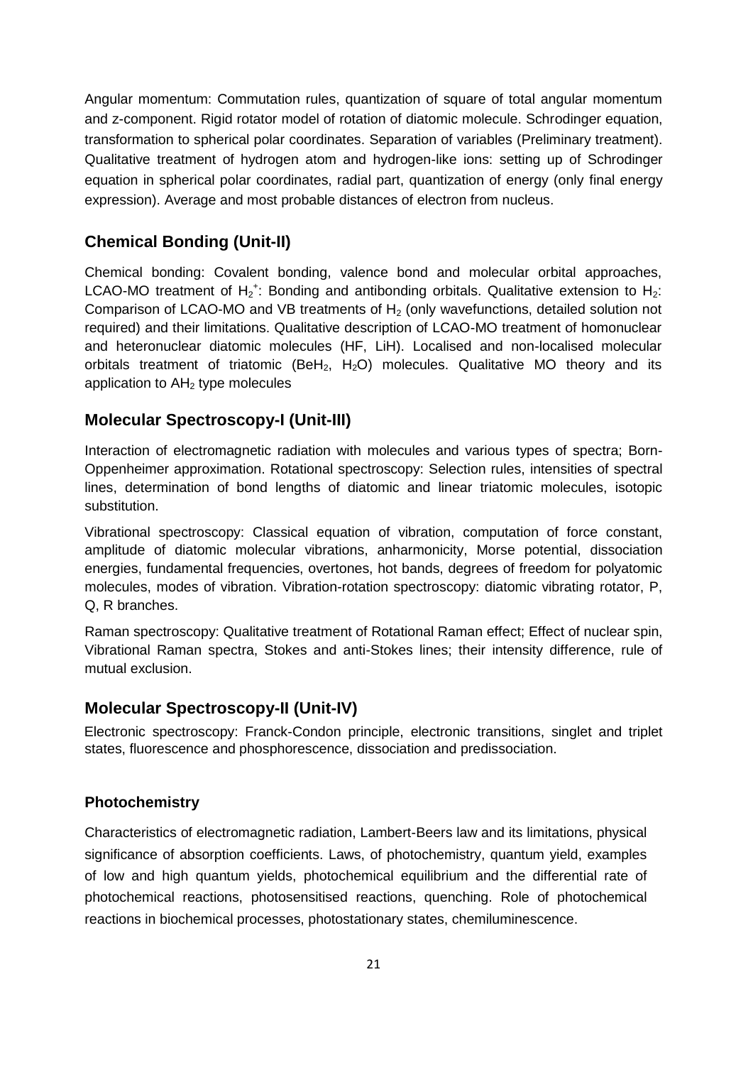Angular momentum: Commutation rules, quantization of square of total angular momentum and z-component. Rigid rotator model of rotation of diatomic molecule. Schrodinger equation, transformation to spherical polar coordinates. Separation of variables (Preliminary treatment). Qualitative treatment of hydrogen atom and hydrogen-like ions: setting up of Schrodinger equation in spherical polar coordinates, radial part, quantization of energy (only final energy expression). Average and most probable distances of electron from nucleus.

## Chemical Bonding (Unit-II)

Chemical bonding: Covalent bonding, valence bond and molecular orbital approaches, LCAO-MO treatment of $H_2^+$: Bonding and antibonding orbitals. Qualitative extension to $H_2$: Comparison of LCAO-MO and VB treatments of $H_2$ (only wavefunctions, detailed solution not required) and their limitations. Qualitative description of LCAO-MO treatment of homonuclear and heteronuclear diatomic molecules (HF, LiH). Localised and non-localised molecular orbitals treatment of triatomic ($BeH_2$, $H_2O$) molecules. Qualitative MO theory and its application to $AH_2$ type molecules

## Molecular Spectroscopy-I (Unit-III)

Interaction of electromagnetic radiation with molecules and various types of spectra; Born-Oppenheimer approximation. Rotational spectroscopy: Selection rules, intensities of spectral lines, determination of bond lengths of diatomic and linear triatomic molecules, isotopic substitution.

Vibrational spectroscopy: Classical equation of vibration, computation of force constant, amplitude of diatomic molecular vibrations, anharmonicity, Morse potential, dissociation energies, fundamental frequencies, overtones, hot bands, degrees of freedom for polyatomic molecules, modes of vibration. Vibration-rotation spectroscopy: diatomic vibrating rotator, P, Q, R branches.

Raman spectroscopy: Qualitative treatment of Rotational Raman effect; Effect of nuclear spin, Vibrational Raman spectra, Stokes and anti-Stokes lines; their intensity difference, rule of mutual exclusion.

## Molecular Spectroscopy-II (Unit-IV)

Electronic spectroscopy: Franck-Condon principle, electronic transitions, singlet and triplet states, fluorescence and phosphorescence, dissociation and predissociation.

### Photochemistry

Characteristics of electromagnetic radiation, Lambert-Beers law and its limitations, physical significance of absorption coefficients. Laws, of photochemistry, quantum yield, examples of low and high quantum yields, photochemical equilibrium and the differential rate of photochemical reactions, photosensitised reactions, quenching. Role of photochemical reactions in biochemical processes, photostationary states, chemiluminescence.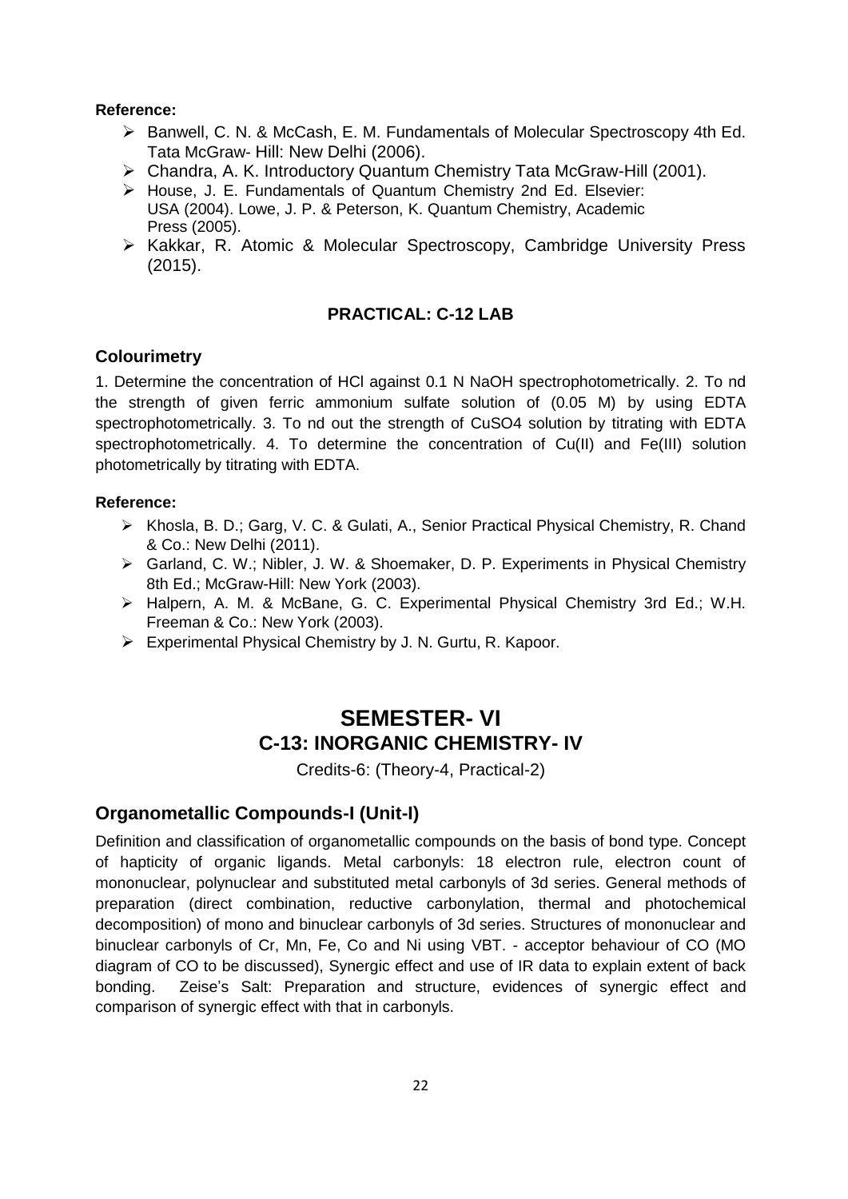**Reference:**

- Banwell, C. N. & McCash, E. M. Fundamentals of Molecular Spectroscopy 4th Ed. Tata McGraw- Hill: New Delhi (2006).
- Chandra, A. K. Introductory Quantum Chemistry Tata McGraw-Hill (2001).
- House, J. E. Fundamentals of Quantum Chemistry 2nd Ed. Elsevier: USA (2004). Lowe, J. P. & Peterson, K. Quantum Chemistry, Academic Press (2005).
- Kakkar, R. Atomic & Molecular Spectroscopy, Cambridge University Press (2015).

**PRACTICAL: C-12 LAB**

### Colourimetry

1. Determine the concentration of HCl against 0.1 N NaOH spectrophotometrically. 2. To nd the strength of given ferric ammonium sulfate solution of (0.05 M) by using EDTA spectrophotometrically. 3. To nd out the strength of $CuSO_4$ solution by titrating with EDTA spectrophotometrically. 4. To determine the concentration of Cu(II) and Fe(III) solution photometrically by titrating with EDTA.

**Reference:**

- Khosla, B. D.; Garg, V. C. & Gulati, A., Senior Practical Physical Chemistry, R. Chand & Co.: New Delhi (2011).
- Garland, C. W.; Nibler, J. W. & Shoemaker, D. P. Experiments in Physical Chemistry 8th Ed.; McGraw-Hill: New York (2003).
- Halpern, A. M. & McBane, G. C. Experimental Physical Chemistry 3rd Ed.; W.H. Freeman & Co.: New York (2003).
- Experimental Physical Chemistry by J. N. Gurtu, R. Kapoor.

# SEMESTER- VI

## C-13: INORGANIC CHEMISTRY- IV

Credits-6: (Theory-4, Practical-2)

### Organometallic Compounds-I (Unit-I)

Definition and classification of organometallic compounds on the basis of bond type. Concept of hapticity of organic ligands. Metal carbonyls: 18 electron rule, electron count of mononuclear, polynuclear and substituted metal carbonyls of 3d series. General methods of preparation (direct combination, reductive carbonylation, thermal and photochemical decomposition) of mono and binuclear carbonyls of 3d series. Structures of mononuclear and binuclear carbonyls of Cr, Mn, Fe, Co and Ni using VBT. - acceptor behaviour of CO (MO diagram of CO to be discussed), Synergic effect and use of IR data to explain extent of back bonding. Zeise's Salt: Preparation and structure, evidences of synergic effect and comparison of synergic effect with that in carbonyls.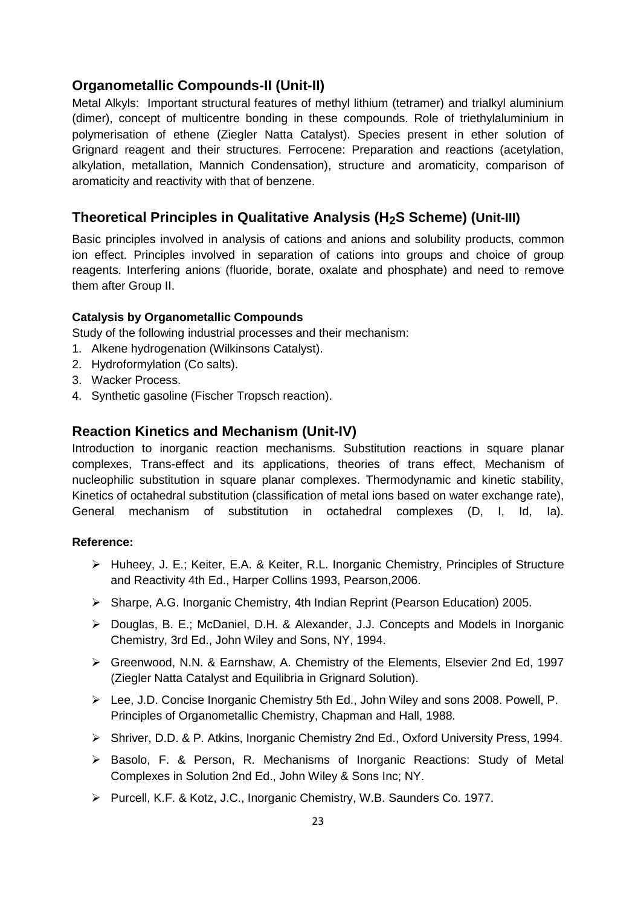## Organometallic Compounds-II (Unit-II)

Metal Alkyls: Important structural features of methyl lithium (tetramer) and trialkyl aluminium (dimer), concept of multicentre bonding in these compounds. Role of triethylaluminium in polymerisation of ethene (Ziegler Natta Catalyst). Species present in ether solution of Grignard reagent and their structures. Ferrocene: Preparation and reactions (acetylation, alkylation, metallation, Mannich Condensation), structure and aromaticity, comparison of aromaticity and reactivity with that of benzene.

## Theoretical Principles in Qualitative Analysis ($H_2S$ Scheme) (Unit-III)

Basic principles involved in analysis of cations and anions and solubility products, common ion effect. Principles involved in separation of cations into groups and choice of group reagents. Interfering anions (fluoride, borate, oxalate and phosphate) and need to remove them after Group II.

**Catalysis by Organometallic Compounds**

Study of the following industrial processes and their mechanism:

1. Alkene hydrogenation (Wilkinsons Catalyst).
2. Hydroformylation (Co salts).
3. Wacker Process.
4. Synthetic gasoline (Fischer Tropsch reaction).

## Reaction Kinetics and Mechanism (Unit-IV)

Introduction to inorganic reaction mechanisms. Substitution reactions in square planar complexes, Trans-effect and its applications, theories of trans effect, Mechanism of nucleophilic substitution in square planar complexes. Thermodynamic and kinetic stability, Kinetics of octahedral substitution (classification of metal ions based on water exchange rate), General mechanism of substitution in octahedral complexes (D, I, Id, Ia).

**Reference:**

- Huheey, J. E.; Keiter, E.A. & Keiter, R.L. Inorganic Chemistry, Principles of Structure and Reactivity 4th Ed., Harper Collins 1993, Pearson,2006.
- Sharpe, A.G. Inorganic Chemistry, 4th Indian Reprint (Pearson Education) 2005.
- Douglas, B. E.; McDaniel, D.H. & Alexander, J.J. Concepts and Models in Inorganic Chemistry, 3rd Ed., John Wiley and Sons, NY, 1994.
- Greenwood, N.N. & Earnshaw, A. Chemistry of the Elements, Elsevier 2nd Ed, 1997 (Ziegler Natta Catalyst and Equilibria in Grignard Solution).
- Lee, J.D. Concise Inorganic Chemistry 5th Ed., John Wiley and sons 2008. Powell, P. Principles of Organometallic Chemistry, Chapman and Hall, 1988.
- Shriver, D.D. & P. Atkins, Inorganic Chemistry 2nd Ed., Oxford University Press, 1994.
- Basolo, F. & Person, R. Mechanisms of Inorganic Reactions: Study of Metal Complexes in Solution 2nd Ed., John Wiley & Sons Inc; NY.
- Purcell, K.F. & Kotz, J.C., Inorganic Chemistry, W.B. Saunders Co. 1977.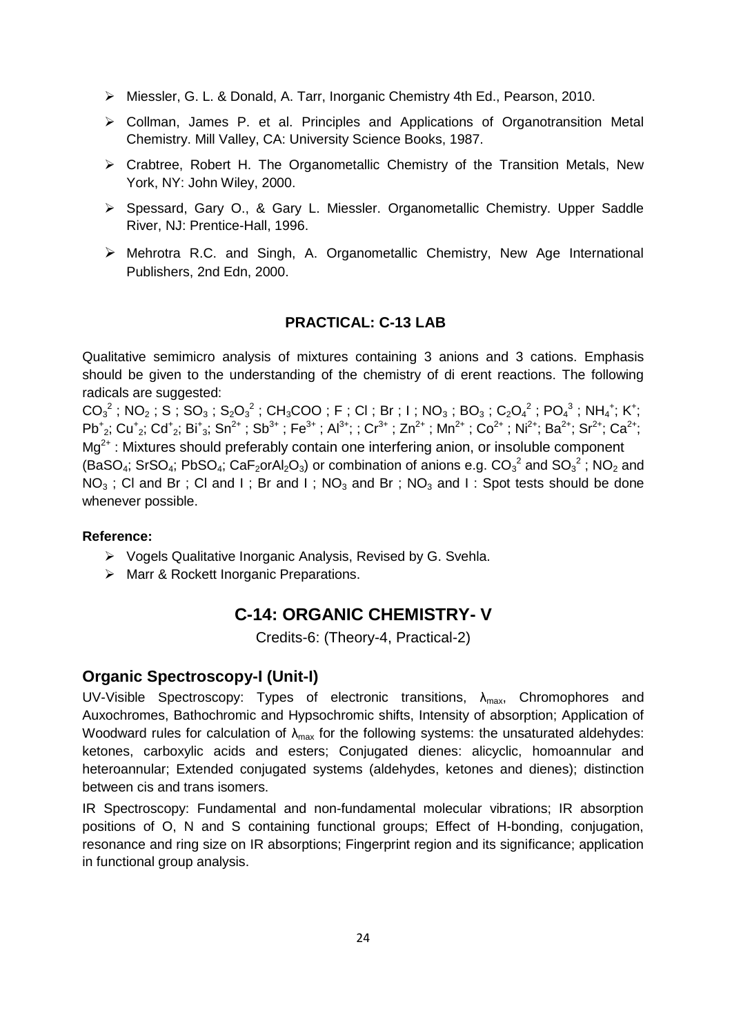- Miessler, G. L. & Donald, A. Tarr, Inorganic Chemistry 4th Ed., Pearson, 2010.
- Collman, James P. et al. Principles and Applications of Organotransition Metal Chemistry. Mill Valley, CA: University Science Books, 1987.
- Crabtree, Robert H. The Organometallic Chemistry of the Transition Metals, New York, NY: John Wiley, 2000.
- Spessard, Gary O., & Gary L. Miessler. Organometallic Chemistry. Upper Saddle River, NJ: Prentice-Hall, 1996.
- Mehrotra R.C. and Singh, A. Organometallic Chemistry, New Age International Publishers, 2nd Edn, 2000.

### PRACTICAL: C-13 LAB

Qualitative semimicro analysis of mixtures containing 3 anions and 3 cations. Emphasis should be given to the understanding of the chemistry of di erent reactions. The following radicals are suggested:

$CO_3^{2}$ ; $NO_2$ ; S ; $SO_3$ ; $S_2O_3^{2}$ ; $CH_3COO$ ; F ; Cl ; Br ; I ; $NO_3$ ; $BO_3$ ; $C_2O_4^{2}$ ; $PO_4^{3}$ ; $NH_4^+$; $K^+$; $Pb^+_2$; $Cu^+_2$; $Cd^+_2$; $Bi^+_3$; $Sn^{2+}$ ; $Sb^{3+}$ ; $Fe^{3+}$ ; $Al^{3+}$; ; $Cr^{3+}$ ; $Zn^{2+}$ ; $Mn^{2+}$ ; $Co^{2+}$ ; $Ni^{2+}$; $Ba^{2+}$; $Sr^{2+}$; $Ca^{2+}$; $Mg^{2+}$ : Mixtures should preferably contain one interfering anion, or insoluble component ($BaSO_4$; $SrSO_4$; $PbSO_4$; $CaF_2$or$Al_2O_3$) or combination of anions e.g. $CO_3^{2}$ and $SO_3^{2}$ ; $NO_2$ and $NO_3$ ; Cl and Br ; Cl and I ; Br and I ; $NO_3$ and Br ; $NO_3$ and I : Spot tests should be done whenever possible.

**Reference:**

- Vogels Qualitative Inorganic Analysis, Revised by G. Svehla.
- Marr & Rockett Inorganic Preparations.

## C-14: ORGANIC CHEMISTRY- V

Credits-6: (Theory-4, Practical-2)

### Organic Spectroscopy-I (Unit-I)

UV-Visible Spectroscopy: Types of electronic transitions, $\lambda_{max}$, Chromophores and Auxochromes, Bathochromic and Hypsochromic shifts, Intensity of absorption; Application of Woodward rules for calculation of $\lambda_{max}$ for the following systems: the unsaturated aldehydes: ketones, carboxylic acids and esters; Conjugated dienes: alicyclic, homoannular and heteroannular; Extended conjugated systems (aldehydes, ketones and dienes); distinction between cis and trans isomers.

IR Spectroscopy: Fundamental and non-fundamental molecular vibrations; IR absorption positions of O, N and S containing functional groups; Effect of H-bonding, conjugation, resonance and ring size on IR absorptions; Fingerprint region and its significance; application in functional group analysis.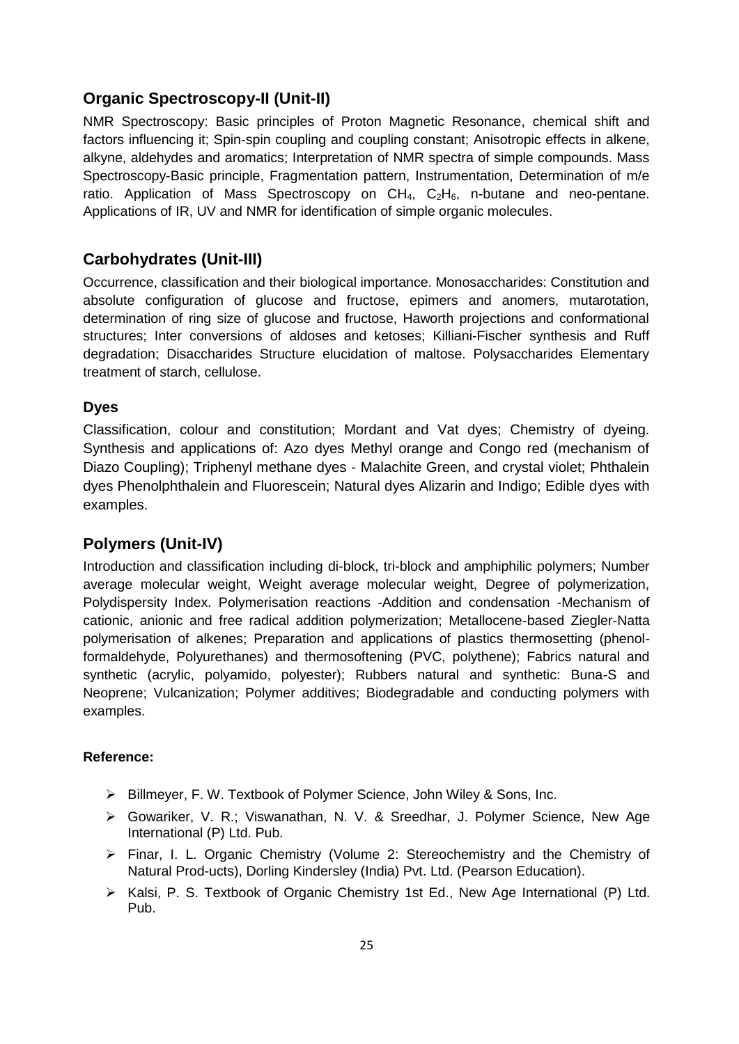## Organic Spectroscopy-II (Unit-II)

NMR Spectroscopy: Basic principles of Proton Magnetic Resonance, chemical shift and factors influencing it; Spin-spin coupling and coupling constant; Anisotropic effects in alkene, alkyne, aldehydes and aromatics; Interpretation of NMR spectra of simple compounds. Mass Spectroscopy-Basic principle, Fragmentation pattern, Instrumentation, Determination of m/e ratio. Application of Mass Spectroscopy on $CH_4$, $C_2H_6$, n-butane and neo-pentane. Applications of IR, UV and NMR for identification of simple organic molecules.

## Carbohydrates (Unit-III)

Occurrence, classification and their biological importance. Monosaccharides: Constitution and absolute configuration of glucose and fructose, epimers and anomers, mutarotation, determination of ring size of glucose and fructose, Haworth projections and conformational structures; Inter conversions of aldoses and ketoses; Killiani-Fischer synthesis and Ruff degradation; Disaccharides Structure elucidation of maltose. Polysaccharides Elementary treatment of starch, cellulose.

### Dyes

Classification, colour and constitution; Mordant and Vat dyes; Chemistry of dyeing. Synthesis and applications of: Azo dyes Methyl orange and Congo red (mechanism of Diazo Coupling); Triphenyl methane dyes - Malachite Green, and crystal violet; Phthalein dyes Phenolphthalein and Fluorescein; Natural dyes Alizarin and Indigo; Edible dyes with examples.

## Polymers (Unit-IV)

Introduction and classification including di-block, tri-block and amphiphilic polymers; Number average molecular weight, Weight average molecular weight, Degree of polymerization, Polydispersity Index. Polymerisation reactions -Addition and condensation -Mechanism of cationic, anionic and free radical addition polymerization; Metallocene-based Ziegler-Natta polymerisation of alkenes; Preparation and applications of plastics thermosetting (phenol-formaldehyde, Polyurethanes) and thermosoftening (PVC, polythene); Fabrics natural and synthetic (acrylic, polyamido, polyester); Rubbers natural and synthetic: Buna-S and Neoprene; Vulcanization; Polymer additives; Biodegradable and conducting polymers with examples.

**Reference:**

- Billmeyer, F. W. Textbook of Polymer Science, John Wiley & Sons, Inc.
- Gowariker, V. R.; Viswanathan, N. V. & Sreedhar, J. Polymer Science, New Age International (P) Ltd. Pub.
- Finar, I. L. Organic Chemistry (Volume 2: Stereochemistry and the Chemistry of Natural Prod-ucts), Dorling Kindersley (India) Pvt. Ltd. (Pearson Education).
- Kalsi, P. S. Textbook of Organic Chemistry 1st Ed., New Age International (P) Ltd. Pub.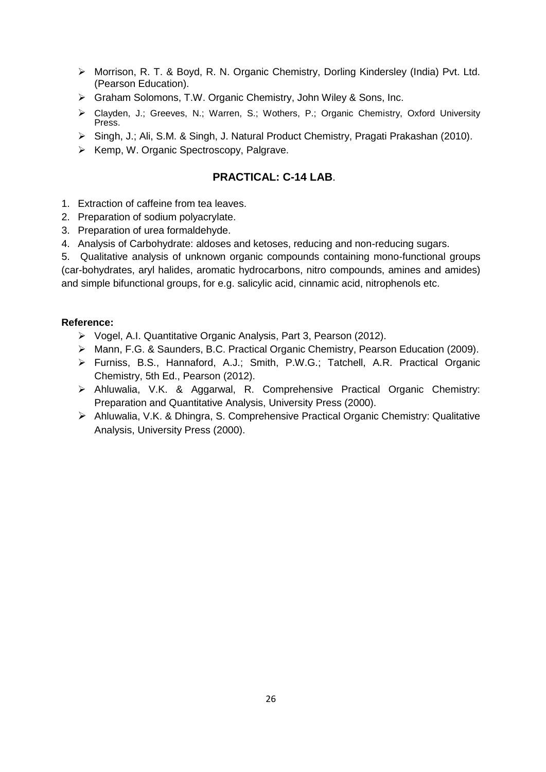- Morrison, R. T. & Boyd, R. N. Organic Chemistry, Dorling Kindersley (India) Pvt. Ltd. (Pearson Education).
- Graham Solomons, T.W. Organic Chemistry, John Wiley & Sons, Inc.
- Clayden, J.; Greeves, N.; Warren, S.; Wothers, P.; Organic Chemistry, Oxford University Press.
- Singh, J.; Ali, S.M. & Singh, J. Natural Product Chemistry, Pragati Prakashan (2010).
- Kemp, W. Organic Spectroscopy, Palgrave.

## PRACTICAL: C-14 LAB.

1. Extraction of caffeine from tea leaves.
2. Preparation of sodium polyacrylate.
3. Preparation of urea formaldehyde.
4. Analysis of Carbohydrate: aldoses and ketoses, reducing and non-reducing sugars.
5. Qualitative analysis of unknown organic compounds containing mono-functional groups (car-bohydrates, aryl halides, aromatic hydrocarbons, nitro compounds, amines and amides) and simple bifunctional groups, for e.g. salicylic acid, cinnamic acid, nitrophenols etc.

**Reference:**

- Vogel, A.I. Quantitative Organic Analysis, Part 3, Pearson (2012).
- Mann, F.G. & Saunders, B.C. Practical Organic Chemistry, Pearson Education (2009).
- Furniss, B.S., Hannaford, A.J.; Smith, P.W.G.; Tatchell, A.R. Practical Organic Chemistry, 5th Ed., Pearson (2012).
- Ahluwalia, V.K. & Aggarwal, R. Comprehensive Practical Organic Chemistry: Preparation and Quantitative Analysis, University Press (2000).
- Ahluwalia, V.K. & Dhingra, S. Comprehensive Practical Organic Chemistry: Qualitative Analysis, University Press (2000).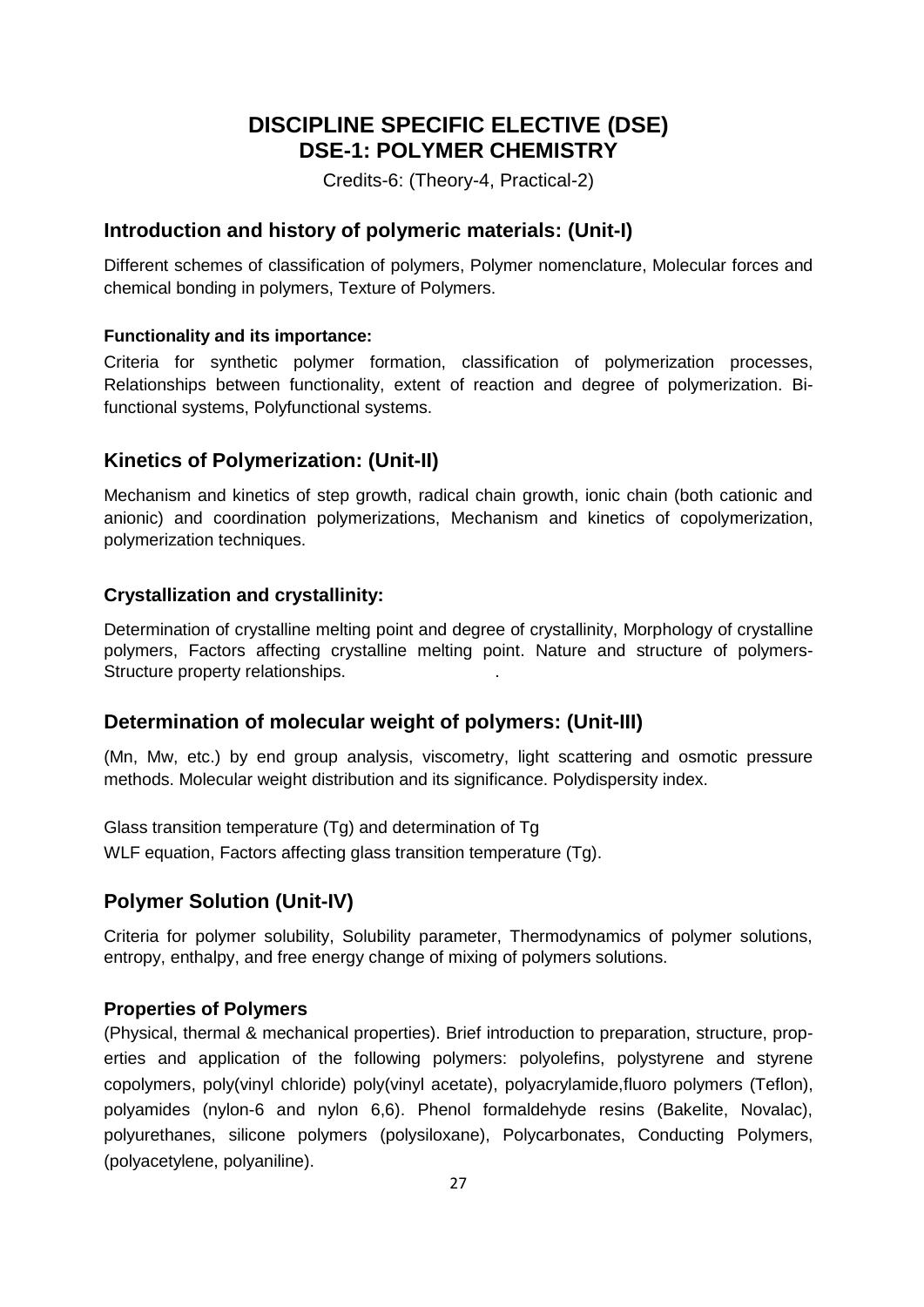# DISCIPLINE SPECIFIC ELECTIVE (DSE)
# DSE-1: POLYMER CHEMISTRY

Credits-6: (Theory-4, Practical-2)

## Introduction and history of polymeric materials: (Unit-I)

Different schemes of classification of polymers, Polymer nomenclature, Molecular forces and chemical bonding in polymers, Texture of Polymers.

**Functionality and its importance:**

Criteria for synthetic polymer formation, classification of polymerization processes, Relationships between functionality, extent of reaction and degree of polymerization. Bi-functional systems, Polyfunctional systems.

## Kinetics of Polymerization: (Unit-II)

Mechanism and kinetics of step growth, radical chain growth, ionic chain (both cationic and anionic) and coordination polymerizations, Mechanism and kinetics of copolymerization, polymerization techniques.

### Crystallization and crystallinity:

Determination of crystalline melting point and degree of crystallinity, Morphology of crystalline polymers, Factors affecting crystalline melting point. Nature and structure of polymers-Structure property relationships.

## Determination of molecular weight of polymers: (Unit-III)

($M_n$, $M_w$, etc.) by end group analysis, viscometry, light scattering and osmotic pressure methods. Molecular weight distribution and its significance. Polydispersity index.

Glass transition temperature ($T_g$) and determination of $T_g$

WLF equation, Factors affecting glass transition temperature ($T_g$).

## Polymer Solution (Unit-IV)

Criteria for polymer solubility, Solubility parameter, Thermodynamics of polymer solutions, entropy, enthalpy, and free energy change of mixing of polymers solutions.

### Properties of Polymers

(Physical, thermal & mechanical properties). Brief introduction to preparation, structure, properties and application of the following polymers: polyolefins, polystyrene and styrene copolymers, poly(vinyl chloride) poly(vinyl acetate), polyacrylamide,fluoro polymers (Teflon), polyamides (nylon-6 and nylon 6,6). Phenol formaldehyde resins (Bakelite, Novalac), polyurethanes, silicone polymers (polysiloxane), Polycarbonates, Conducting Polymers, (polyacetylene, polyaniline).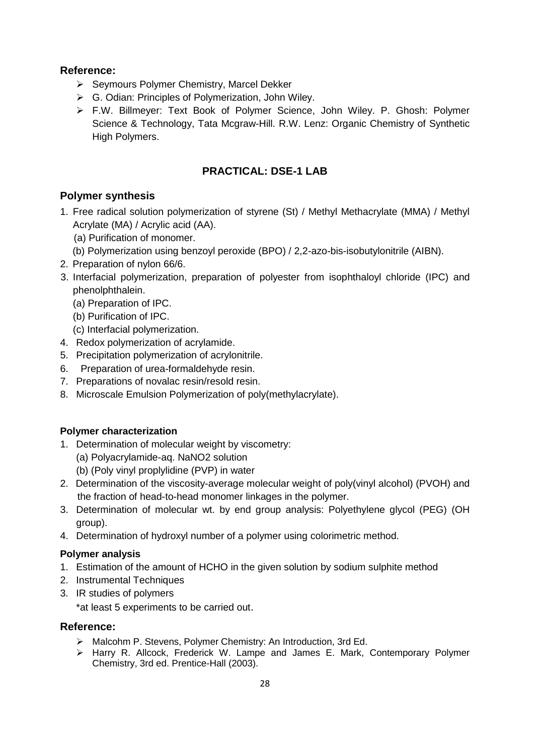**Reference:**

- Seymours Polymer Chemistry, Marcel Dekker
- G. Odian: Principles of Polymerization, John Wiley.
- F.W. Billmeyer: Text Book of Polymer Science, John Wiley. P. Ghosh: Polymer Science & Technology, Tata Mcgraw-Hill. R.W. Lenz: Organic Chemistry of Synthetic High Polymers.

## PRACTICAL: DSE-1 LAB

### Polymer synthesis

1. Free radical solution polymerization of styrene (St) / Methyl Methacrylate (MMA) / Methyl Acrylate (MA) / Acrylic acid (AA).
   (a) Purification of monomer.
   (b) Polymerization using benzoyl peroxide (BPO) / 2,2-azo-bis-isobutylonitrile (AIBN).
2. Preparation of nylon 66/6.
3. Interfacial polymerization, preparation of polyester from isophthaloyl chloride (IPC) and phenolphthalein.
   (a) Preparation of IPC.
   (b) Purification of IPC.
   (c) Interfacial polymerization.
4. Redox polymerization of acrylamide.
5. Precipitation polymerization of acrylonitrile.
6. Preparation of urea-formaldehyde resin.
7. Preparations of novalac resin/resold resin.
8. Microscale Emulsion Polymerization of poly(methylacrylate).

**Polymer characterization**

1. Determination of molecular weight by viscometry:
   (a) Polyacrylamide-aq. NaNO2 solution
   (b) (Poly vinyl proplylidine (PVP) in water
2. Determination of the viscosity-average molecular weight of poly(vinyl alcohol) (PVOH) and the fraction of head-to-head monomer linkages in the polymer.
3. Determination of molecular wt. by end group analysis: Polyethylene glycol (PEG) (OH group).
4. Determination of hydroxyl number of a polymer using colorimetric method.

**Polymer analysis**

1. Estimation of the amount of HCHO in the given solution by sodium sulphite method
2. Instrumental Techniques
3. IR studies of polymers

   *at least 5 experiments to be carried out.

**Reference:**

- Malcohm P. Stevens, Polymer Chemistry: An Introduction, 3rd Ed.
- Harry R. Allcock, Frederick W. Lampe and James E. Mark, Contemporary Polymer Chemistry, 3rd ed. Prentice-Hall (2003).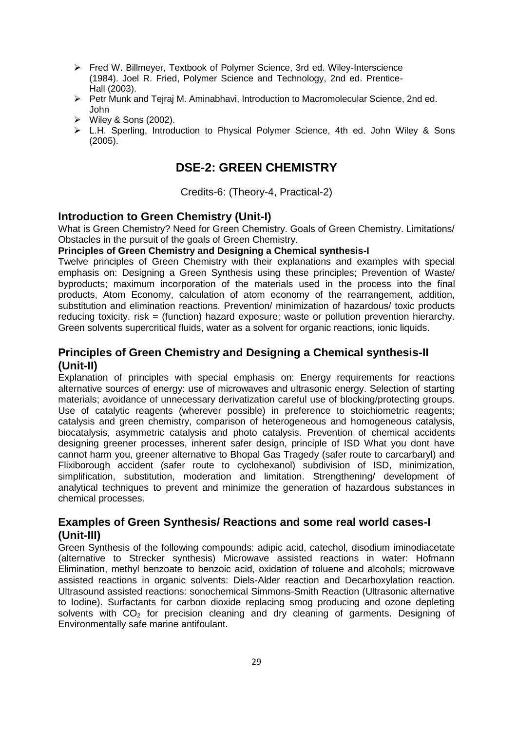- Fred W. Billmeyer, Textbook of Polymer Science, 3rd ed. Wiley-Interscience (1984). Joel R. Fried, Polymer Science and Technology, 2nd ed. Prentice-Hall (2003).
- Petr Munk and Tejraj M. Aminabhavi, Introduction to Macromolecular Science, 2nd ed. John
- Wiley & Sons (2002).
- L.H. Sperling, Introduction to Physical Polymer Science, 4th ed. John Wiley & Sons (2005).

# DSE-2: GREEN CHEMISTRY

Credits-6: (Theory-4, Practical-2)

## Introduction to Green Chemistry (Unit-I)

What is Green Chemistry? Need for Green Chemistry. Goals of Green Chemistry. Limitations/ Obstacles in the pursuit of the goals of Green Chemistry.

**Principles of Green Chemistry and Designing a Chemical synthesis-I**

Twelve principles of Green Chemistry with their explanations and examples with special emphasis on: Designing a Green Synthesis using these principles; Prevention of Waste/ byproducts; maximum incorporation of the materials used in the process into the final products, Atom Economy, calculation of atom economy of the rearrangement, addition, substitution and elimination reactions. Prevention/ minimization of hazardous/ toxic products reducing toxicity. risk = (function) hazard exposure; waste or pollution prevention hierarchy. Green solvents supercritical fluids, water as a solvent for organic reactions, ionic liquids.

## Principles of Green Chemistry and Designing a Chemical synthesis-II (Unit-II)

Explanation of principles with special emphasis on: Energy requirements for reactions alternative sources of energy: use of microwaves and ultrasonic energy. Selection of starting materials; avoidance of unnecessary derivatization careful use of blocking/protecting groups. Use of catalytic reagents (wherever possible) in preference to stoichiometric reagents; catalysis and green chemistry, comparison of heterogeneous and homogeneous catalysis, biocatalysis, asymmetric catalysis and photo catalysis. Prevention of chemical accidents designing greener processes, inherent safer design, principle of ISD What you dont have cannot harm you, greener alternative to Bhopal Gas Tragedy (safer route to carcarbaryl) and Flixiborough accident (safer route to cyclohexanol) subdivision of ISD, minimization, simplification, substitution, moderation and limitation. Strengthening/ development of analytical techniques to prevent and minimize the generation of hazardous substances in chemical processes.

## Examples of Green Synthesis/ Reactions and some real world cases-I (Unit-III)

Green Synthesis of the following compounds: adipic acid, catechol, disodium iminodiacetate (alternative to Strecker synthesis) Microwave assisted reactions in water: Hofmann Elimination, methyl benzoate to benzoic acid, oxidation of toluene and alcohols; microwave assisted reactions in organic solvents: Diels-Alder reaction and Decarboxylation reaction. Ultrasound assisted reactions: sonochemical Simmons-Smith Reaction (Ultrasonic alternative to Iodine). Surfactants for carbon dioxide replacing smog producing and ozone depleting solvents with $CO_2$ for precision cleaning and dry cleaning of garments. Designing of Environmentally safe marine antifoulant.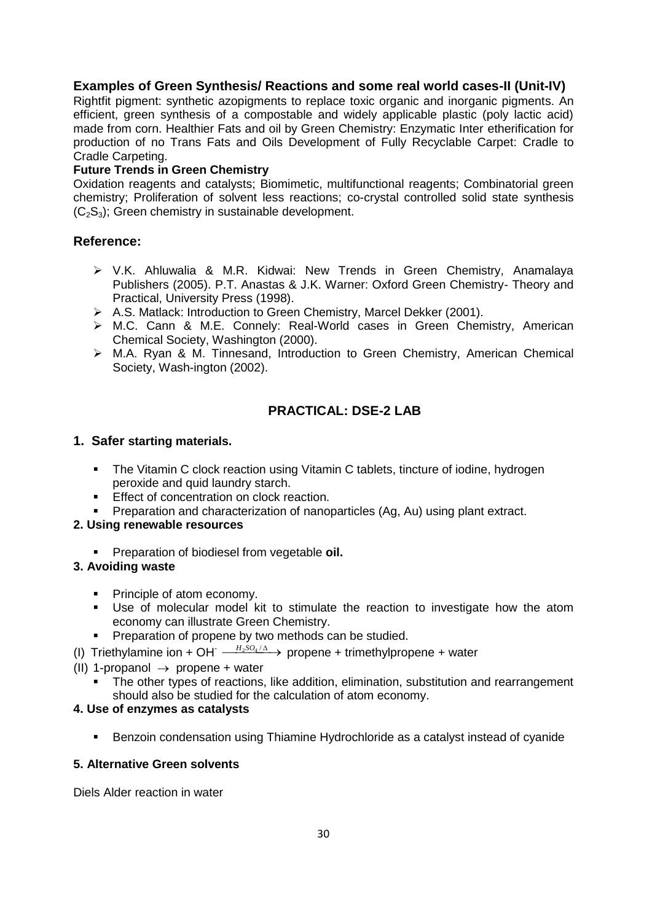## Examples of Green Synthesis/ Reactions and some real world cases-II (Unit-IV)

Rightfit pigment: synthetic azopigments to replace toxic organic and inorganic pigments. An efficient, green synthesis of a compostable and widely applicable plastic (poly lactic acid) made from corn. Healthier Fats and oil by Green Chemistry: Enzymatic Inter etherification for production of no Trans Fats and Oils Development of Fully Recyclable Carpet: Cradle to Cradle Carpeting.

**Future Trends in Green Chemistry**

Oxidation reagents and catalysts; Biomimetic, multifunctional reagents; Combinatorial green chemistry; Proliferation of solvent less reactions; co-crystal controlled solid state synthesis ($C_2S_3$); Green chemistry in sustainable development.

## Reference:

- V.K. Ahluwalia & M.R. Kidwai: New Trends in Green Chemistry, Anamalaya Publishers (2005). P.T. Anastas & J.K. Warner: Oxford Green Chemistry- Theory and Practical, University Press (1998).
- A.S. Matlack: Introduction to Green Chemistry, Marcel Dekker (2001).
- M.C. Cann & M.E. Connely: Real-World cases in Green Chemistry, American Chemical Society, Washington (2000).
- M.A. Ryan & M. Tinnesand, Introduction to Green Chemistry, American Chemical Society, Wash-ington (2002).

## PRACTICAL: DSE-2 LAB

### 1. Safer starting materials.

- The Vitamin C clock reaction using Vitamin C tablets, tincture of iodine, hydrogen peroxide and quid laundry starch.
- Effect of concentration on clock reaction.
- Preparation and characterization of nanoparticles (Ag, Au) using plant extract.

### 2. Using renewable resources

- Preparation of biodiesel from vegetable **oil.**

### 3. Avoiding waste

- Principle of atom economy.
- Use of molecular model kit to stimulate the reaction to investigate how the atom economy can illustrate Green Chemistry.
- Preparation of propene by two methods can be studied.

(I) Triethylamine ion + $OH^- \xrightarrow{H_2SO_4/\Delta}$ propene + trimethylpropene + water

(II) 1-propanol $\rightarrow$ propene + water

- The other types of reactions, like addition, elimination, substitution and rearrangement should also be studied for the calculation of atom economy.

### 4. Use of enzymes as catalysts

- Benzoin condensation using Thiamine Hydrochloride as a catalyst instead of cyanide

### 5. Alternative Green solvents

Diels Alder reaction in water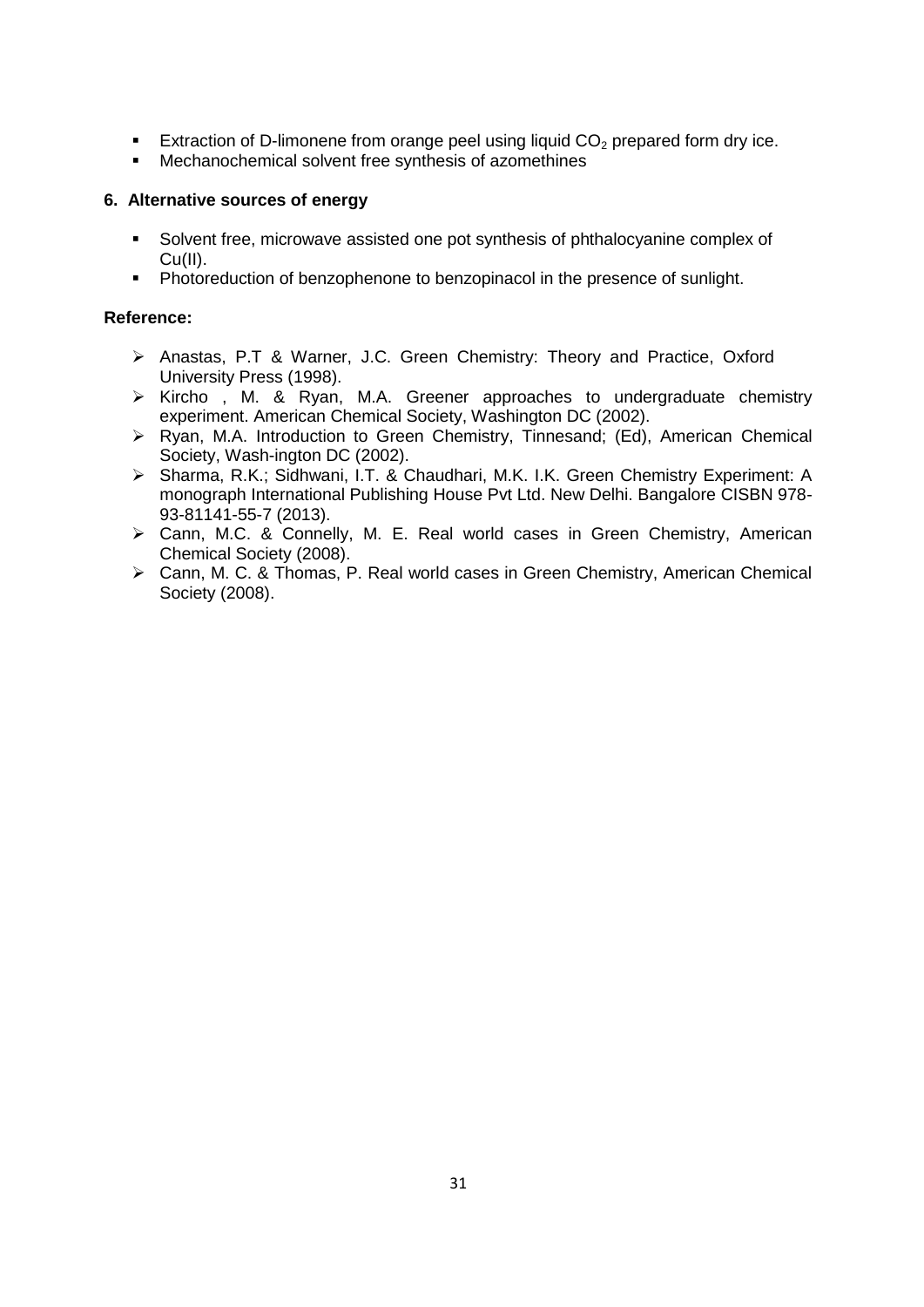- Extraction of D-limonene from orange peel using liquid $CO_2$ prepared form dry ice.
- Mechanochemical solvent free synthesis of azomethines

**6. Alternative sources of energy**

- Solvent free, microwave assisted one pot synthesis of phthalocyanine complex of Cu(II).
- Photoreduction of benzophenone to benzopinacol in the presence of sunlight.

**Reference:**

- Anastas, P.T & Warner, J.C. Green Chemistry: Theory and Practice, Oxford University Press (1998).
- Kircho , M. & Ryan, M.A. Greener approaches to undergraduate chemistry experiment. American Chemical Society, Washington DC (2002).
- Ryan, M.A. Introduction to Green Chemistry, Tinnesand; (Ed), American Chemical Society, Wash-ington DC (2002).
- Sharma, R.K.; Sidhwani, I.T. & Chaudhari, M.K. I.K. Green Chemistry Experiment: A monograph International Publishing House Pvt Ltd. New Delhi. Bangalore CISBN 978-93-81141-55-7 (2013).
- Cann, M.C. & Connelly, M. E. Real world cases in Green Chemistry, American Chemical Society (2008).
- Cann, M. C. & Thomas, P. Real world cases in Green Chemistry, American Chemical Society (2008).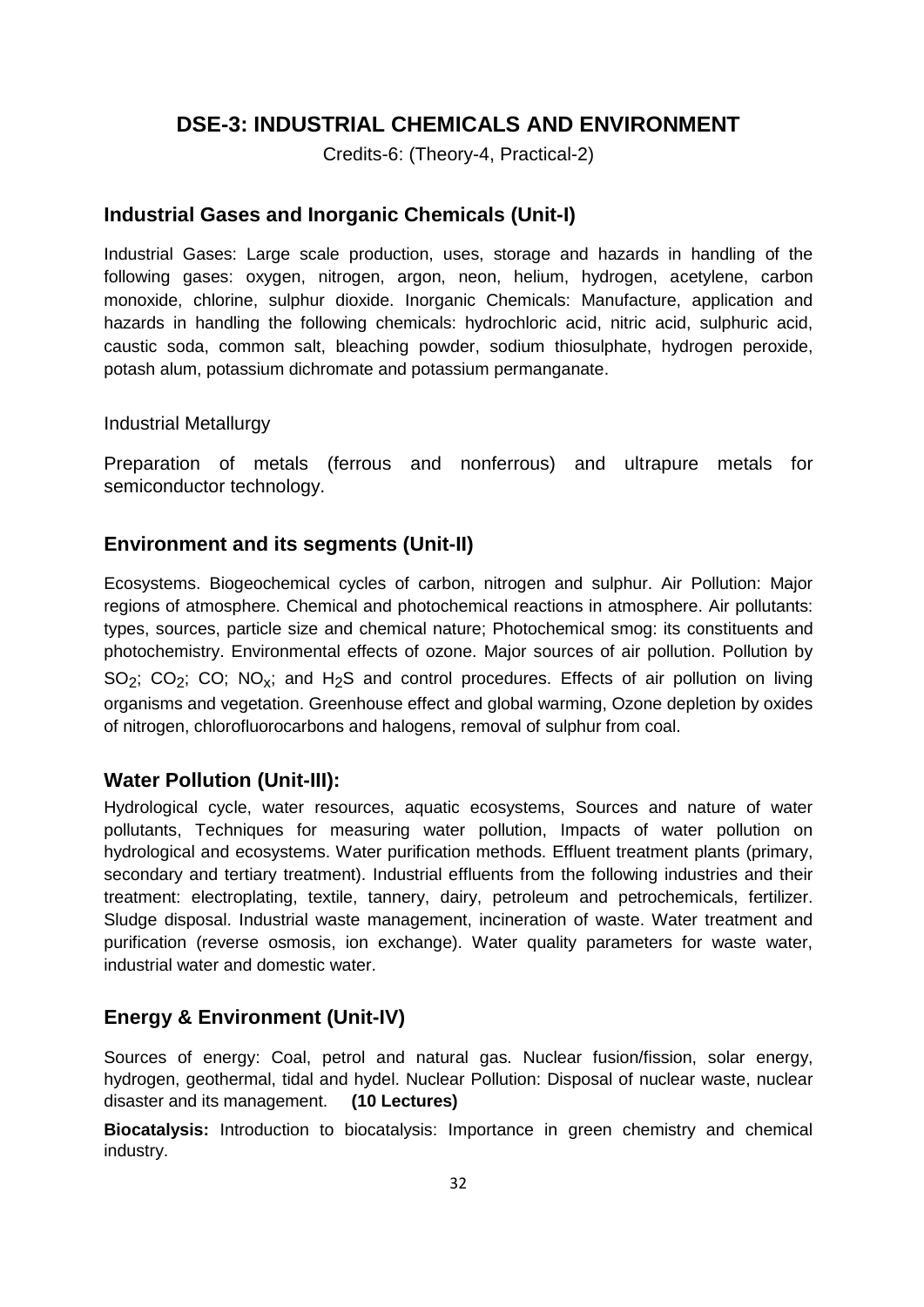## DSE-3: INDUSTRIAL CHEMICALS AND ENVIRONMENT

Credits-6: (Theory-4, Practical-2)

### Industrial Gases and Inorganic Chemicals (Unit-I)

Industrial Gases: Large scale production, uses, storage and hazards in handling of the following gases: oxygen, nitrogen, argon, neon, helium, hydrogen, acetylene, carbon monoxide, chlorine, sulphur dioxide. Inorganic Chemicals: Manufacture, application and hazards in handling the following chemicals: hydrochloric acid, nitric acid, sulphuric acid, caustic soda, common salt, bleaching powder, sodium thiosulphate, hydrogen peroxide, potash alum, potassium dichromate and potassium permanganate.

Industrial Metallurgy

Preparation of metals (ferrous and nonferrous) and ultrapure metals for semiconductor technology.

### Environment and its segments (Unit-II)

Ecosystems. Biogeochemical cycles of carbon, nitrogen and sulphur. Air Pollution: Major regions of atmosphere. Chemical and photochemical reactions in atmosphere. Air pollutants: types, sources, particle size and chemical nature; Photochemical smog: its constituents and photochemistry. Environmental effects of ozone. Major sources of air pollution. Pollution by $SO_2$; $CO_2$; CO; $NO_x$; and $H_2S$ and control procedures. Effects of air pollution on living organisms and vegetation. Greenhouse effect and global warming, Ozone depletion by oxides of nitrogen, chlorofluorocarbons and halogens, removal of sulphur from coal.

### Water Pollution (Unit-III):

Hydrological cycle, water resources, aquatic ecosystems, Sources and nature of water pollutants, Techniques for measuring water pollution, Impacts of water pollution on hydrological and ecosystems. Water purification methods. Effluent treatment plants (primary, secondary and tertiary treatment). Industrial effluents from the following industries and their treatment: electroplating, textile, tannery, dairy, petroleum and petrochemicals, fertilizer. Sludge disposal. Industrial waste management, incineration of waste. Water treatment and purification (reverse osmosis, ion exchange). Water quality parameters for waste water, industrial water and domestic water.

### Energy & Environment (Unit-IV)

Sources of energy: Coal, petrol and natural gas. Nuclear fusion/fission, solar energy, hydrogen, geothermal, tidal and hydel. Nuclear Pollution: Disposal of nuclear waste, nuclear disaster and its management. **(10 Lectures)**

**Biocatalysis:** Introduction to biocatalysis: Importance in green chemistry and chemical industry.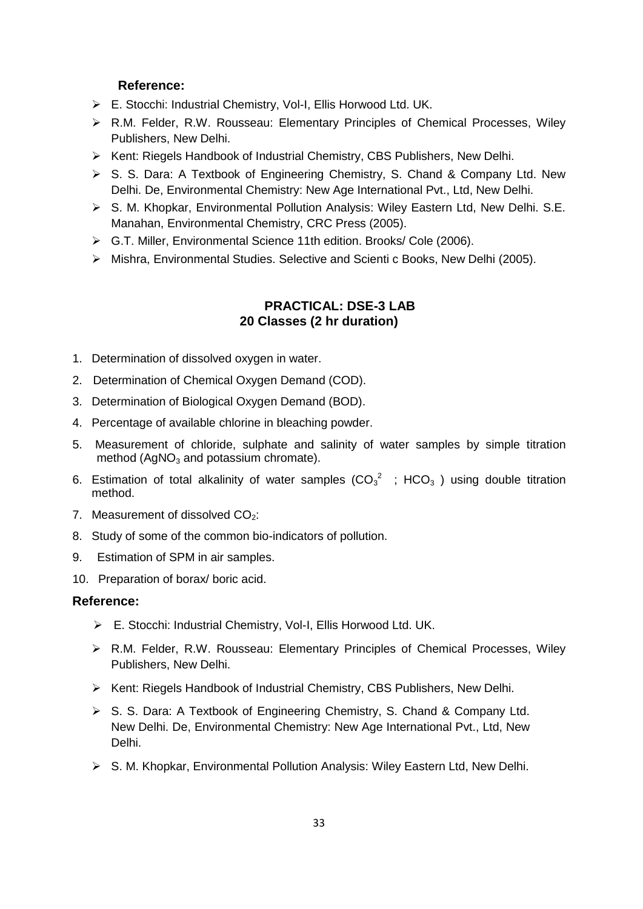**Reference:**

- E. Stocchi: Industrial Chemistry, Vol-I, Ellis Horwood Ltd. UK.
- R.M. Felder, R.W. Rousseau: Elementary Principles of Chemical Processes, Wiley Publishers, New Delhi.
- Kent: Riegels Handbook of Industrial Chemistry, CBS Publishers, New Delhi.
- S. S. Dara: A Textbook of Engineering Chemistry, S. Chand & Company Ltd. New Delhi. De, Environmental Chemistry: New Age International Pvt., Ltd, New Delhi.
- S. M. Khopkar, Environmental Pollution Analysis: Wiley Eastern Ltd, New Delhi. S.E. Manahan, Environmental Chemistry, CRC Press (2005).
- G.T. Miller, Environmental Science 11th edition. Brooks/ Cole (2006).
- Mishra, Environmental Studies. Selective and Scienti c Books, New Delhi (2005).

## PRACTICAL: DSE-3 LAB

**20 Classes (2 hr duration)**

1. Determination of dissolved oxygen in water.
2. Determination of Chemical Oxygen Demand (COD).
3. Determination of Biological Oxygen Demand (BOD).
4. Percentage of available chlorine in bleaching powder.
5. Measurement of chloride, sulphate and salinity of water samples by simple titration method ($AgNO_3$ and potassium chromate).
6. Estimation of total alkalinity of water samples ($CO_3^{2}$ ; $HCO_3$ ) using double titration method.
7. Measurement of dissolved $CO_2$:
8. Study of some of the common bio-indicators of pollution.
9. Estimation of SPM in air samples.
10. Preparation of borax/ boric acid.

**Reference:**

- E. Stocchi: Industrial Chemistry, Vol-I, Ellis Horwood Ltd. UK.
- R.M. Felder, R.W. Rousseau: Elementary Principles of Chemical Processes, Wiley Publishers, New Delhi.
- Kent: Riegels Handbook of Industrial Chemistry, CBS Publishers, New Delhi.
- S. S. Dara: A Textbook of Engineering Chemistry, S. Chand & Company Ltd. New Delhi. De, Environmental Chemistry: New Age International Pvt., Ltd, New Delhi.
- S. M. Khopkar, Environmental Pollution Analysis: Wiley Eastern Ltd, New Delhi.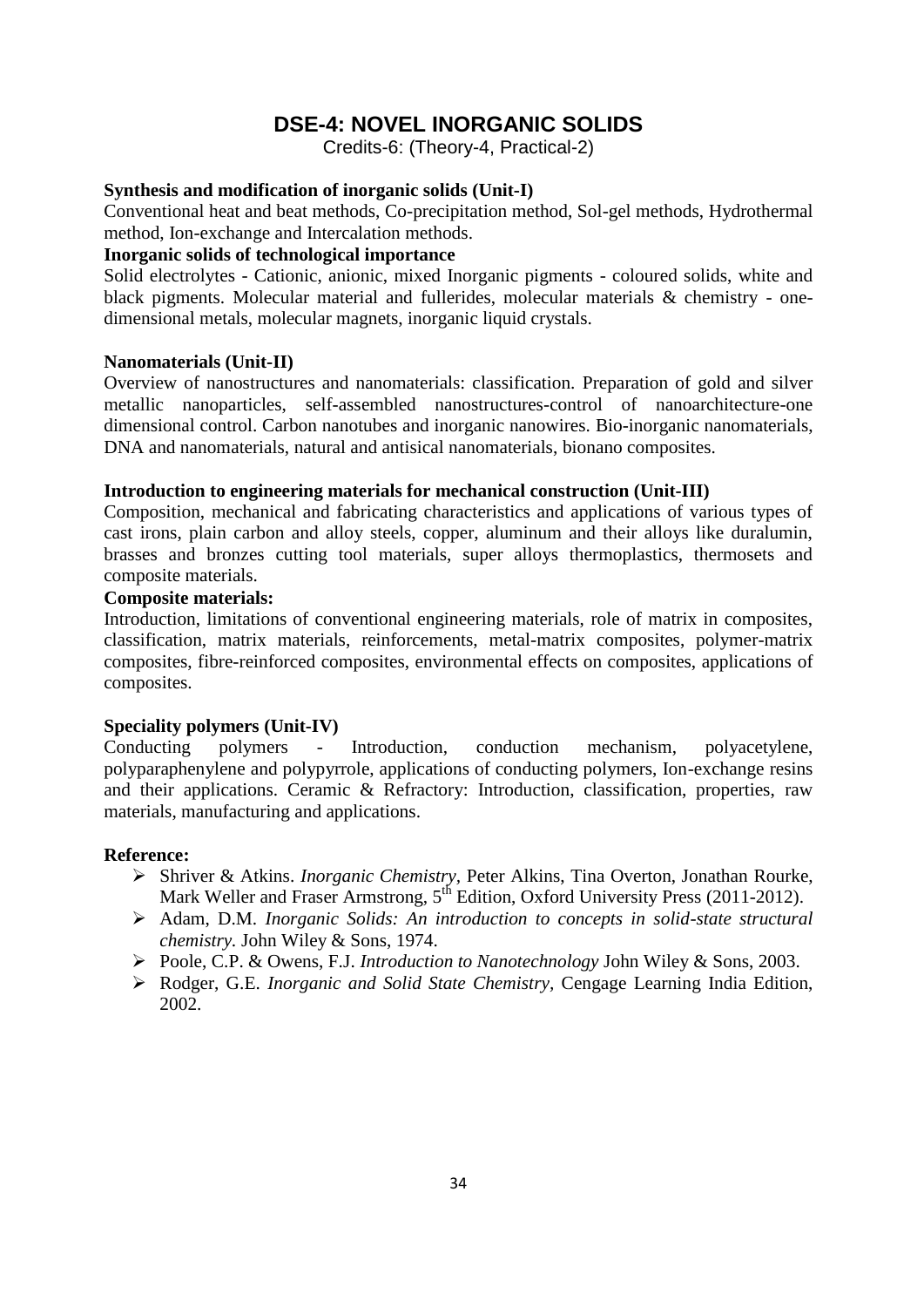# DSE-4: NOVEL INORGANIC SOLIDS

Credits-6: (Theory-4, Practical-2)

**Synthesis and modification of inorganic solids (Unit-I)**

Conventional heat and beat methods, Co-precipitation method, Sol-gel methods, Hydrothermal method, Ion-exchange and Intercalation methods.

**Inorganic solids of technological importance**

Solid electrolytes - Cationic, anionic, mixed Inorganic pigments - coloured solids, white and black pigments. Molecular material and fullerides, molecular materials & chemistry - one-dimensional metals, molecular magnets, inorganic liquid crystals.

**Nanomaterials (Unit-II)**

Overview of nanostructures and nanomaterials: classification. Preparation of gold and silver metallic nanoparticles, self-assembled nanostructures-control of nanoarchitecture-one dimensional control. Carbon nanotubes and inorganic nanowires. Bio-inorganic nanomaterials, DNA and nanomaterials, natural and antisical nanomaterials, bionano composites.

**Introduction to engineering materials for mechanical construction (Unit-III)**

Composition, mechanical and fabricating characteristics and applications of various types of cast irons, plain carbon and alloy steels, copper, aluminum and their alloys like duralumin, brasses and bronzes cutting tool materials, super alloys thermoplastics, thermosets and composite materials.

**Composite materials:**

Introduction, limitations of conventional engineering materials, role of matrix in composites, classification, matrix materials, reinforcements, metal-matrix composites, polymer-matrix composites, fibre-reinforced composites, environmental effects on composites, applications of composites.

**Speciality polymers (Unit-IV)**

Conducting polymers - Introduction, conduction mechanism, polyacetylene, polyparaphenylene and polypyrrole, applications of conducting polymers, Ion-exchange resins and their applications. Ceramic & Refractory: Introduction, classification, properties, raw materials, manufacturing and applications.

**Reference:**

- Shriver & Atkins. *Inorganic Chemistry*, Peter Alkins, Tina Overton, Jonathan Rourke, Mark Weller and Fraser Armstrong, 5th Edition, Oxford University Press (2011-2012).
- Adam, D.M. *Inorganic Solids: An introduction to concepts in solid-state structural chemistry.* John Wiley & Sons, 1974.
- Poole, C.P. & Owens, F.J. *Introduction to Nanotechnology* John Wiley & Sons, 2003.
- Rodger, G.E. *Inorganic and Solid State Chemistry*, Cengage Learning India Edition, 2002.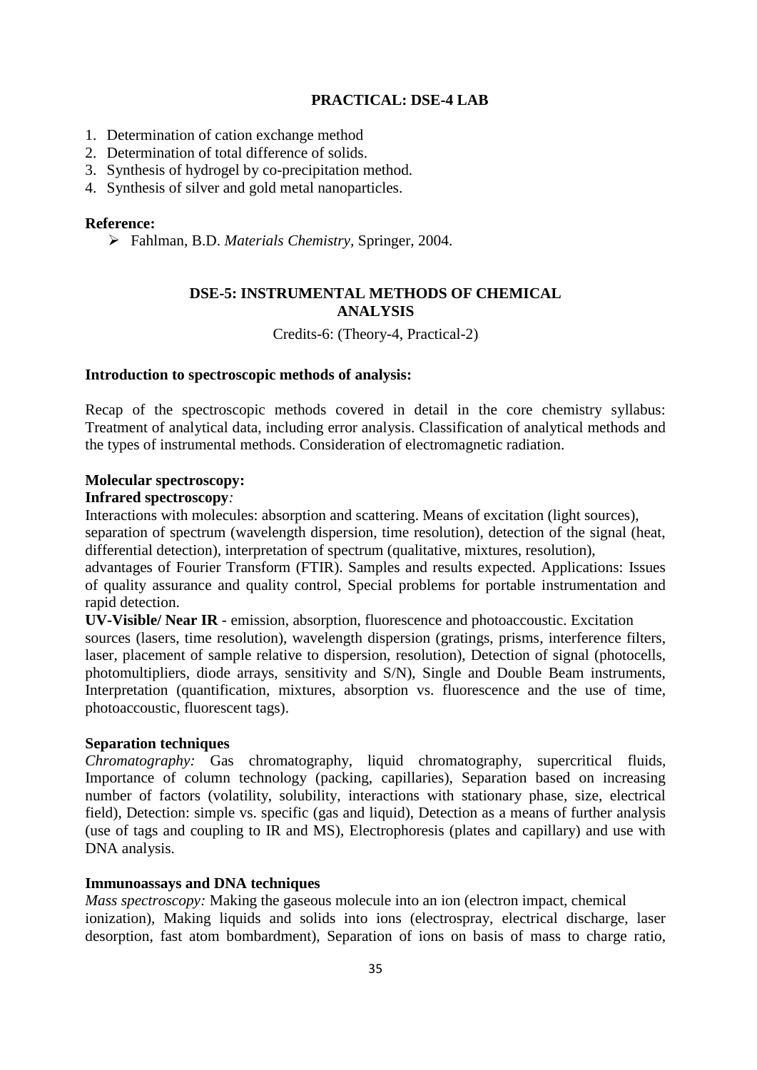**PRACTICAL: DSE-4 LAB**

1. Determination of cation exchange method
2. Determination of total difference of solids.
3. Synthesis of hydrogel by co-precipitation method.
4. Synthesis of silver and gold metal nanoparticles.

**Reference:**

- Fahlman, B.D. *Materials Chemistry*, Springer, 2004.

## DSE-5: INSTRUMENTAL METHODS OF CHEMICAL ANALYSIS

Credits-6: (Theory-4, Practical-2)

**Introduction to spectroscopic methods of analysis:**

Recap of the spectroscopic methods covered in detail in the core chemistry syllabus: Treatment of analytical data, including error analysis. Classification of analytical methods and the types of instrumental methods. Consideration of electromagnetic radiation.

**Molecular spectroscopy:**

**Infrared spectroscopy***:*

Interactions with molecules: absorption and scattering. Means of excitation (light sources), separation of spectrum (wavelength dispersion, time resolution), detection of the signal (heat, differential detection), interpretation of spectrum (qualitative, mixtures, resolution), advantages of Fourier Transform (FTIR). Samples and results expected. Applications: Issues of quality assurance and quality control, Special problems for portable instrumentation and rapid detection.

**UV-Visible/ Near IR** - emission, absorption, fluorescence and photoaccoustic. Excitation sources (lasers, time resolution), wavelength dispersion (gratings, prisms, interference filters, laser, placement of sample relative to dispersion, resolution), Detection of signal (photocells, photomultipliers, diode arrays, sensitivity and S/N), Single and Double Beam instruments, Interpretation (quantification, mixtures, absorption vs. fluorescence and the use of time, photoaccoustic, fluorescent tags).

**Separation techniques**

*Chromatography:* Gas chromatography, liquid chromatography, supercritical fluids, Importance of column technology (packing, capillaries), Separation based on increasing number of factors (volatility, solubility, interactions with stationary phase, size, electrical field), Detection: simple vs. specific (gas and liquid), Detection as a means of further analysis (use of tags and coupling to IR and MS), Electrophoresis (plates and capillary) and use with DNA analysis.

**Immunoassays and DNA techniques**

*Mass spectroscopy:* Making the gaseous molecule into an ion (electron impact, chemical ionization), Making liquids and solids into ions (electrospray, electrical discharge, laser desorption, fast atom bombardment), Separation of ions on basis of mass to charge ratio,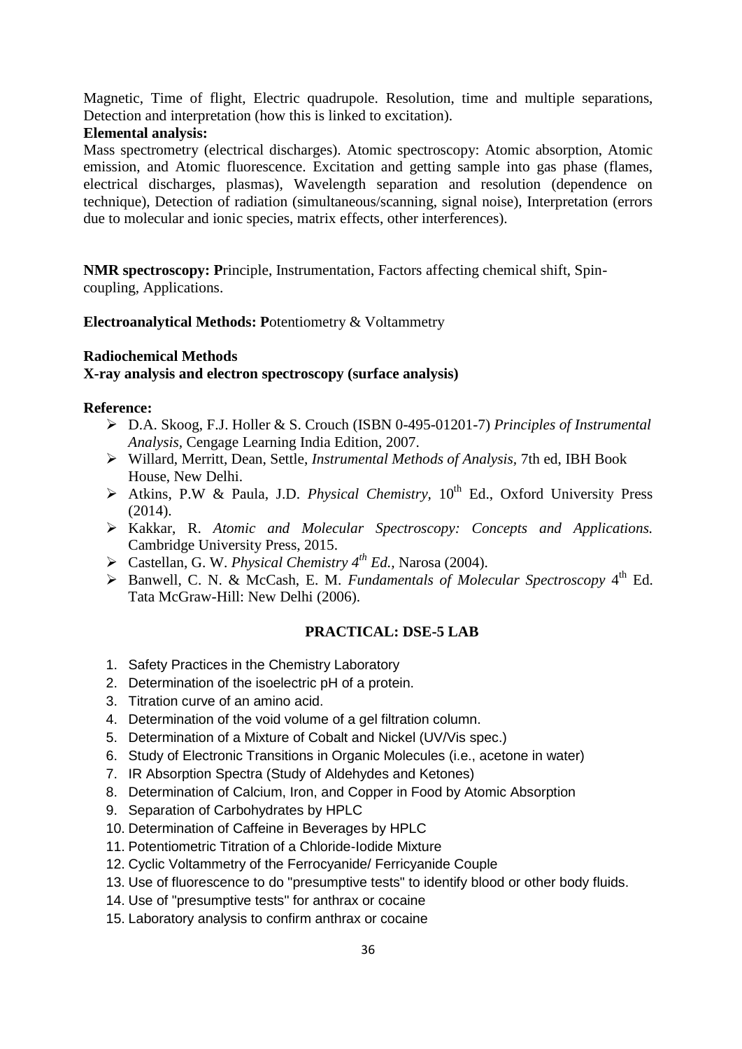Magnetic, Time of flight, Electric quadrupole. Resolution, time and multiple separations, Detection and interpretation (how this is linked to excitation).

**Elemental analysis:**

Mass spectrometry (electrical discharges). Atomic spectroscopy: Atomic absorption, Atomic emission, and Atomic fluorescence. Excitation and getting sample into gas phase (flames, electrical discharges, plasmas), Wavelength separation and resolution (dependence on technique), Detection of radiation (simultaneous/scanning, signal noise), Interpretation (errors due to molecular and ionic species, matrix effects, other interferences).

**NMR spectroscopy: P**rinciple, Instrumentation, Factors affecting chemical shift, Spin-coupling, Applications.

**Electroanalytical Methods: P**otentiometry & Voltammetry

**Radiochemical Methods**

**X-ray analysis and electron spectroscopy (surface analysis)**

**Reference:**

- D.A. Skoog, F.J. Holler & S. Crouch (ISBN 0-495-01201-7) *Principles of Instrumental Analysis*, Cengage Learning India Edition, 2007.
- Willard, Merritt, Dean, Settle, *Instrumental Methods of Analysis,* 7th ed, IBH Book House, New Delhi.
- Atkins, P.W & Paula, J.D. *Physical Chemistry*, 10th Ed., Oxford University Press (2014).
- Kakkar, R. *Atomic and Molecular Spectroscopy: Concepts and Applications.* Cambridge University Press, 2015.
- Castellan, G. W. *Physical Chemistry 4th Ed.*, Narosa (2004).
- Banwell, C. N. & McCash, E. M. *Fundamentals of Molecular Spectroscopy* 4th Ed. Tata McGraw-Hill: New Delhi (2006).

## PRACTICAL: DSE-5 LAB

1. Safety Practices in the Chemistry Laboratory
2. Determination of the isoelectric pH of a protein.
3. Titration curve of an amino acid.
4. Determination of the void volume of a gel filtration column.
5. Determination of a Mixture of Cobalt and Nickel (UV/Vis spec.)
6. Study of Electronic Transitions in Organic Molecules (i.e., acetone in water)
7. IR Absorption Spectra (Study of Aldehydes and Ketones)
8. Determination of Calcium, Iron, and Copper in Food by Atomic Absorption
9. Separation of Carbohydrates by HPLC
10. Determination of Caffeine in Beverages by HPLC
11. Potentiometric Titration of a Chloride-Iodide Mixture
12. Cyclic Voltammetry of the Ferrocyanide/ Ferricyanide Couple
13. Use of fluorescence to do "presumptive tests" to identify blood or other body fluids.
14. Use of "presumptive tests" for anthrax or cocaine
15. Laboratory analysis to confirm anthrax or cocaine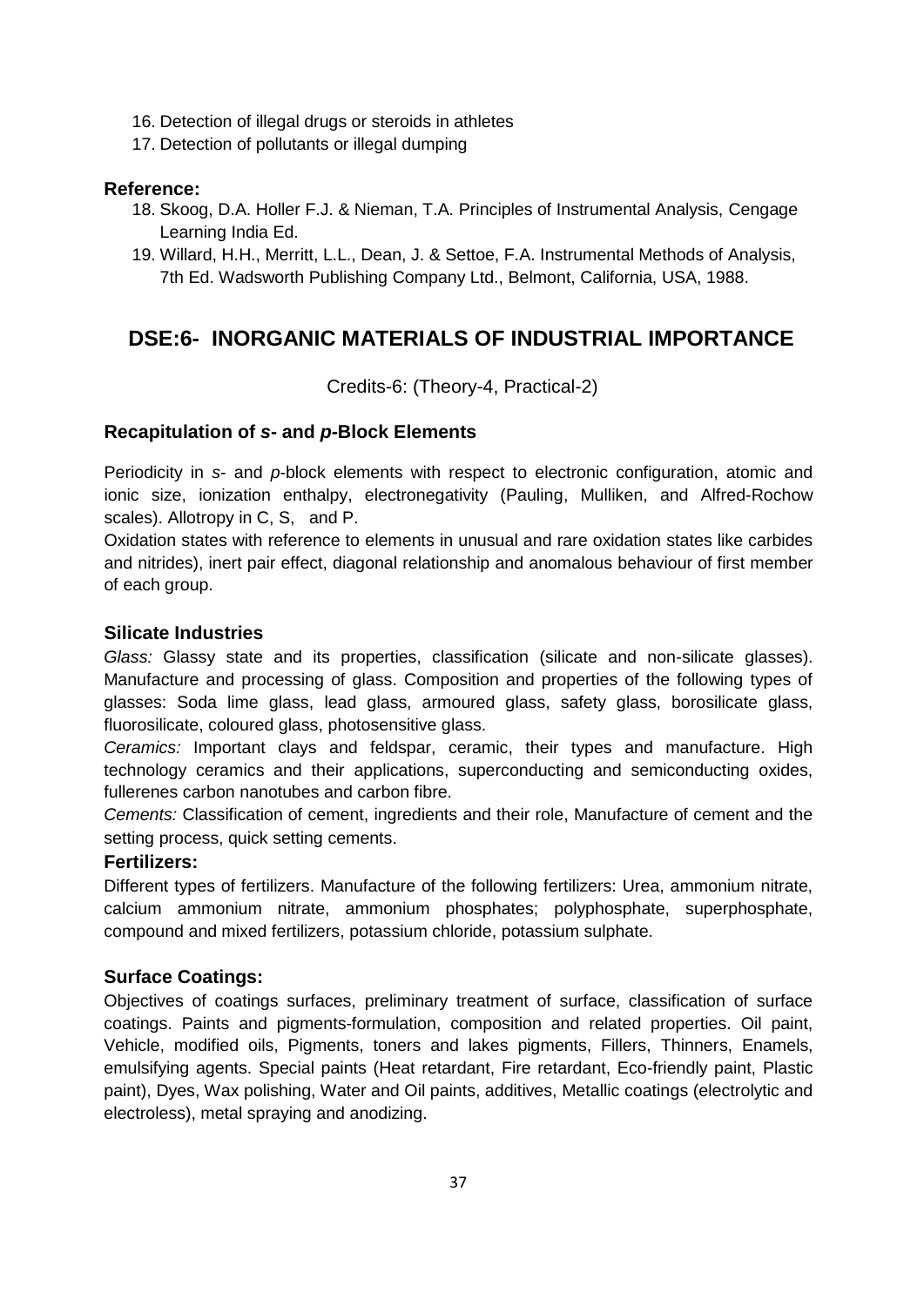16. Detection of illegal drugs or steroids in athletes
17. Detection of pollutants or illegal dumping

**Reference:**

18. Skoog, D.A. Holler F.J. & Nieman, T.A. Principles of Instrumental Analysis, Cengage Learning India Ed.
19. Willard, H.H., Merritt, L.L., Dean, J. & Settoe, F.A. Instrumental Methods of Analysis, 7th Ed. Wadsworth Publishing Company Ltd., Belmont, California, USA, 1988.

## DSE:6- INORGANIC MATERIALS OF INDUSTRIAL IMPORTANCE

Credits-6: (Theory-4, Practical-2)

### Recapitulation of *s*- and *p*-Block Elements

Periodicity in *s*- and *p*-block elements with respect to electronic configuration, atomic and ionic size, ionization enthalpy, electronegativity (Pauling, Mulliken, and Alfred-Rochow scales). Allotropy in C, S, and P.

Oxidation states with reference to elements in unusual and rare oxidation states like carbides and nitrides), inert pair effect, diagonal relationship and anomalous behaviour of first member of each group.

### Silicate Industries

*Glass:* Glassy state and its properties, classification (silicate and non-silicate glasses). Manufacture and processing of glass. Composition and properties of the following types of glasses: Soda lime glass, lead glass, armoured glass, safety glass, borosilicate glass, fluorosilicate, coloured glass, photosensitive glass.

*Ceramics:* Important clays and feldspar, ceramic, their types and manufacture. High technology ceramics and their applications, superconducting and semiconducting oxides, fullerenes carbon nanotubes and carbon fibre.

*Cements:* Classification of cement, ingredients and their role, Manufacture of cement and the setting process, quick setting cements.

### Fertilizers:

Different types of fertilizers. Manufacture of the following fertilizers: Urea, ammonium nitrate, calcium ammonium nitrate, ammonium phosphates; polyphosphate, superphosphate, compound and mixed fertilizers, potassium chloride, potassium sulphate.

### Surface Coatings:

Objectives of coatings surfaces, preliminary treatment of surface, classification of surface coatings. Paints and pigments-formulation, composition and related properties. Oil paint, Vehicle, modified oils, Pigments, toners and lakes pigments, Fillers, Thinners, Enamels, emulsifying agents. Special paints (Heat retardant, Fire retardant, Eco-friendly paint, Plastic paint), Dyes, Wax polishing, Water and Oil paints, additives, Metallic coatings (electrolytic and electroless), metal spraying and anodizing.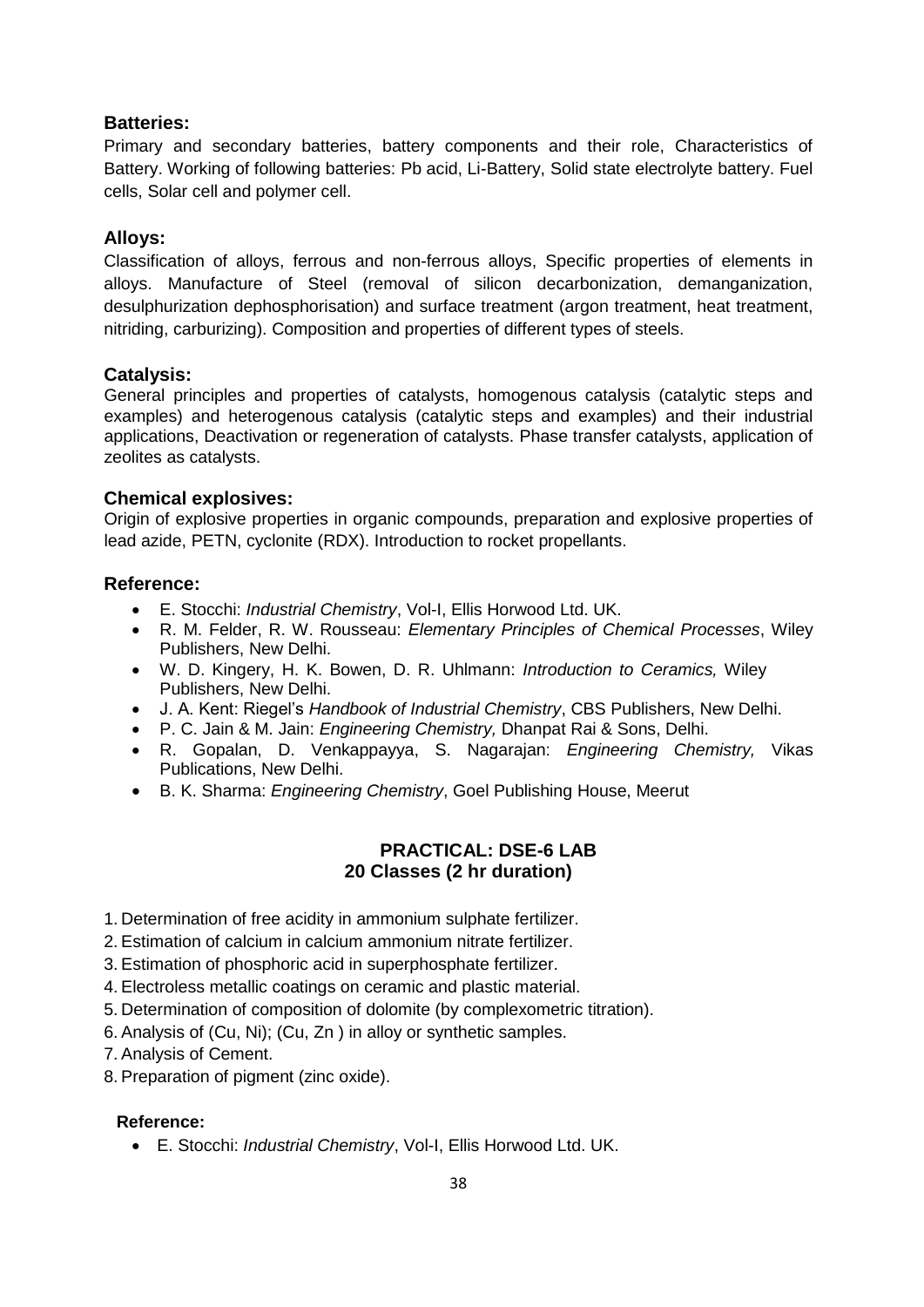### Batteries:

Primary and secondary batteries, battery components and their role, Characteristics of Battery. Working of following batteries: Pb acid, Li-Battery, Solid state electrolyte battery. Fuel cells, Solar cell and polymer cell.

### Alloys:

Classification of alloys, ferrous and non-ferrous alloys, Specific properties of elements in alloys. Manufacture of Steel (removal of silicon decarbonization, demanganization, desulphurization dephosphorisation) and surface treatment (argon treatment, heat treatment, nitriding, carburizing). Composition and properties of different types of steels.

### Catalysis:

General principles and properties of catalysts, homogenous catalysis (catalytic steps and examples) and heterogenous catalysis (catalytic steps and examples) and their industrial applications, Deactivation or regeneration of catalysts. Phase transfer catalysts, application of zeolites as catalysts.

### Chemical explosives:

Origin of explosive properties in organic compounds, preparation and explosive properties of lead azide, PETN, cyclonite (RDX). Introduction to rocket propellants.

### Reference:

- E. Stocchi: *Industrial Chemistry*, Vol-I, Ellis Horwood Ltd. UK.
- R. M. Felder, R. W. Rousseau: *Elementary Principles of Chemical Processes*, Wiley Publishers, New Delhi.
- W. D. Kingery, H. K. Bowen, D. R. Uhlmann: *Introduction to Ceramics,* Wiley Publishers, New Delhi.
- J. A. Kent: Riegel's *Handbook of Industrial Chemistry*, CBS Publishers, New Delhi.
- P. C. Jain & M. Jain: *Engineering Chemistry,* Dhanpat Rai & Sons, Delhi.
- R. Gopalan, D. Venkappayya, S. Nagarajan: *Engineering Chemistry,* Vikas Publications, New Delhi.
- B. K. Sharma: *Engineering Chemistry*, Goel Publishing House, Meerut

## PRACTICAL: DSE-6 LAB
**20 Classes (2 hr duration)**

1. Determination of free acidity in ammonium sulphate fertilizer.
2. Estimation of calcium in calcium ammonium nitrate fertilizer.
3. Estimation of phosphoric acid in superphosphate fertilizer.
4. Electroless metallic coatings on ceramic and plastic material.
5. Determination of composition of dolomite (by complexometric titration).
6. Analysis of (Cu, Ni); (Cu, Zn ) in alloy or synthetic samples.
7. Analysis of Cement.
8. Preparation of pigment (zinc oxide).

### Reference:

- E. Stocchi: *Industrial Chemistry*, Vol-I, Ellis Horwood Ltd. UK.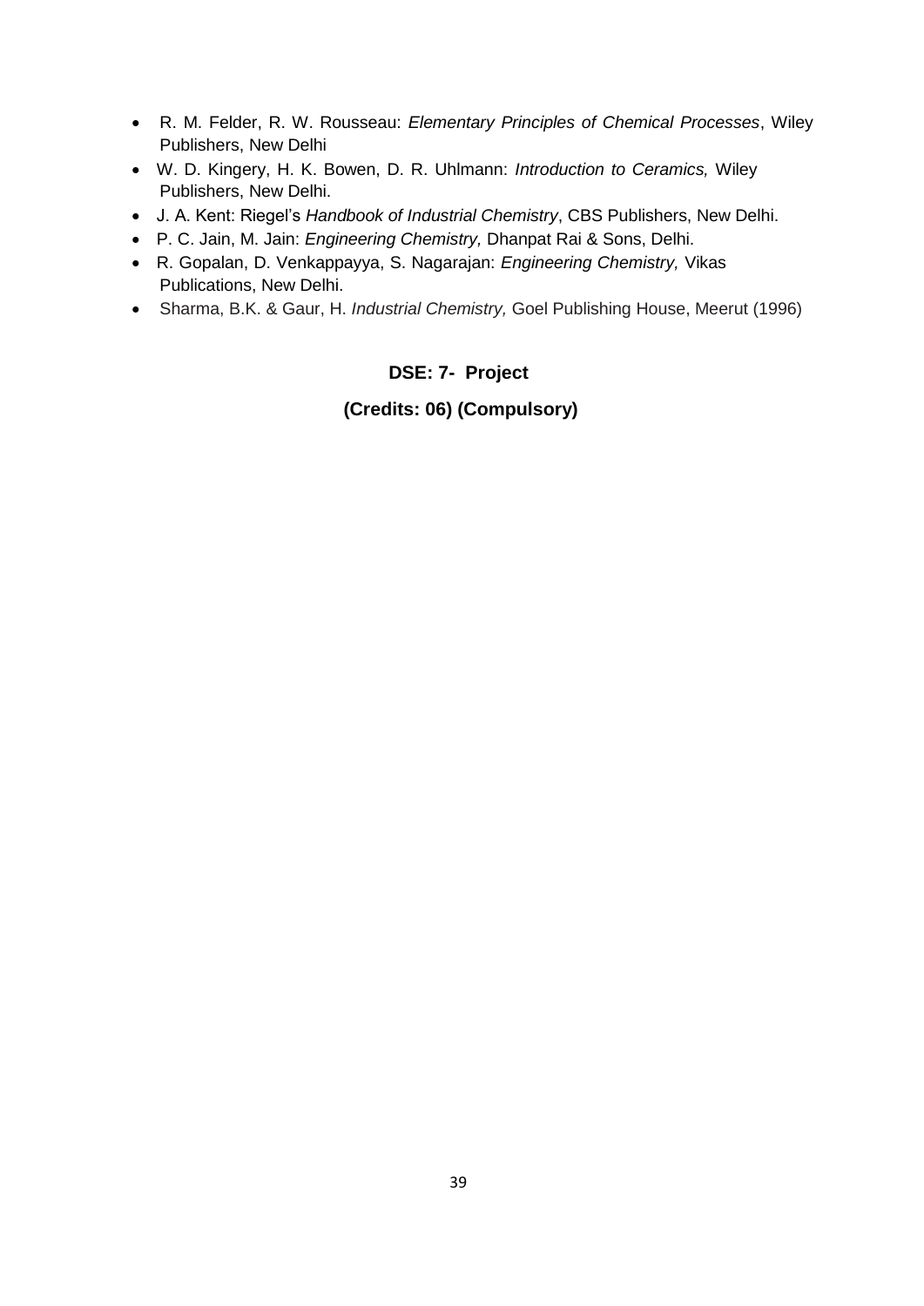- R. M. Felder, R. W. Rousseau: *Elementary Principles of Chemical Processes*, Wiley Publishers, New Delhi
- W. D. Kingery, H. K. Bowen, D. R. Uhlmann: *Introduction to Ceramics,* Wiley Publishers, New Delhi.
- J. A. Kent: Riegel's *Handbook of Industrial Chemistry*, CBS Publishers, New Delhi.
- P. C. Jain, M. Jain: *Engineering Chemistry,* Dhanpat Rai & Sons, Delhi.
- R. Gopalan, D. Venkappayya, S. Nagarajan: *Engineering Chemistry,* Vikas Publications, New Delhi.
- Sharma, B.K. & Gaur, H. *Industrial Chemistry,* Goel Publishing House, Meerut (1996)

## DSE: 7- Project

### (Credits: 06) (Compulsory)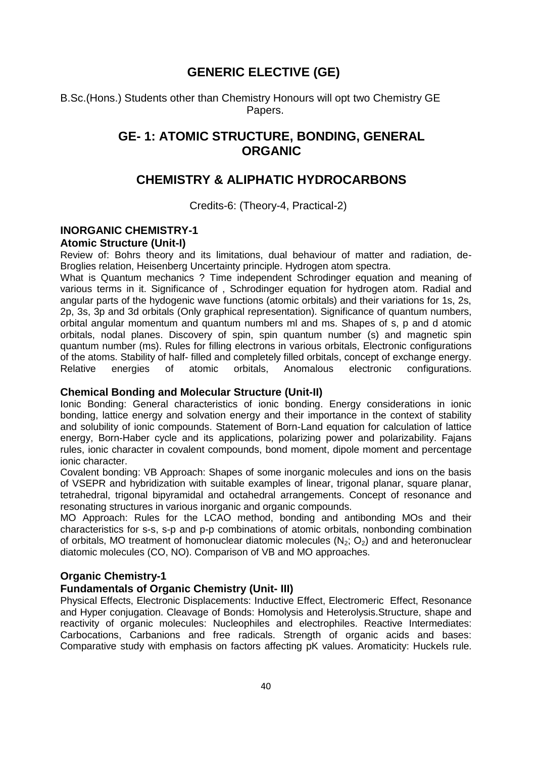# GENERIC ELECTIVE (GE)

B.Sc.(Hons.) Students other than Chemistry Honours will opt two Chemistry GE Papers.

## GE- 1: ATOMIC STRUCTURE, BONDING, GENERAL ORGANIC

## CHEMISTRY & ALIPHATIC HYDROCARBONS

Credits-6: (Theory-4, Practical-2)

### INORGANIC CHEMISTRY-1

**Atomic Structure (Unit-I)**

Review of: Bohrs theory and its limitations, dual behaviour of matter and radiation, de-Broglies relation, Heisenberg Uncertainty principle. Hydrogen atom spectra.

What is Quantum mechanics ? Time independent Schrodinger equation and meaning of various terms in it. Significance of , Schrodinger equation for hydrogen atom. Radial and angular parts of the hydogenic wave functions (atomic orbitals) and their variations for 1s, 2s, 2p, 3s, 3p and 3d orbitals (Only graphical representation). Significance of quantum numbers, orbital angular momentum and quantum numbers ml and ms. Shapes of s, p and d atomic orbitals, nodal planes. Discovery of spin, spin quantum number (s) and magnetic spin quantum number (ms). Rules for filling electrons in various orbitals, Electronic configurations of the atoms. Stability of half- filled and completely filled orbitals, concept of exchange energy. Relative energies of atomic orbitals, Anomalous electronic configurations.

**Chemical Bonding and Molecular Structure (Unit-II)**

Ionic Bonding: General characteristics of ionic bonding. Energy considerations in ionic bonding, lattice energy and solvation energy and their importance in the context of stability and solubility of ionic compounds. Statement of Born-Land equation for calculation of lattice energy, Born-Haber cycle and its applications, polarizing power and polarizability. Fajans rules, ionic character in covalent compounds, bond moment, dipole moment and percentage ionic character.

Covalent bonding: VB Approach: Shapes of some inorganic molecules and ions on the basis of VSEPR and hybridization with suitable examples of linear, trigonal planar, square planar, tetrahedral, trigonal bipyramidal and octahedral arrangements. Concept of resonance and resonating structures in various inorganic and organic compounds.

MO Approach: Rules for the LCAO method, bonding and antibonding MOs and their characteristics for s-s, s-p and p-p combinations of atomic orbitals, nonbonding combination of orbitals, MO treatment of homonuclear diatomic molecules ($N_2$; $O_2$) and and heteronuclear diatomic molecules (CO, NO). Comparison of VB and MO approaches.

### Organic Chemistry-1

**Fundamentals of Organic Chemistry (Unit- III)**

Physical Effects, Electronic Displacements: Inductive Effect, Electromeric Effect, Resonance and Hyper conjugation. Cleavage of Bonds: Homolysis and Heterolysis.Structure, shape and reactivity of organic molecules: Nucleophiles and electrophiles. Reactive Intermediates: Carbocations, Carbanions and free radicals. Strength of organic acids and bases: Comparative study with emphasis on factors affecting pK values. Aromaticity: Huckels rule.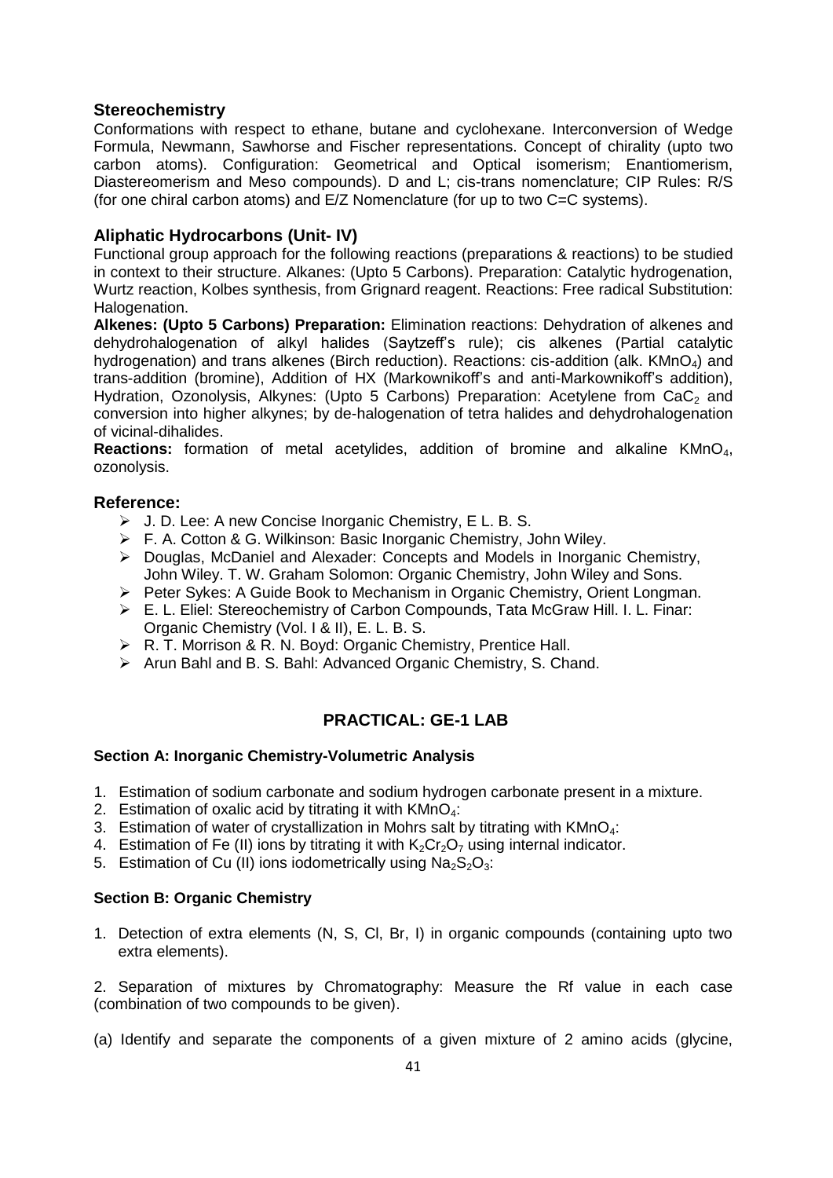### Stereochemistry

Conformations with respect to ethane, butane and cyclohexane. Interconversion of Wedge Formula, Newmann, Sawhorse and Fischer representations. Concept of chirality (upto two carbon atoms). Configuration: Geometrical and Optical isomerism; Enantiomerism, Diastereomerism and Meso compounds). D and L; cis-trans nomenclature; CIP Rules: R/S (for one chiral carbon atoms) and E/Z Nomenclature (for up to two C=C systems).

### Aliphatic Hydrocarbons (Unit- IV)

Functional group approach for the following reactions (preparations & reactions) to be studied in context to their structure. Alkanes: (Upto 5 Carbons). Preparation: Catalytic hydrogenation, Wurtz reaction, Kolbes synthesis, from Grignard reagent. Reactions: Free radical Substitution: Halogenation.

**Alkenes: (Upto 5 Carbons) Preparation:** Elimination reactions: Dehydration of alkenes and dehydrohalogenation of alkyl halides (Saytzeff's rule); cis alkenes (Partial catalytic hydrogenation) and trans alkenes (Birch reduction). Reactions: cis-addition (alk. $KMnO_4$) and trans-addition (bromine), Addition of HX (Markownikoff's and anti-Markownikoff's addition), Hydration, Ozonolysis, Alkynes: (Upto 5 Carbons) Preparation: Acetylene from $CaC_2$ and conversion into higher alkynes; by de-halogenation of tetra halides and dehydrohalogenation of vicinal-dihalides.

**Reactions:** formation of metal acetylides, addition of bromine and alkaline $KMnO_4$, ozonolysis.

### Reference:

- J. D. Lee: A new Concise Inorganic Chemistry, E L. B. S.
- F. A. Cotton & G. Wilkinson: Basic Inorganic Chemistry, John Wiley.
- Douglas, McDaniel and Alexader: Concepts and Models in Inorganic Chemistry, John Wiley. T. W. Graham Solomon: Organic Chemistry, John Wiley and Sons.
- Peter Sykes: A Guide Book to Mechanism in Organic Chemistry, Orient Longman.
- E. L. Eliel: Stereochemistry of Carbon Compounds, Tata McGraw Hill. I. L. Finar: Organic Chemistry (Vol. I & II), E. L. B. S.
- R. T. Morrison & R. N. Boyd: Organic Chemistry, Prentice Hall.
- Arun Bahl and B. S. Bahl: Advanced Organic Chemistry, S. Chand.

## PRACTICAL: GE-1 LAB

**Section A: Inorganic Chemistry-Volumetric Analysis**

1. Estimation of sodium carbonate and sodium hydrogen carbonate present in a mixture.
2. Estimation of oxalic acid by titrating it with $KMnO_4$:
3. Estimation of water of crystallization in Mohrs salt by titrating with $KMnO_4$:
4. Estimation of Fe (II) ions by titrating it with $K_2Cr_2O_7$ using internal indicator.
5. Estimation of Cu (II) ions iodometrically using $Na_2S_2O_3$:

**Section B: Organic Chemistry**

1. Detection of extra elements (N, S, Cl, Br, I) in organic compounds (containing upto two extra elements).

2. Separation of mixtures by Chromatography: Measure the Rf value in each case (combination of two compounds to be given).

(a) Identify and separate the components of a given mixture of 2 amino acids (glycine,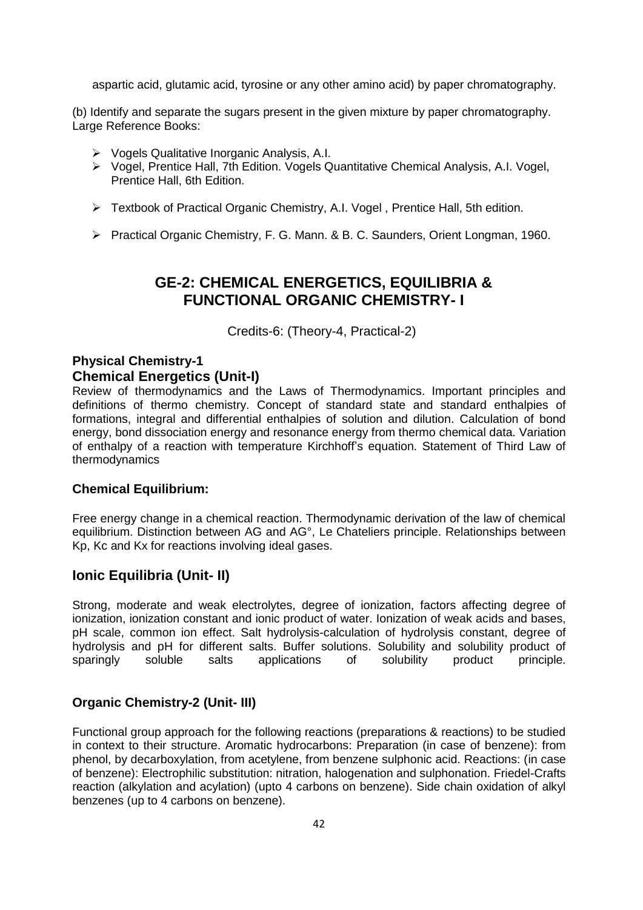aspartic acid, glutamic acid, tyrosine or any other amino acid) by paper chromatography.

(b) Identify and separate the sugars present in the given mixture by paper chromatography.
Large Reference Books:

- Vogels Qualitative Inorganic Analysis, A.I.
- Vogel, Prentice Hall, 7th Edition. Vogels Quantitative Chemical Analysis, A.I. Vogel, Prentice Hall, 6th Edition.
- Textbook of Practical Organic Chemistry, A.I. Vogel , Prentice Hall, 5th edition.
- Practical Organic Chemistry, F. G. Mann. & B. C. Saunders, Orient Longman, 1960.

## GE-2: CHEMICAL ENERGETICS, EQUILIBRIA & FUNCTIONAL ORGANIC CHEMISTRY- I

Credits-6: (Theory-4, Practical-2)

### Physical Chemistry-1

### Chemical Energetics (Unit-I)

Review of thermodynamics and the Laws of Thermodynamics. Important principles and definitions of thermo chemistry. Concept of standard state and standard enthalpies of formations, integral and differential enthalpies of solution and dilution. Calculation of bond energy, bond dissociation energy and resonance energy from thermo chemical data. Variation of enthalpy of a reaction with temperature Kirchhoff's equation. Statement of Third Law of thermodynamics

### Chemical Equilibrium:

Free energy change in a chemical reaction. Thermodynamic derivation of the law of chemical equilibrium. Distinction between AG and AG°, Le Chateliers principle. Relationships between Kp, Kc and Kx for reactions involving ideal gases.

### Ionic Equilibria (Unit- II)

Strong, moderate and weak electrolytes, degree of ionization, factors affecting degree of ionization, ionization constant and ionic product of water. Ionization of weak acids and bases, pH scale, common ion effect. Salt hydrolysis-calculation of hydrolysis constant, degree of hydrolysis and pH for different salts. Buffer solutions. Solubility and solubility product of sparingly soluble salts applications of solubility product principle.

### Organic Chemistry-2 (Unit- III)

Functional group approach for the following reactions (preparations & reactions) to be studied in context to their structure. Aromatic hydrocarbons: Preparation (in case of benzene): from phenol, by decarboxylation, from acetylene, from benzene sulphonic acid. Reactions: (in case of benzene): Electrophilic substitution: nitration, halogenation and sulphonation. Friedel-Crafts reaction (alkylation and acylation) (upto 4 carbons on benzene). Side chain oxidation of alkyl benzenes (up to 4 carbons on benzene).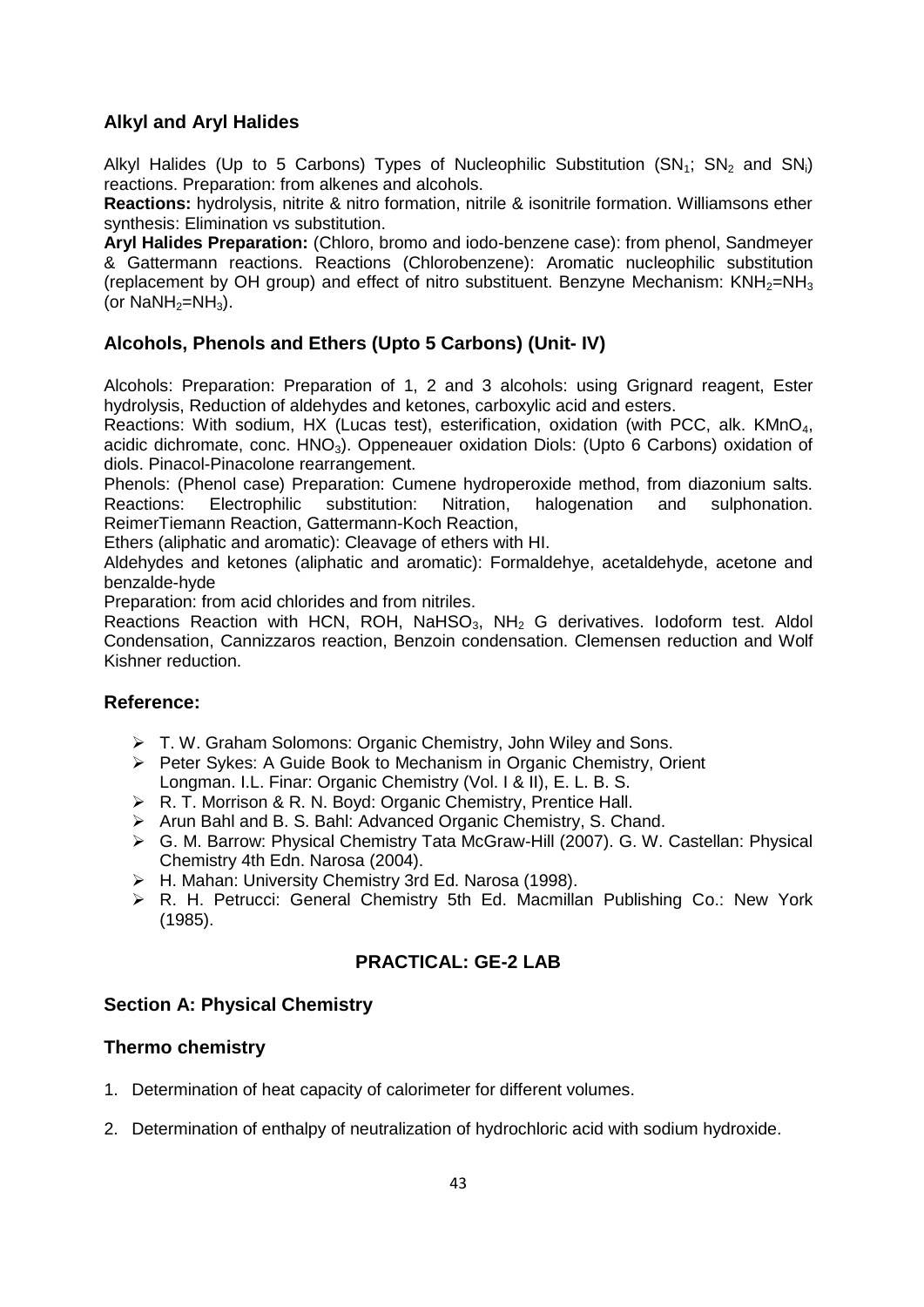## Alkyl and Aryl Halides

Alkyl Halides (Up to 5 Carbons) Types of Nucleophilic Substitution ($SN_1$; $SN_2$ and $SN_i$) reactions. Preparation: from alkenes and alcohols.

**Reactions:** hydrolysis, nitrite & nitro formation, nitrile & isonitrile formation. Williamsons ether synthesis: Elimination vs substitution.

**Aryl Halides Preparation:** (Chloro, bromo and iodo-benzene case): from phenol, Sandmeyer & Gattermann reactions. Reactions (Chlorobenzene): Aromatic nucleophilic substitution (replacement by OH group) and effect of nitro substituent. Benzyne Mechanism: $KNH_2$=$NH_3$ (or $NaNH_2$=$NH_3$).

## Alcohols, Phenols and Ethers (Upto 5 Carbons) (Unit- IV)

Alcohols: Preparation: Preparation of 1, 2 and 3 alcohols: using Grignard reagent, Ester hydrolysis, Reduction of aldehydes and ketones, carboxylic acid and esters.

Reactions: With sodium, HX (Lucas test), esterification, oxidation (with PCC, alk. $KMnO_4$, acidic dichromate, conc. $HNO_3$). Oppeneauer oxidation Diols: (Upto 6 Carbons) oxidation of diols. Pinacol-Pinacolone rearrangement.

Phenols: (Phenol case) Preparation: Cumene hydroperoxide method, from diazonium salts. Reactions: Electrophilic substitution: Nitration, halogenation and sulphonation. ReimerTiemann Reaction, Gattermann-Koch Reaction,

Ethers (aliphatic and aromatic): Cleavage of ethers with HI.

Aldehydes and ketones (aliphatic and aromatic): Formaldehye, acetaldehyde, acetone and benzalde-hyde

Preparation: from acid chlorides and from nitriles.

Reactions Reaction with HCN, ROH, $NaHSO_3$, $NH_2$ G derivatives. Iodoform test. Aldol Condensation, Cannizzaros reaction, Benzoin condensation. Clemensen reduction and Wolf Kishner reduction.

## Reference:

- T. W. Graham Solomons: Organic Chemistry, John Wiley and Sons.
- Peter Sykes: A Guide Book to Mechanism in Organic Chemistry, Orient Longman. I.L. Finar: Organic Chemistry (Vol. I & II), E. L. B. S.
- R. T. Morrison & R. N. Boyd: Organic Chemistry, Prentice Hall.
- Arun Bahl and B. S. Bahl: Advanced Organic Chemistry, S. Chand.
- G. M. Barrow: Physical Chemistry Tata McGraw-Hill (2007). G. W. Castellan: Physical Chemistry 4th Edn. Narosa (2004).
- H. Mahan: University Chemistry 3rd Ed. Narosa (1998).
- R. H. Petrucci: General Chemistry 5th Ed. Macmillan Publishing Co.: New York (1985).

## PRACTICAL: GE-2 LAB

### Section A: Physical Chemistry

### Thermo chemistry

1. Determination of heat capacity of calorimeter for different volumes.
2. Determination of enthalpy of neutralization of hydrochloric acid with sodium hydroxide.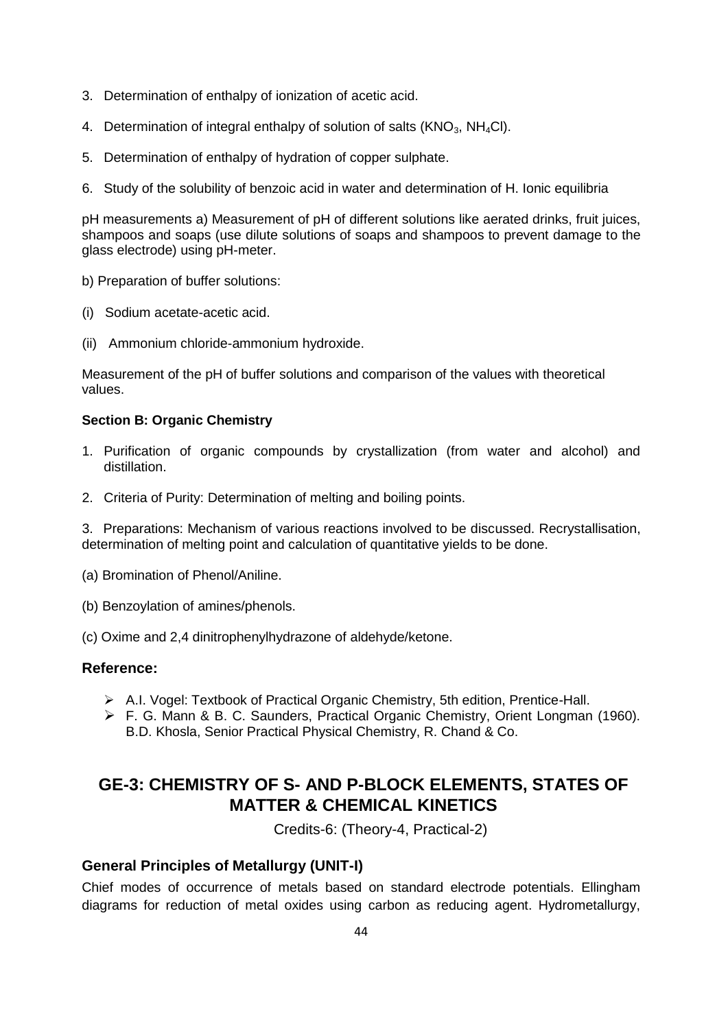3. Determination of enthalpy of ionization of acetic acid.

4. Determination of integral enthalpy of solution of salts ($KNO_3$, $NH_4Cl$).

5. Determination of enthalpy of hydration of copper sulphate.

6. Study of the solubility of benzoic acid in water and determination of H. Ionic equilibria

pH measurements a) Measurement of pH of different solutions like aerated drinks, fruit juices, shampoos and soaps (use dilute solutions of soaps and shampoos to prevent damage to the glass electrode) using pH-meter.

b) Preparation of buffer solutions:

(i) Sodium acetate-acetic acid.

(ii) Ammonium chloride-ammonium hydroxide.

Measurement of the pH of buffer solutions and comparison of the values with theoretical values.

**Section B: Organic Chemistry**

1. Purification of organic compounds by crystallization (from water and alcohol) and distillation.

2. Criteria of Purity: Determination of melting and boiling points.

3. Preparations: Mechanism of various reactions involved to be discussed. Recrystallisation, determination of melting point and calculation of quantitative yields to be done.

(a) Bromination of Phenol/Aniline.

(b) Benzoylation of amines/phenols.

(c) Oxime and 2,4 dinitrophenylhydrazone of aldehyde/ketone.

### Reference:

- A.I. Vogel: Textbook of Practical Organic Chemistry, 5th edition, Prentice-Hall.
- F. G. Mann & B. C. Saunders, Practical Organic Chemistry, Orient Longman (1960). B.D. Khosla, Senior Practical Physical Chemistry, R. Chand & Co.

## GE-3: CHEMISTRY OF S- AND P-BLOCK ELEMENTS, STATES OF MATTER & CHEMICAL KINETICS

Credits-6: (Theory-4, Practical-2)

### General Principles of Metallurgy (UNIT-I)

Chief modes of occurrence of metals based on standard electrode potentials. Ellingham diagrams for reduction of metal oxides using carbon as reducing agent. Hydrometallurgy,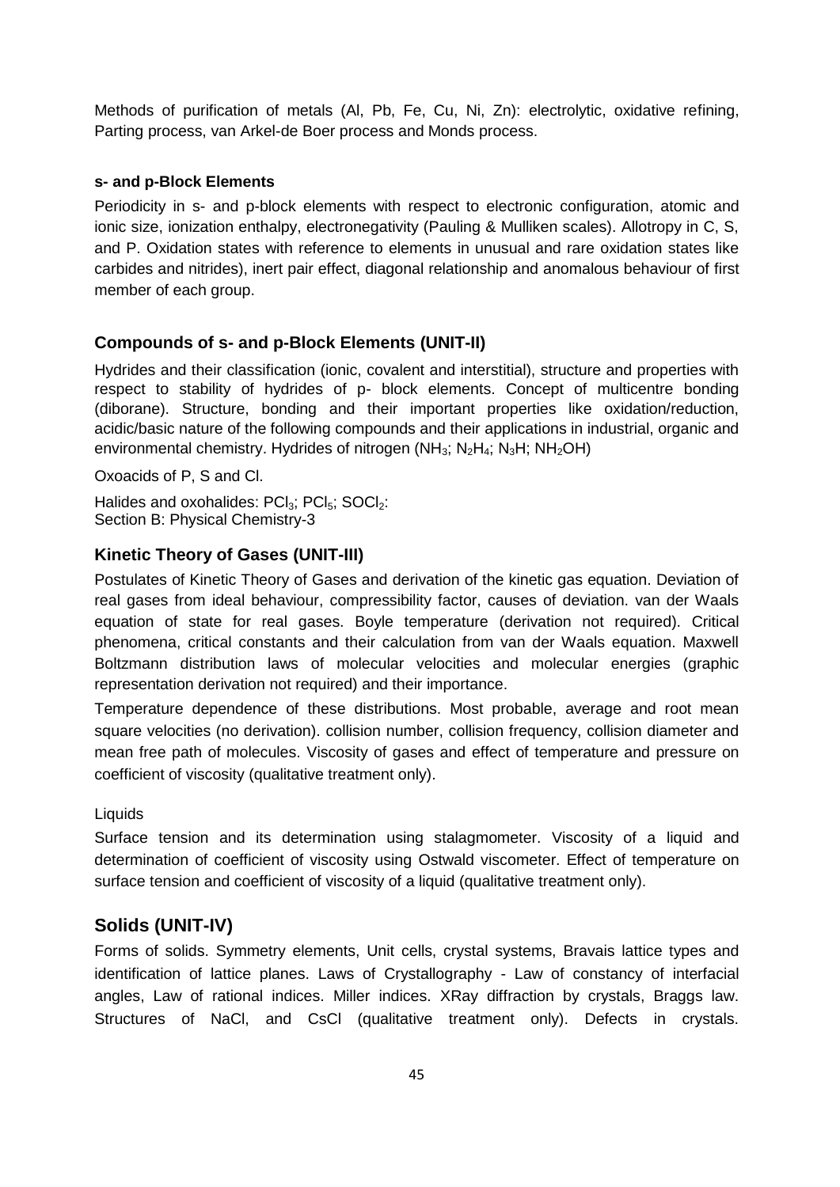Methods of purification of metals (Al, Pb, Fe, Cu, Ni, Zn): electrolytic, oxidative refining, Parting process, van Arkel-de Boer process and Monds process.

**s- and p-Block Elements**

Periodicity in s- and p-block elements with respect to electronic configuration, atomic and ionic size, ionization enthalpy, electronegativity (Pauling & Mulliken scales). Allotropy in C, S, and P. Oxidation states with reference to elements in unusual and rare oxidation states like carbides and nitrides), inert pair effect, diagonal relationship and anomalous behaviour of first member of each group.

## Compounds of s- and p-Block Elements (UNIT-II)

Hydrides and their classification (ionic, covalent and interstitial), structure and properties with respect to stability of hydrides of p- block elements. Concept of multicentre bonding (diborane). Structure, bonding and their important properties like oxidation/reduction, acidic/basic nature of the following compounds and their applications in industrial, organic and environmental chemistry. Hydrides of nitrogen ($NH_3$; $N_2H_4$; $N_3H$; $NH_2OH$)

Oxoacids of P, S and Cl.

Halides and oxohalides: $PCl_3$; $PCl_5$; $SOCl_2$:
Section B: Physical Chemistry-3

## Kinetic Theory of Gases (UNIT-III)

Postulates of Kinetic Theory of Gases and derivation of the kinetic gas equation. Deviation of real gases from ideal behaviour, compressibility factor, causes of deviation. van der Waals equation of state for real gases. Boyle temperature (derivation not required). Critical phenomena, critical constants and their calculation from van der Waals equation. Maxwell Boltzmann distribution laws of molecular velocities and molecular energies (graphic representation derivation not required) and their importance.

Temperature dependence of these distributions. Most probable, average and root mean square velocities (no derivation). collision number, collision frequency, collision diameter and mean free path of molecules. Viscosity of gases and effect of temperature and pressure on coefficient of viscosity (qualitative treatment only).

Liquids

Surface tension and its determination using stalagmometer. Viscosity of a liquid and determination of coefficient of viscosity using Ostwald viscometer. Effect of temperature on surface tension and coefficient of viscosity of a liquid (qualitative treatment only).

## Solids (UNIT-IV)

Forms of solids. Symmetry elements, Unit cells, crystal systems, Bravais lattice types and identification of lattice planes. Laws of Crystallography - Law of constancy of interfacial angles, Law of rational indices. Miller indices. XRay diffraction by crystals, Braggs law. Structures of NaCl, and CsCl (qualitative treatment only). Defects in crystals.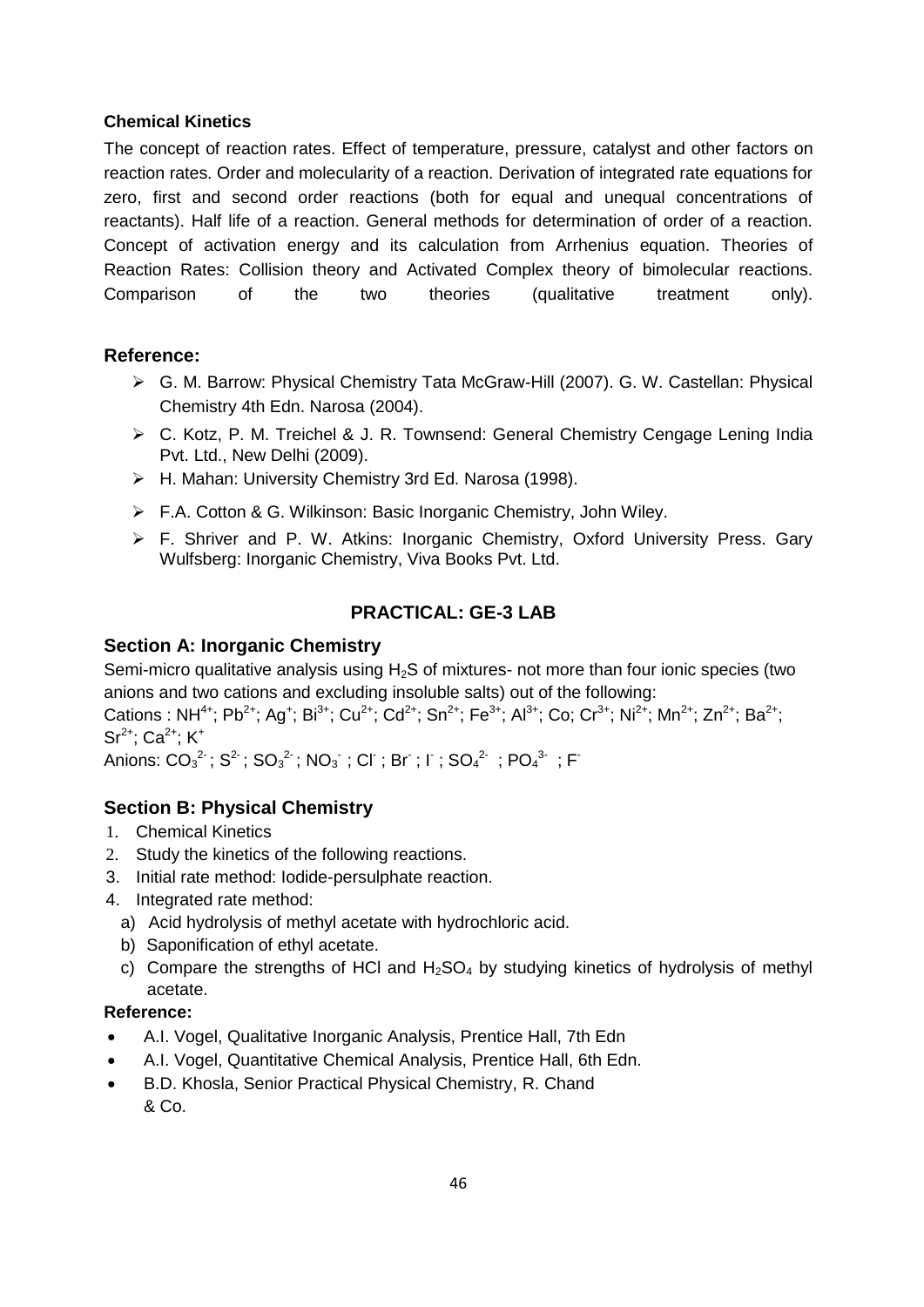**Chemical Kinetics**

The concept of reaction rates. Effect of temperature, pressure, catalyst and other factors on reaction rates. Order and molecularity of a reaction. Derivation of integrated rate equations for zero, first and second order reactions (both for equal and unequal concentrations of reactants). Half life of a reaction. General methods for determination of order of a reaction. Concept of activation energy and its calculation from Arrhenius equation. Theories of Reaction Rates: Collision theory and Activated Complex theory of bimolecular reactions. Comparison of the two theories (qualitative treatment only).

### Reference:

- G. M. Barrow: Physical Chemistry Tata McGraw-Hill (2007). G. W. Castellan: Physical Chemistry 4th Edn. Narosa (2004).
- C. Kotz, P. M. Treichel & J. R. Townsend: General Chemistry Cengage Lening India Pvt. Ltd., New Delhi (2009).
- H. Mahan: University Chemistry 3rd Ed. Narosa (1998).
- F.A. Cotton & G. Wilkinson: Basic Inorganic Chemistry, John Wiley.
- F. Shriver and P. W. Atkins: Inorganic Chemistry, Oxford University Press. Gary Wulfsberg: Inorganic Chemistry, Viva Books Pvt. Ltd.

## PRACTICAL: GE-3 LAB

### Section A: Inorganic Chemistry

Semi-micro qualitative analysis using $H_2S$ of mixtures- not more than four ionic species (two anions and two cations and excluding insoluble salts) out of the following:

Cations : $NH^{4+}$; $Pb^{2+}$; $Ag^{+}$; $Bi^{3+}$; $Cu^{2+}$; $Cd^{2+}$; $Sn^{2+}$; $Fe^{3+}$; $Al^{3+}$; Co; $Cr^{3+}$; $Ni^{2+}$; $Mn^{2+}$; $Zn^{2+}$; $Ba^{2+}$; $Sr^{2+}$; $Ca^{2+}$; $K^{+}$

Anions: $CO_3^{2-}$ ; $S^{2-}$ ; $SO_3^{2-}$ ; $NO_3^{-}$ ; $Cl^{-}$ ; $Br^{-}$ ; $I^{-}$ ; $SO_4^{2-}$ ; $PO_4^{3-}$ ; $F^{-}$

### Section B: Physical Chemistry

1. Chemical Kinetics
2. Study the kinetics of the following reactions.
3. Initial rate method: Iodide-persulphate reaction.
4. Integrated rate method:
   a) Acid hydrolysis of methyl acetate with hydrochloric acid.
   b) Saponification of ethyl acetate.
   c) Compare the strengths of HCl and $H_2SO_4$ by studying kinetics of hydrolysis of methyl acetate.

**Reference:**

- A.I. Vogel, Qualitative Inorganic Analysis, Prentice Hall, 7th Edn
- A.I. Vogel, Quantitative Chemical Analysis, Prentice Hall, 6th Edn.
- B.D. Khosla, Senior Practical Physical Chemistry, R. Chand & Co.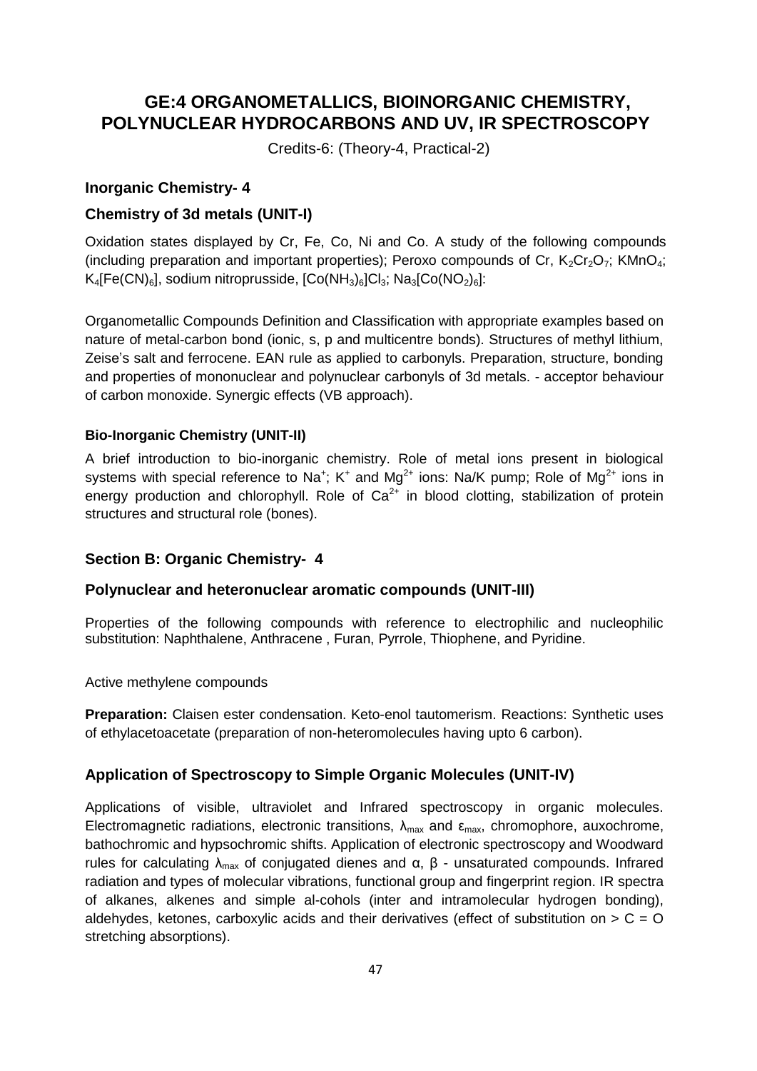# GE:4 ORGANOMETALLICS, BIOINORGANIC CHEMISTRY, POLYNUCLEAR HYDROCARBONS AND UV, IR SPECTROSCOPY

Credits-6: (Theory-4, Practical-2)

### Inorganic Chemistry- 4

### Chemistry of 3d metals (UNIT-I)

Oxidation states displayed by Cr, Fe, Co, Ni and Co. A study of the following compounds (including preparation and important properties); Peroxo compounds of Cr, $K_2Cr_2O_7$; $KMnO_4$; $K_4[Fe(CN)_6]$, sodium nitroprusside, $[Co(NH_3)_6]Cl_3$; $Na_3[Co(NO_2)_6]$:

Organometallic Compounds Definition and Classification with appropriate examples based on nature of metal-carbon bond (ionic, s, p and multicentre bonds). Structures of methyl lithium, Zeise's salt and ferrocene. EAN rule as applied to carbonyls. Preparation, structure, bonding and properties of mononuclear and polynuclear carbonyls of 3d metals. - acceptor behaviour of carbon monoxide. Synergic effects (VB approach).

#### Bio-Inorganic Chemistry (UNIT-II)

A brief introduction to bio-inorganic chemistry. Role of metal ions present in biological systems with special reference to $Na^+$; $K^+$ and $Mg^{2+}$ ions: Na/K pump; Role of $Mg^{2+}$ ions in energy production and chlorophyll. Role of $Ca^{2+}$ in blood clotting, stabilization of protein structures and structural role (bones).

### Section B: Organic Chemistry- 4

### Polynuclear and heteronuclear aromatic compounds (UNIT-III)

Properties of the following compounds with reference to electrophilic and nucleophilic substitution: Naphthalene, Anthracene , Furan, Pyrrole, Thiophene, and Pyridine.

Active methylene compounds

**Preparation:** Claisen ester condensation. Keto-enol tautomerism. Reactions: Synthetic uses of ethylacetoacetate (preparation of non-heteromolecules having upto 6 carbon).

### Application of Spectroscopy to Simple Organic Molecules (UNIT-IV)

Applications of visible, ultraviolet and Infrared spectroscopy in organic molecules. Electromagnetic radiations, electronic transitions, $\lambda_{max}$ and $\varepsilon_{max}$, chromophore, auxochrome, bathochromic and hypsochromic shifts. Application of electronic spectroscopy and Woodward rules for calculating $\lambda_{max}$ of conjugated dienes and $\alpha$, $\beta$ - unsaturated compounds. Infrared radiation and types of molecular vibrations, functional group and fingerprint region. IR spectra of alkanes, alkenes and simple al-cohols (inter and intramolecular hydrogen bonding), aldehydes, ketones, carboxylic acids and their derivatives (effect of substitution on $> C = O$ stretching absorptions).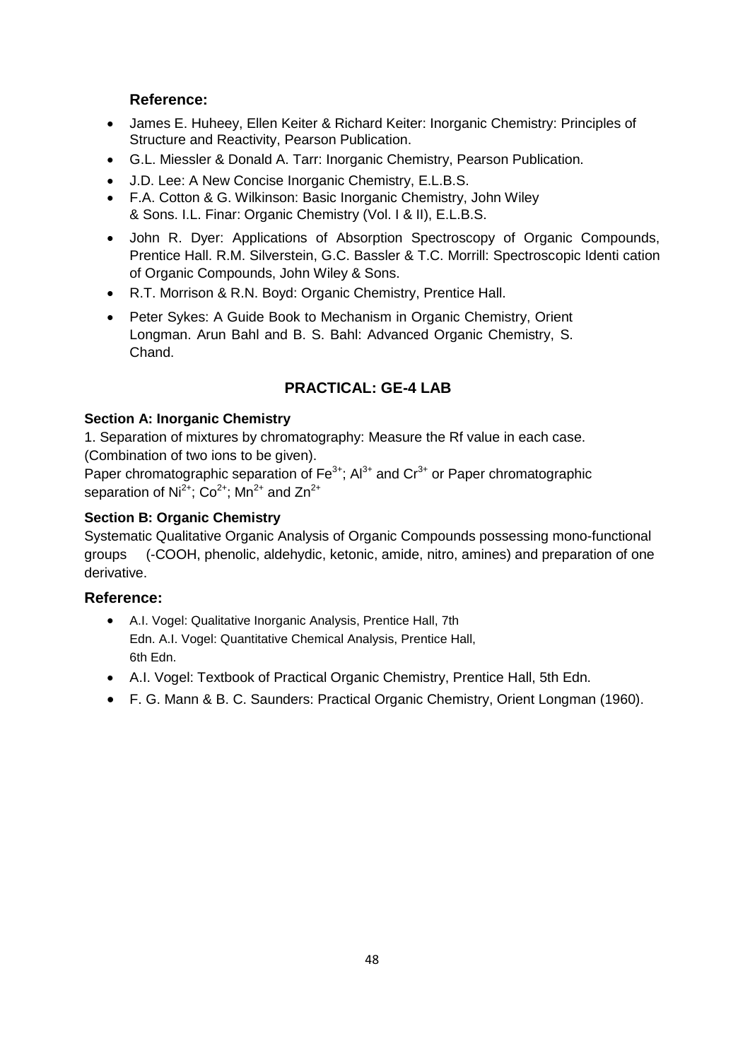### Reference:

- James E. Huheey, Ellen Keiter & Richard Keiter: Inorganic Chemistry: Principles of Structure and Reactivity, Pearson Publication.
- G.L. Miessler & Donald A. Tarr: Inorganic Chemistry, Pearson Publication.
- J.D. Lee: A New Concise Inorganic Chemistry, E.L.B.S.
- F.A. Cotton & G. Wilkinson: Basic Inorganic Chemistry, John Wiley & Sons. I.L. Finar: Organic Chemistry (Vol. I & II), E.L.B.S.
- John R. Dyer: Applications of Absorption Spectroscopy of Organic Compounds, Prentice Hall. R.M. Silverstein, G.C. Bassler & T.C. Morrill: Spectroscopic Identi cation of Organic Compounds, John Wiley & Sons.
- R.T. Morrison & R.N. Boyd: Organic Chemistry, Prentice Hall.
- Peter Sykes: A Guide Book to Mechanism in Organic Chemistry, Orient Longman. Arun Bahl and B. S. Bahl: Advanced Organic Chemistry, S. Chand.

## PRACTICAL: GE-4 LAB

**Section A: Inorganic Chemistry**

1. Separation of mixtures by chromatography: Measure the Rf value in each case. (Combination of two ions to be given).

Paper chromatographic separation of $Fe^{3+}$; $Al^{3+}$ and $Cr^{3+}$ or Paper chromatographic separation of $Ni^{2+}$; $Co^{2+}$; $Mn^{2+}$ and $Zn^{2+}$

**Section B: Organic Chemistry**

Systematic Qualitative Organic Analysis of Organic Compounds possessing mono-functional groups (-COOH, phenolic, aldehydic, ketonic, amide, nitro, amines) and preparation of one derivative.

### Reference:

- A.I. Vogel: Qualitative Inorganic Analysis, Prentice Hall, 7th Edn. A.I. Vogel: Quantitative Chemical Analysis, Prentice Hall, 6th Edn.
- A.I. Vogel: Textbook of Practical Organic Chemistry, Prentice Hall, 5th Edn.
- F. G. Mann & B. C. Saunders: Practical Organic Chemistry, Orient Longman (1960).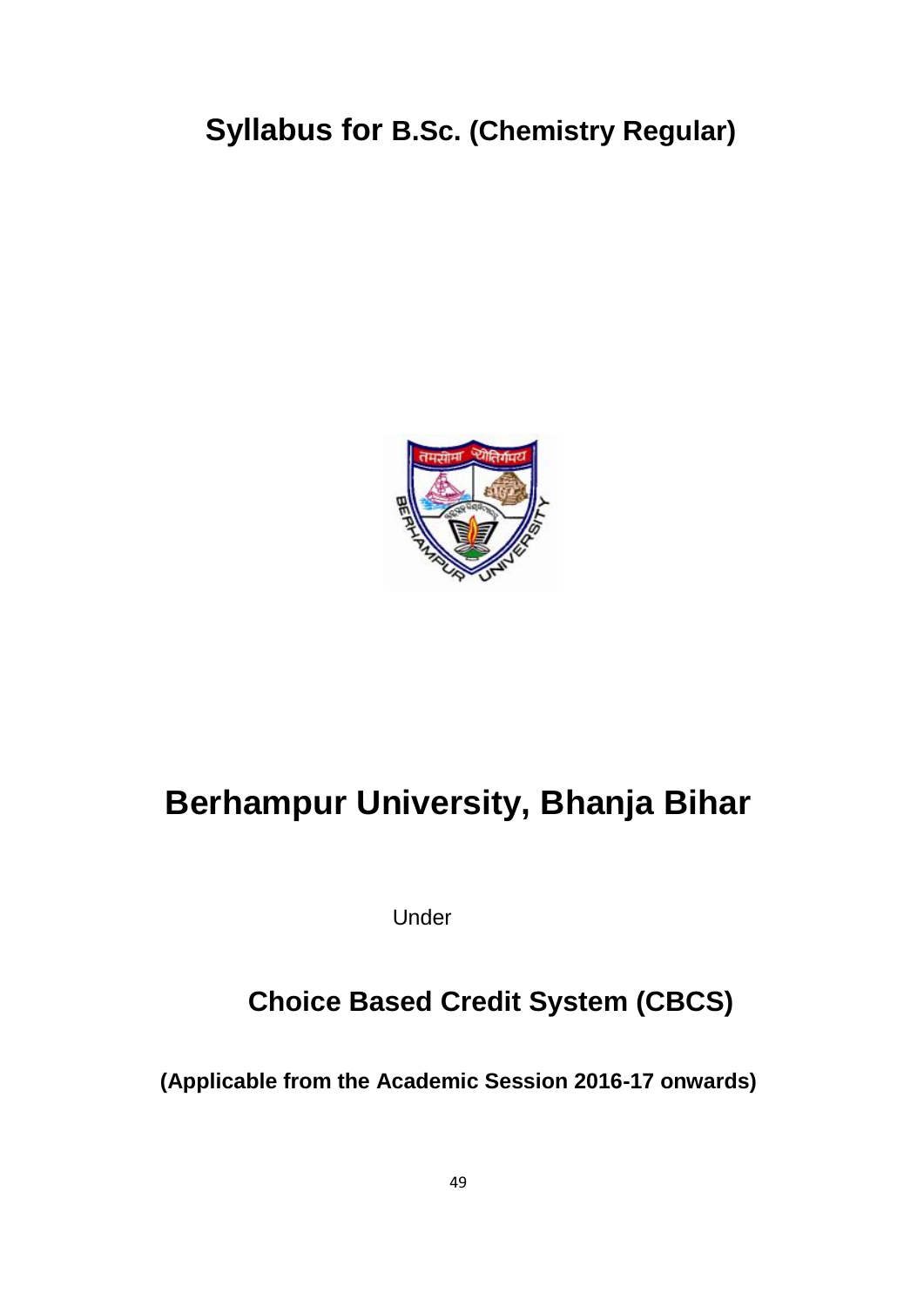# Syllabus for B.Sc. (Chemistry Regular)

# Berhampur University, Bhanja Bihar

Under

## Choice Based Credit System (CBCS)

**(Applicable from the Academic Session 2016-17 onwards)**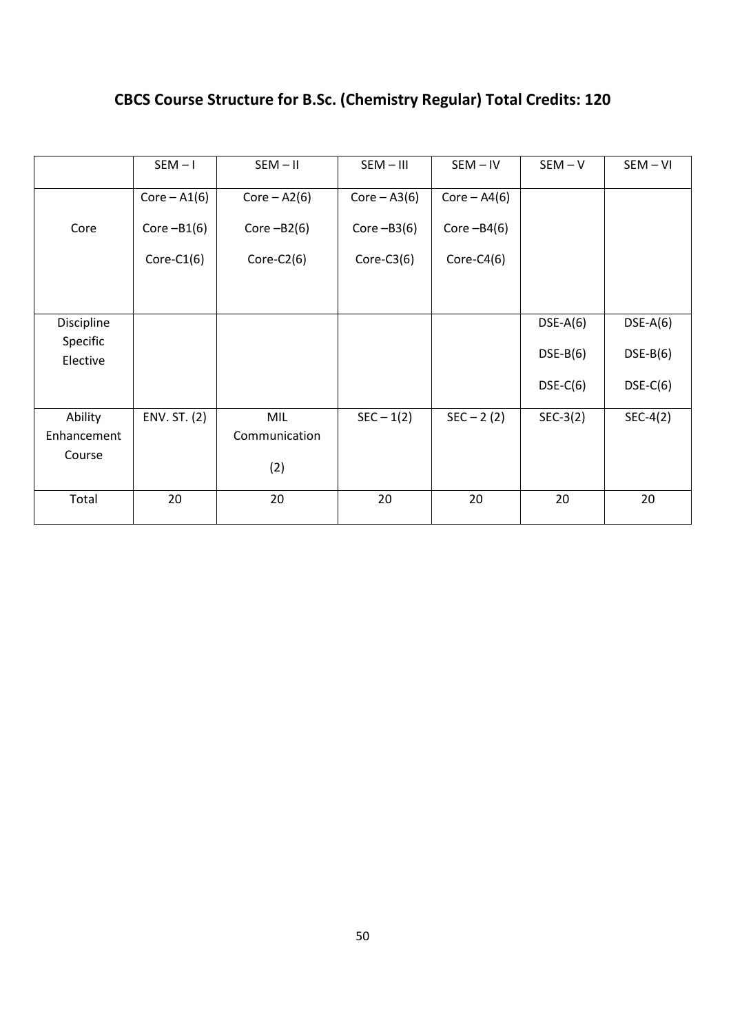# CBCS Course Structure for B.Sc. (Chemistry Regular) Total Credits: 120

| | SEM – I | SEM – II | SEM – III | SEM – IV | SEM – V | SEM – VI |
|---|---|---|---|---|---|---|
| Core | Core – A1(6)<br>Core –B1(6)<br>Core-C1(6) | Core – A2(6)<br>Core –B2(6)<br>Core-C2(6) | Core – A3(6)<br>Core –B3(6)<br>Core-C3(6) | Core – A4(6)<br>Core –B4(6)<br>Core-C4(6) | | |
| Discipline Specific Elective | | | | | DSE-A(6)<br>DSE-B(6)<br>DSE-C(6) | DSE-A(6)<br>DSE-B(6)<br>DSE-C(6) |
| Ability Enhancement Course | ENV. ST. (2) | MIL Communication<br>(2) | SEC – 1(2) | SEC – 2 (2) | SEC-3(2) | SEC-4(2) |
| Total | 20 | 20 | 20 | 20 | 20 | 20 |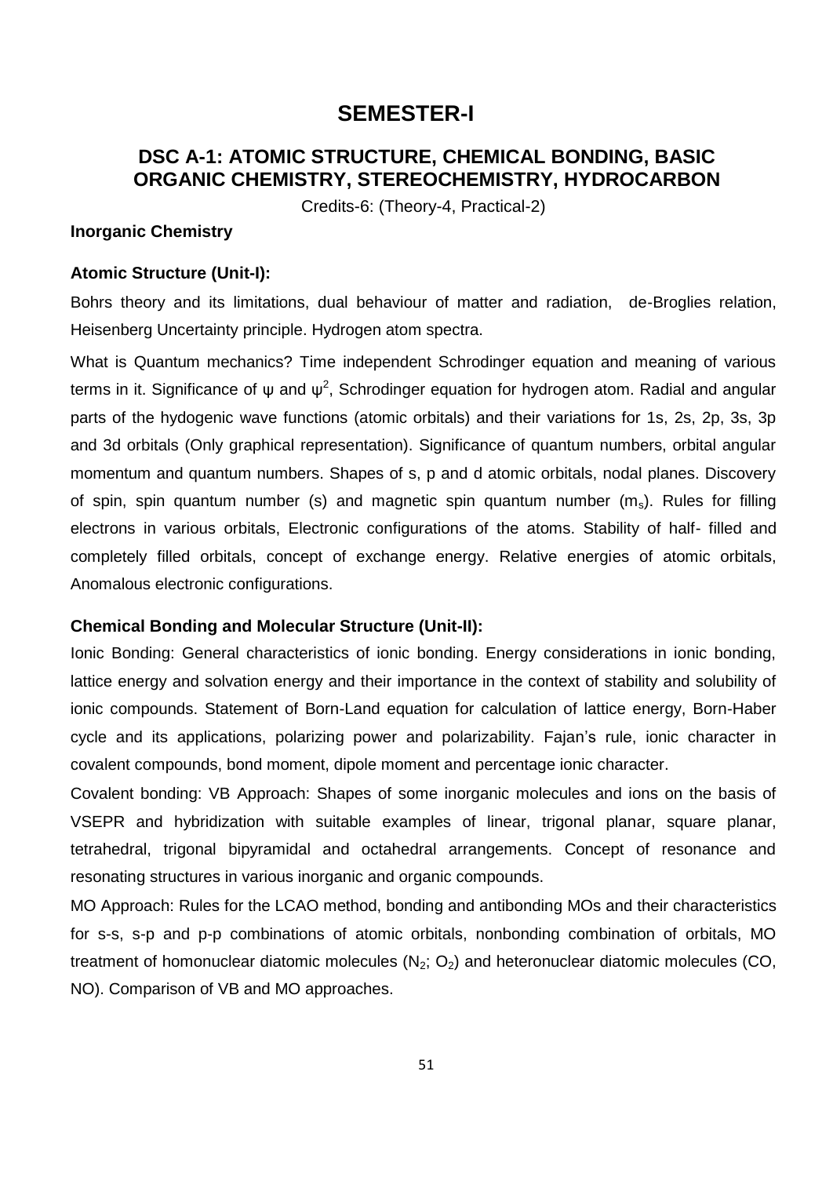# SEMESTER-I

## DSC A-1: ATOMIC STRUCTURE, CHEMICAL BONDING, BASIC ORGANIC CHEMISTRY, STEREOCHEMISTRY, HYDROCARBON

Credits-6: (Theory-4, Practical-2)

**Inorganic Chemistry**

### Atomic Structure (Unit-I):

Bohrs theory and its limitations, dual behaviour of matter and radiation, de-Broglies relation, Heisenberg Uncertainty principle. Hydrogen atom spectra.

What is Quantum mechanics? Time independent Schrodinger equation and meaning of various terms in it. Significance of $\psi$ and $\psi^2$, Schrodinger equation for hydrogen atom. Radial and angular parts of the hydogenic wave functions (atomic orbitals) and their variations for 1s, 2s, 2p, 3s, 3p and 3d orbitals (Only graphical representation). Significance of quantum numbers, orbital angular momentum and quantum numbers. Shapes of s, p and d atomic orbitals, nodal planes. Discovery of spin, spin quantum number (s) and magnetic spin quantum number ($m_s$). Rules for filling electrons in various orbitals, Electronic configurations of the atoms. Stability of half- filled and completely filled orbitals, concept of exchange energy. Relative energies of atomic orbitals, Anomalous electronic configurations.

### Chemical Bonding and Molecular Structure (Unit-II):

Ionic Bonding: General characteristics of ionic bonding. Energy considerations in ionic bonding, lattice energy and solvation energy and their importance in the context of stability and solubility of ionic compounds. Statement of Born-Land equation for calculation of lattice energy, Born-Haber cycle and its applications, polarizing power and polarizability. Fajan's rule, ionic character in covalent compounds, bond moment, dipole moment and percentage ionic character.

Covalent bonding: VB Approach: Shapes of some inorganic molecules and ions on the basis of VSEPR and hybridization with suitable examples of linear, trigonal planar, square planar, tetrahedral, trigonal bipyramidal and octahedral arrangements. Concept of resonance and resonating structures in various inorganic and organic compounds.

MO Approach: Rules for the LCAO method, bonding and antibonding MOs and their characteristics for s-s, s-p and p-p combinations of atomic orbitals, nonbonding combination of orbitals, MO treatment of homonuclear diatomic molecules ($N_2$; $O_2$) and heteronuclear diatomic molecules (CO, NO). Comparison of VB and MO approaches.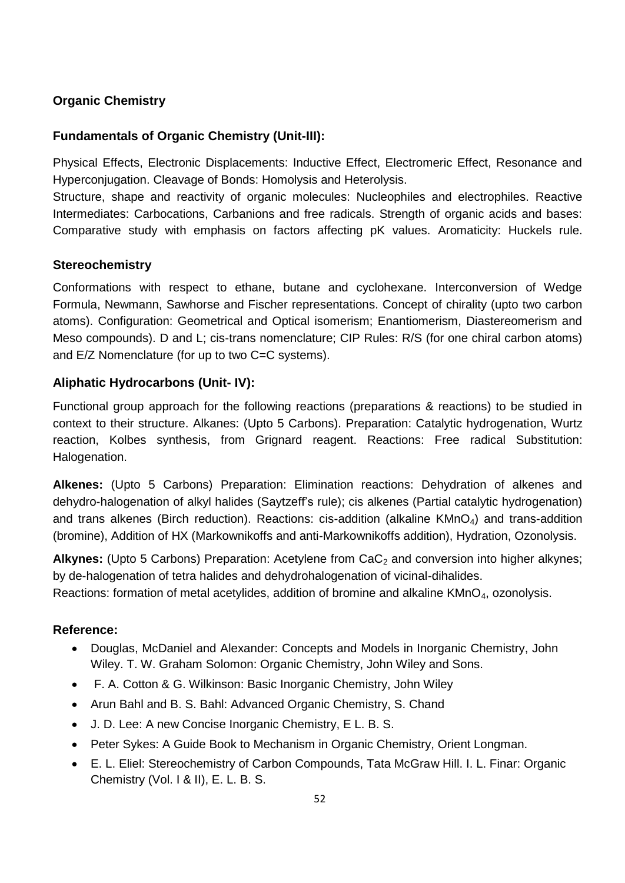## Organic Chemistry

### Fundamentals of Organic Chemistry (Unit-III):

Physical Effects, Electronic Displacements: Inductive Effect, Electromeric Effect, Resonance and Hyperconjugation. Cleavage of Bonds: Homolysis and Heterolysis.
Structure, shape and reactivity of organic molecules: Nucleophiles and electrophiles. Reactive Intermediates: Carbocations, Carbanions and free radicals. Strength of organic acids and bases: Comparative study with emphasis on factors affecting pK values. Aromaticity: Huckels rule.

### Stereochemistry

Conformations with respect to ethane, butane and cyclohexane. Interconversion of Wedge Formula, Newmann, Sawhorse and Fischer representations. Concept of chirality (upto two carbon atoms). Configuration: Geometrical and Optical isomerism; Enantiomerism, Diastereomerism and Meso compounds). D and L; cis-trans nomenclature; CIP Rules: R/S (for one chiral carbon atoms) and E/Z Nomenclature (for up to two C=C systems).

### Aliphatic Hydrocarbons (Unit- IV):

Functional group approach for the following reactions (preparations & reactions) to be studied in context to their structure. Alkanes: (Upto 5 Carbons). Preparation: Catalytic hydrogenation, Wurtz reaction, Kolbes synthesis, from Grignard reagent. Reactions: Free radical Substitution: Halogenation.

**Alkenes:** (Upto 5 Carbons) Preparation: Elimination reactions: Dehydration of alkenes and dehydro-halogenation of alkyl halides (Saytzeff's rule); cis alkenes (Partial catalytic hydrogenation) and trans alkenes (Birch reduction). Reactions: cis-addition (alkaline $KMnO_4$) and trans-addition (bromine), Addition of HX (Markownikoffs and anti-Markownikoffs addition), Hydration, Ozonolysis.

**Alkynes:** (Upto 5 Carbons) Preparation: Acetylene from $CaC_2$ and conversion into higher alkynes; by de-halogenation of tetra halides and dehydrohalogenation of vicinal-dihalides.
Reactions: formation of metal acetylides, addition of bromine and alkaline $KMnO_4$, ozonolysis.

### Reference:

- Douglas, McDaniel and Alexander: Concepts and Models in Inorganic Chemistry, John Wiley. T. W. Graham Solomon: Organic Chemistry, John Wiley and Sons.
- F. A. Cotton & G. Wilkinson: Basic Inorganic Chemistry, John Wiley
- Arun Bahl and B. S. Bahl: Advanced Organic Chemistry, S. Chand
- J. D. Lee: A new Concise Inorganic Chemistry, E L. B. S.
- Peter Sykes: A Guide Book to Mechanism in Organic Chemistry, Orient Longman.
- E. L. Eliel: Stereochemistry of Carbon Compounds, Tata McGraw Hill. I. L. Finar: Organic Chemistry (Vol. I & II), E. L. B. S.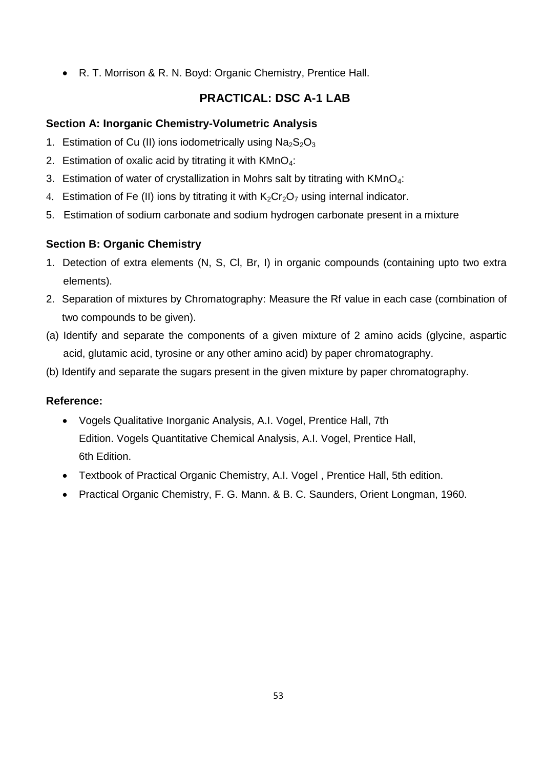- R. T. Morrison & R. N. Boyd: Organic Chemistry, Prentice Hall.

## PRACTICAL: DSC A-1 LAB

### Section A: Inorganic Chemistry-Volumetric Analysis

1. Estimation of Cu (II) ions iodometrically using $Na_2S_2O_3$
2. Estimation of oxalic acid by titrating it with $KMnO_4$:
3. Estimation of water of crystallization in Mohrs salt by titrating with $KMnO_4$:
4. Estimation of Fe (II) ions by titrating it with $K_2Cr_2O_7$ using internal indicator.
5. Estimation of sodium carbonate and sodium hydrogen carbonate present in a mixture

### Section B: Organic Chemistry

1. Detection of extra elements (N, S, Cl, Br, I) in organic compounds (containing upto two extra elements).
2. Separation of mixtures by Chromatography: Measure the Rf value in each case (combination of two compounds to be given).

(a) Identify and separate the components of a given mixture of 2 amino acids (glycine, aspartic acid, glutamic acid, tyrosine or any other amino acid) by paper chromatography.

(b) Identify and separate the sugars present in the given mixture by paper chromatography.

### Reference:

- Vogels Qualitative Inorganic Analysis, A.I. Vogel, Prentice Hall, 7th Edition. Vogels Quantitative Chemical Analysis, A.I. Vogel, Prentice Hall, 6th Edition.
- Textbook of Practical Organic Chemistry, A.I. Vogel , Prentice Hall, 5th edition.
- Practical Organic Chemistry, F. G. Mann. & B. C. Saunders, Orient Longman, 1960.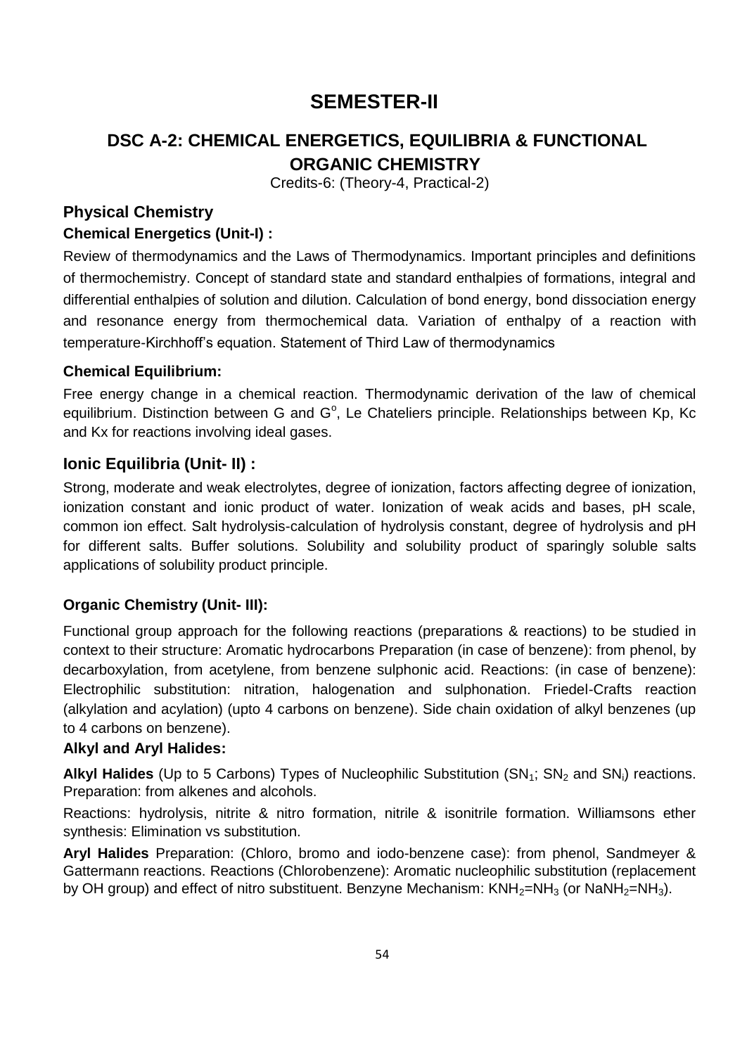# SEMESTER-II

## DSC A-2: CHEMICAL ENERGETICS, EQUILIBRIA & FUNCTIONAL ORGANIC CHEMISTRY

Credits-6: (Theory-4, Practical-2)

### Physical Chemistry

**Chemical Energetics (Unit-I) :**

Review of thermodynamics and the Laws of Thermodynamics. Important principles and definitions of thermochemistry. Concept of standard state and standard enthalpies of formations, integral and differential enthalpies of solution and dilution. Calculation of bond energy, bond dissociation energy and resonance energy from thermochemical data. Variation of enthalpy of a reaction with temperature-Kirchhoff's equation. Statement of Third Law of thermodynamics

**Chemical Equilibrium:**

Free energy change in a chemical reaction. Thermodynamic derivation of the law of chemical equilibrium. Distinction between G and $G^o$, Le Chateliers principle. Relationships between Kp, Kc and Kx for reactions involving ideal gases.

### Ionic Equilibria (Unit- II) :

Strong, moderate and weak electrolytes, degree of ionization, factors affecting degree of ionization, ionization constant and ionic product of water. Ionization of weak acids and bases, pH scale, common ion effect. Salt hydrolysis-calculation of hydrolysis constant, degree of hydrolysis and pH for different salts. Buffer solutions. Solubility and solubility product of sparingly soluble salts applications of solubility product principle.

**Organic Chemistry (Unit- III):**

Functional group approach for the following reactions (preparations & reactions) to be studied in context to their structure: Aromatic hydrocarbons Preparation (in case of benzene): from phenol, by decarboxylation, from acetylene, from benzene sulphonic acid. Reactions: (in case of benzene): Electrophilic substitution: nitration, halogenation and sulphonation. Friedel-Crafts reaction (alkylation and acylation) (upto 4 carbons on benzene). Side chain oxidation of alkyl benzenes (up to 4 carbons on benzene).

**Alkyl and Aryl Halides:**

**Alkyl Halides** (Up to 5 Carbons) Types of Nucleophilic Substitution ($SN_1$; $SN_2$ and $SN_i$) reactions. Preparation: from alkenes and alcohols.

Reactions: hydrolysis, nitrite & nitro formation, nitrile & isonitrile formation. Williamsons ether synthesis: Elimination vs substitution.

**Aryl Halides** Preparation: (Chloro, bromo and iodo-benzene case): from phenol, Sandmeyer & Gattermann reactions. Reactions (Chlorobenzene): Aromatic nucleophilic substitution (replacement by OH group) and effect of nitro substituent. Benzyne Mechanism: $KNH_2$=$NH_3$ (or $NaNH_2$=$NH_3$).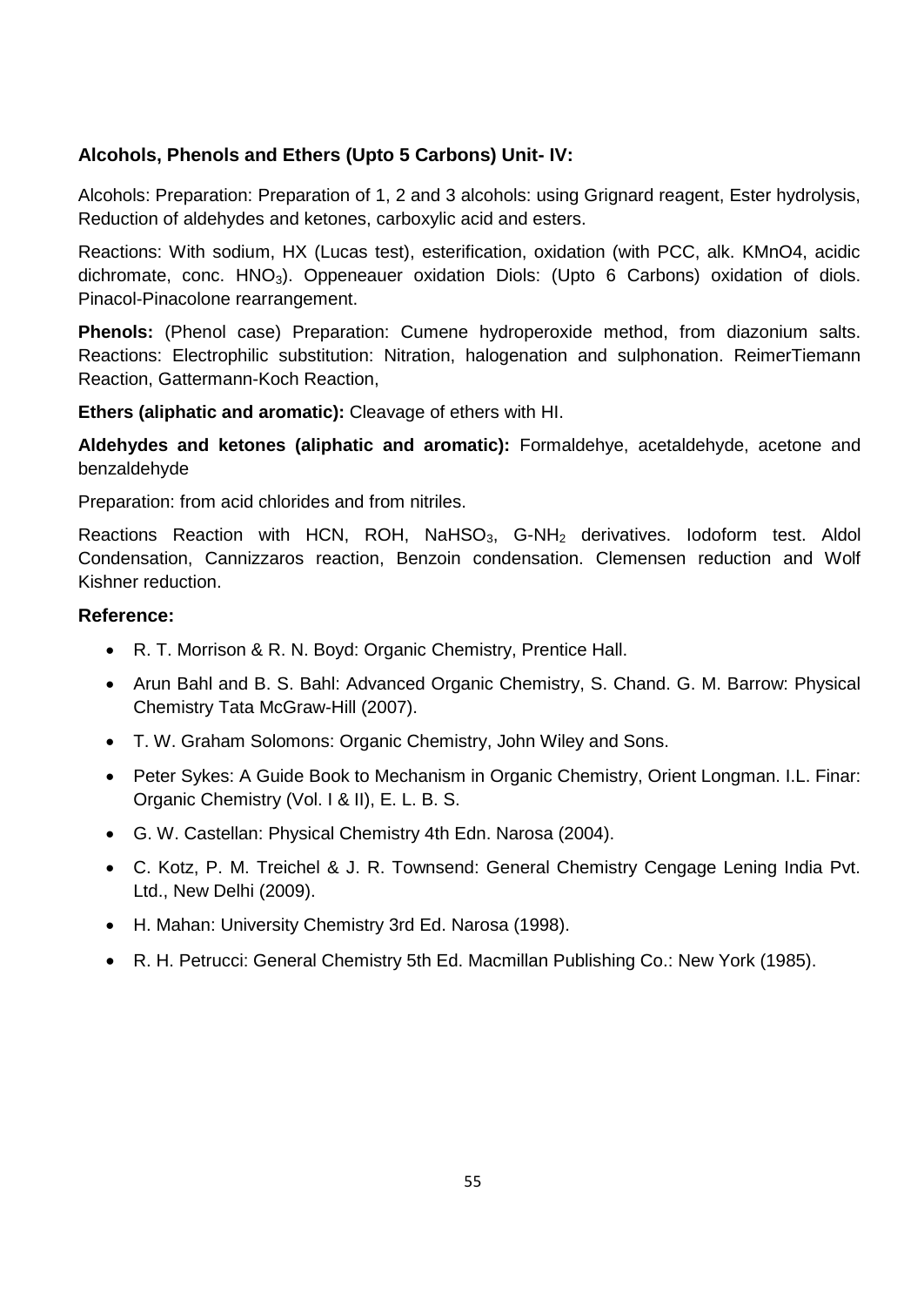**Alcohols, Phenols and Ethers (Upto 5 Carbons) Unit- IV:**

Alcohols: Preparation: Preparation of 1, 2 and 3 alcohols: using Grignard reagent, Ester hydrolysis, Reduction of aldehydes and ketones, carboxylic acid and esters.

Reactions: With sodium, HX (Lucas test), esterification, oxidation (with PCC, alk. KMnO4, acidic dichromate, conc. $HNO_3$). Oppeneauer oxidation Diols: (Upto 6 Carbons) oxidation of diols. Pinacol-Pinacolone rearrangement.

**Phenols:** (Phenol case) Preparation: Cumene hydroperoxide method, from diazonium salts. Reactions: Electrophilic substitution: Nitration, halogenation and sulphonation. ReimerTiemann Reaction, Gattermann-Koch Reaction,

**Ethers (aliphatic and aromatic):** Cleavage of ethers with HI.

**Aldehydes and ketones (aliphatic and aromatic):** Formaldehye, acetaldehyde, acetone and benzaldehyde

Preparation: from acid chlorides and from nitriles.

Reactions Reaction with HCN, ROH, $NaHSO_3$, G-$NH_2$ derivatives. Iodoform test. Aldol Condensation, Cannizzaros reaction, Benzoin condensation. Clemensen reduction and Wolf Kishner reduction.

### Reference:

- R. T. Morrison & R. N. Boyd: Organic Chemistry, Prentice Hall.
- Arun Bahl and B. S. Bahl: Advanced Organic Chemistry, S. Chand. G. M. Barrow: Physical Chemistry Tata McGraw-Hill (2007).
- T. W. Graham Solomons: Organic Chemistry, John Wiley and Sons.
- Peter Sykes: A Guide Book to Mechanism in Organic Chemistry, Orient Longman. I.L. Finar: Organic Chemistry (Vol. I & II), E. L. B. S.
- G. W. Castellan: Physical Chemistry 4th Edn. Narosa (2004).
- C. Kotz, P. M. Treichel & J. R. Townsend: General Chemistry Cengage Lening India Pvt. Ltd., New Delhi (2009).
- H. Mahan: University Chemistry 3rd Ed. Narosa (1998).
- R. H. Petrucci: General Chemistry 5th Ed. Macmillan Publishing Co.: New York (1985).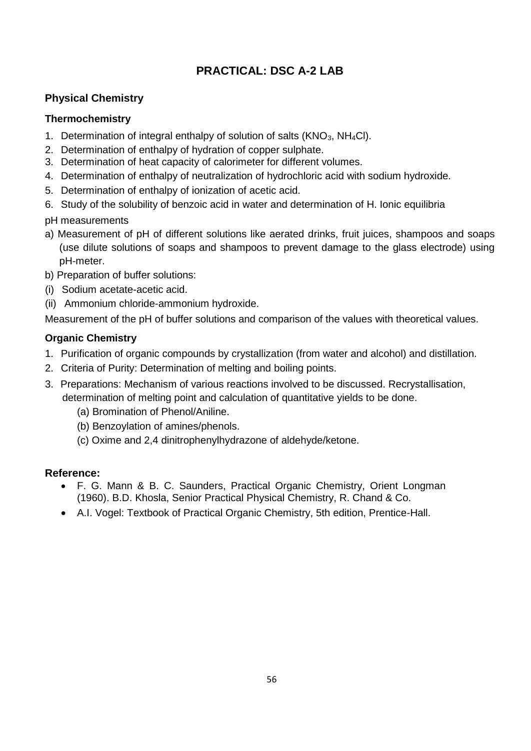# PRACTICAL: DSC A-2 LAB

## Physical Chemistry

### Thermochemistry

1. Determination of integral enthalpy of solution of salts ($KNO_3$, $NH_4Cl$).
2. Determination of enthalpy of hydration of copper sulphate.
3. Determination of heat capacity of calorimeter for different volumes.
4. Determination of enthalpy of neutralization of hydrochloric acid with sodium hydroxide.
5. Determination of enthalpy of ionization of acetic acid.
6. Study of the solubility of benzoic acid in water and determination of H. Ionic equilibria

pH measurements

a) Measurement of pH of different solutions like aerated drinks, fruit juices, shampoos and soaps (use dilute solutions of soaps and shampoos to prevent damage to the glass electrode) using pH-meter.

b) Preparation of buffer solutions:

(i) Sodium acetate-acetic acid.

(ii) Ammonium chloride-ammonium hydroxide.

Measurement of the pH of buffer solutions and comparison of the values with theoretical values.

## Organic Chemistry

1. Purification of organic compounds by crystallization (from water and alcohol) and distillation.
2. Criteria of Purity: Determination of melting and boiling points.
3. Preparations: Mechanism of various reactions involved to be discussed. Recrystallisation, determination of melting point and calculation of quantitative yields to be done.
   (a) Bromination of Phenol/Aniline.
   (b) Benzoylation of amines/phenols.
   (c) Oxime and 2,4 dinitrophenylhydrazone of aldehyde/ketone.

## Reference:

- F. G. Mann & B. C. Saunders, Practical Organic Chemistry, Orient Longman (1960). B.D. Khosla, Senior Practical Physical Chemistry, R. Chand & Co.
- A.I. Vogel: Textbook of Practical Organic Chemistry, 5th edition, Prentice-Hall.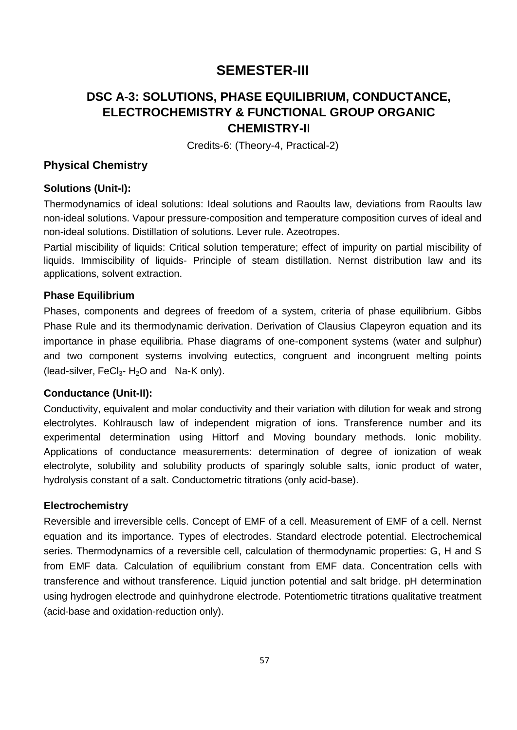# SEMESTER-III

## DSC A-3: SOLUTIONS, PHASE EQUILIBRIUM, CONDUCTANCE, ELECTROCHEMISTRY & FUNCTIONAL GROUP ORGANIC CHEMISTRY-II

Credits-6: (Theory-4, Practical-2)

### Physical Chemistry

#### Solutions (Unit-I):

Thermodynamics of ideal solutions: Ideal solutions and Raoults law, deviations from Raoults law non-ideal solutions. Vapour pressure-composition and temperature composition curves of ideal and non-ideal solutions. Distillation of solutions. Lever rule. Azeotropes.

Partial miscibility of liquids: Critical solution temperature; effect of impurity on partial miscibility of liquids. Immiscibility of liquids- Principle of steam distillation. Nernst distribution law and its applications, solvent extraction.

#### Phase Equilibrium

Phases, components and degrees of freedom of a system, criteria of phase equilibrium. Gibbs Phase Rule and its thermodynamic derivation. Derivation of Clausius Clapeyron equation and its importance in phase equilibria. Phase diagrams of one-component systems (water and sulphur) and two component systems involving eutectics, congruent and incongruent melting points (lead-silver, $FeCl_3$- $H_2O$ and Na-K only).

#### Conductance (Unit-II):

Conductivity, equivalent and molar conductivity and their variation with dilution for weak and strong electrolytes. Kohlrausch law of independent migration of ions. Transference number and its experimental determination using Hittorf and Moving boundary methods. Ionic mobility. Applications of conductance measurements: determination of degree of ionization of weak electrolyte, solubility and solubility products of sparingly soluble salts, ionic product of water, hydrolysis constant of a salt. Conductometric titrations (only acid-base).

#### Electrochemistry

Reversible and irreversible cells. Concept of EMF of a cell. Measurement of EMF of a cell. Nernst equation and its importance. Types of electrodes. Standard electrode potential. Electrochemical series. Thermodynamics of a reversible cell, calculation of thermodynamic properties: G, H and S from EMF data. Calculation of equilibrium constant from EMF data. Concentration cells with transference and without transference. Liquid junction potential and salt bridge. pH determination using hydrogen electrode and quinhydrone electrode. Potentiometric titrations qualitative treatment (acid-base and oxidation-reduction only).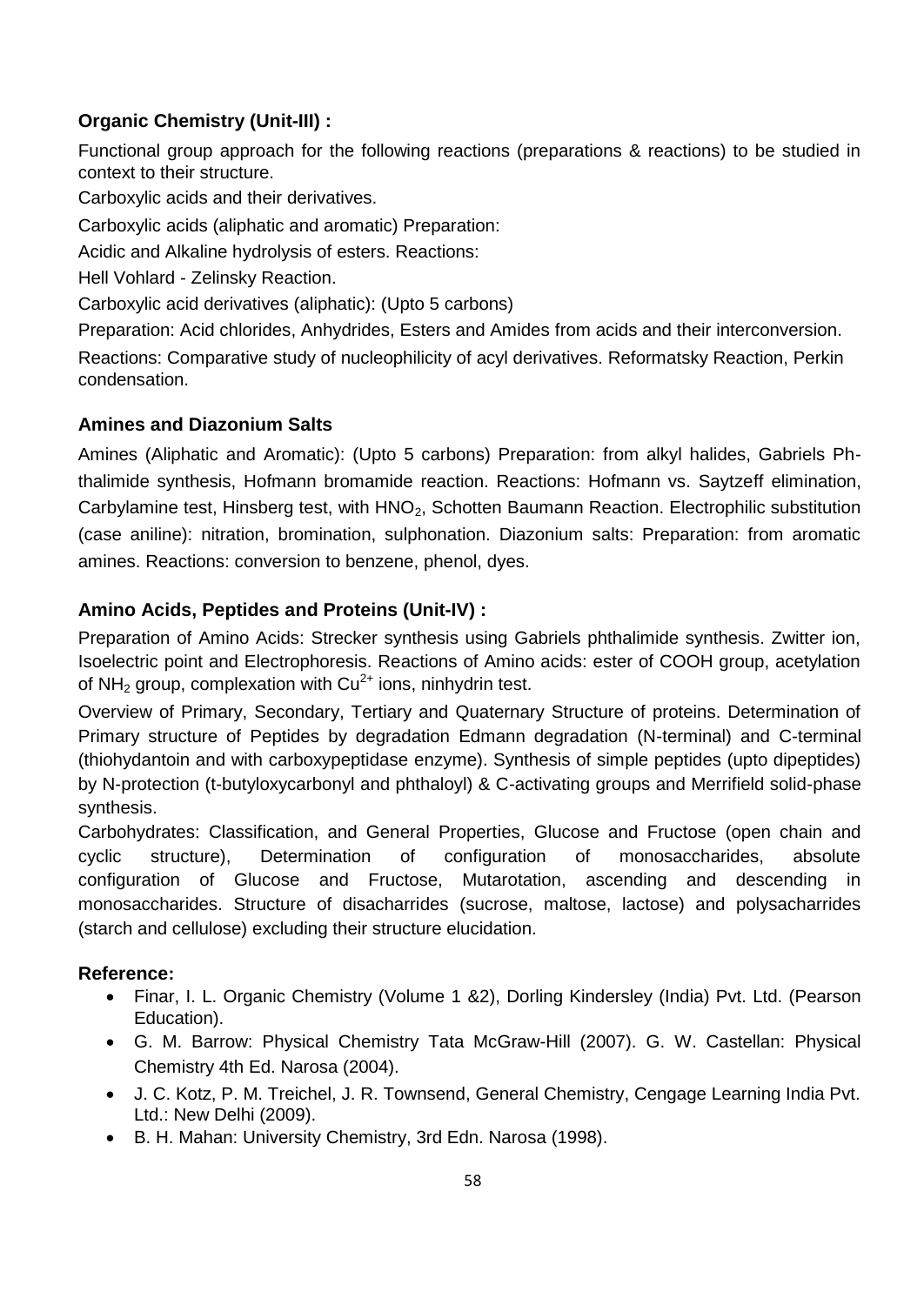### Organic Chemistry (Unit-III) :

Functional group approach for the following reactions (preparations & reactions) to be studied in context to their structure.

Carboxylic acids and their derivatives.

Carboxylic acids (aliphatic and aromatic) Preparation:

Acidic and Alkaline hydrolysis of esters. Reactions:

Hell Vohlard - Zelinsky Reaction.

Carboxylic acid derivatives (aliphatic): (Upto 5 carbons)

Preparation: Acid chlorides, Anhydrides, Esters and Amides from acids and their interconversion.

Reactions: Comparative study of nucleophilicity of acyl derivatives. Reformatsky Reaction, Perkin condensation.

### Amines and Diazonium Salts

Amines (Aliphatic and Aromatic): (Upto 5 carbons) Preparation: from alkyl halides, Gabriels Ph-thalimide synthesis, Hofmann bromamide reaction. Reactions: Hofmann vs. Saytzeff elimination, Carbylamine test, Hinsberg test, with $HNO_2$, Schotten Baumann Reaction. Electrophilic substitution (case aniline): nitration, bromination, sulphonation. Diazonium salts: Preparation: from aromatic amines. Reactions: conversion to benzene, phenol, dyes.

### Amino Acids, Peptides and Proteins (Unit-IV) :

Preparation of Amino Acids: Strecker synthesis using Gabriels phthalimide synthesis. Zwitter ion, Isoelectric point and Electrophoresis. Reactions of Amino acids: ester of COOH group, acetylation of $NH_2$ group, complexation with $Cu^{2+}$ ions, ninhydrin test.

Overview of Primary, Secondary, Tertiary and Quaternary Structure of proteins. Determination of Primary structure of Peptides by degradation Edmann degradation (N-terminal) and C-terminal (thiohydantoin and with carboxypeptidase enzyme). Synthesis of simple peptides (upto dipeptides) by N-protection (t-butyloxycarbonyl and phthaloyl) & C-activating groups and Merrifield solid-phase synthesis.

Carbohydrates: Classification, and General Properties, Glucose and Fructose (open chain and cyclic structure), Determination of configuration of monosaccharides, absolute configuration of Glucose and Fructose, Mutarotation, ascending and descending in monosaccharides. Structure of disacharrides (sucrose, maltose, lactose) and polysacharrides (starch and cellulose) excluding their structure elucidation.

### Reference:

- Finar, I. L. Organic Chemistry (Volume 1 &2), Dorling Kindersley (India) Pvt. Ltd. (Pearson Education).
- G. M. Barrow: Physical Chemistry Tata McGraw-Hill (2007). G. W. Castellan: Physical Chemistry 4th Ed. Narosa (2004).
- J. C. Kotz, P. M. Treichel, J. R. Townsend, General Chemistry, Cengage Learning India Pvt. Ltd.: New Delhi (2009).
- B. H. Mahan: University Chemistry, 3rd Edn. Narosa (1998).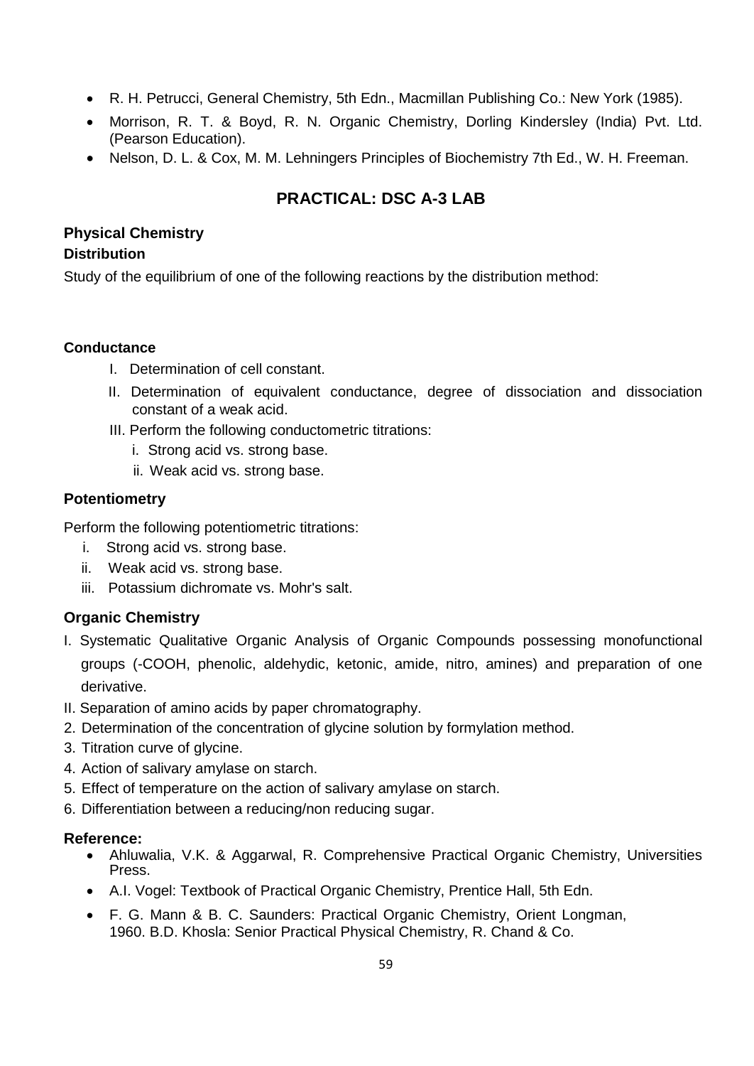- R. H. Petrucci, General Chemistry, 5th Edn., Macmillan Publishing Co.: New York (1985).
- Morrison, R. T. & Boyd, R. N. Organic Chemistry, Dorling Kindersley (India) Pvt. Ltd. (Pearson Education).
- Nelson, D. L. & Cox, M. M. Lehningers Principles of Biochemistry 7th Ed., W. H. Freeman.

## PRACTICAL: DSC A-3 LAB

### Physical Chemistry

**Distribution**

Study of the equilibrium of one of the following reactions by the distribution method:

**Conductance**

I. Determination of cell constant.
II. Determination of equivalent conductance, degree of dissociation and dissociation constant of a weak acid.
III. Perform the following conductometric titrations:
    i. Strong acid vs. strong base.
    ii. Weak acid vs. strong base.

### Potentiometry

Perform the following potentiometric titrations:

i. Strong acid vs. strong base.
ii. Weak acid vs. strong base.
iii. Potassium dichromate vs. Mohr's salt.

### Organic Chemistry

I. Systematic Qualitative Organic Analysis of Organic Compounds possessing monofunctional groups (-COOH, phenolic, aldehydic, ketonic, amide, nitro, amines) and preparation of one derivative.
II. Separation of amino acids by paper chromatography.
2. Determination of the concentration of glycine solution by formylation method.
3. Titration curve of glycine.
4. Action of salivary amylase on starch.
5. Effect of temperature on the action of salivary amylase on starch.
6. Differentiation between a reducing/non reducing sugar.

### Reference:

- Ahluwalia, V.K. & Aggarwal, R. Comprehensive Practical Organic Chemistry, Universities Press.
- A.I. Vogel: Textbook of Practical Organic Chemistry, Prentice Hall, 5th Edn.
- F. G. Mann & B. C. Saunders: Practical Organic Chemistry, Orient Longman, 1960. B.D. Khosla: Senior Practical Physical Chemistry, R. Chand & Co.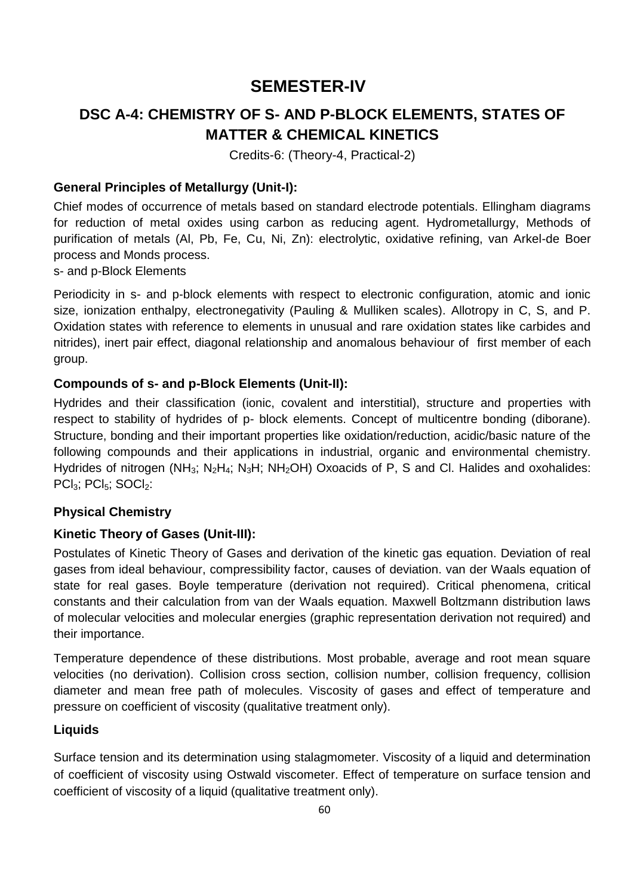# SEMESTER-IV

## DSC A-4: CHEMISTRY OF S- AND P-BLOCK ELEMENTS, STATES OF MATTER & CHEMICAL KINETICS

Credits-6: (Theory-4, Practical-2)

### General Principles of Metallurgy (Unit-I):

Chief modes of occurrence of metals based on standard electrode potentials. Ellingham diagrams for reduction of metal oxides using carbon as reducing agent. Hydrometallurgy, Methods of purification of metals (Al, Pb, Fe, Cu, Ni, Zn): electrolytic, oxidative refining, van Arkel-de Boer process and Monds process.

s- and p-Block Elements

Periodicity in s- and p-block elements with respect to electronic configuration, atomic and ionic size, ionization enthalpy, electronegativity (Pauling & Mulliken scales). Allotropy in C, S, and P. Oxidation states with reference to elements in unusual and rare oxidation states like carbides and nitrides), inert pair effect, diagonal relationship and anomalous behaviour of first member of each group.

### Compounds of s- and p-Block Elements (Unit-II):

Hydrides and their classification (ionic, covalent and interstitial), structure and properties with respect to stability of hydrides of p- block elements. Concept of multicentre bonding (diborane). Structure, bonding and their important properties like oxidation/reduction, acidic/basic nature of the following compounds and their applications in industrial, organic and environmental chemistry. Hydrides of nitrogen ($NH_3$; $N_2H_4$; $N_3H$; $NH_2OH$) Oxoacids of P, S and Cl. Halides and oxohalides: $PCl_3$; $PCl_5$; $SOCl_2$:

### Physical Chemistry

### Kinetic Theory of Gases (Unit-III):

Postulates of Kinetic Theory of Gases and derivation of the kinetic gas equation. Deviation of real gases from ideal behaviour, compressibility factor, causes of deviation. van der Waals equation of state for real gases. Boyle temperature (derivation not required). Critical phenomena, critical constants and their calculation from van der Waals equation. Maxwell Boltzmann distribution laws of molecular velocities and molecular energies (graphic representation derivation not required) and their importance.

Temperature dependence of these distributions. Most probable, average and root mean square velocities (no derivation). Collision cross section, collision number, collision frequency, collision diameter and mean free path of molecules. Viscosity of gases and effect of temperature and pressure on coefficient of viscosity (qualitative treatment only).

### Liquids

Surface tension and its determination using stalagmometer. Viscosity of a liquid and determination of coefficient of viscosity using Ostwald viscometer. Effect of temperature on surface tension and coefficient of viscosity of a liquid (qualitative treatment only).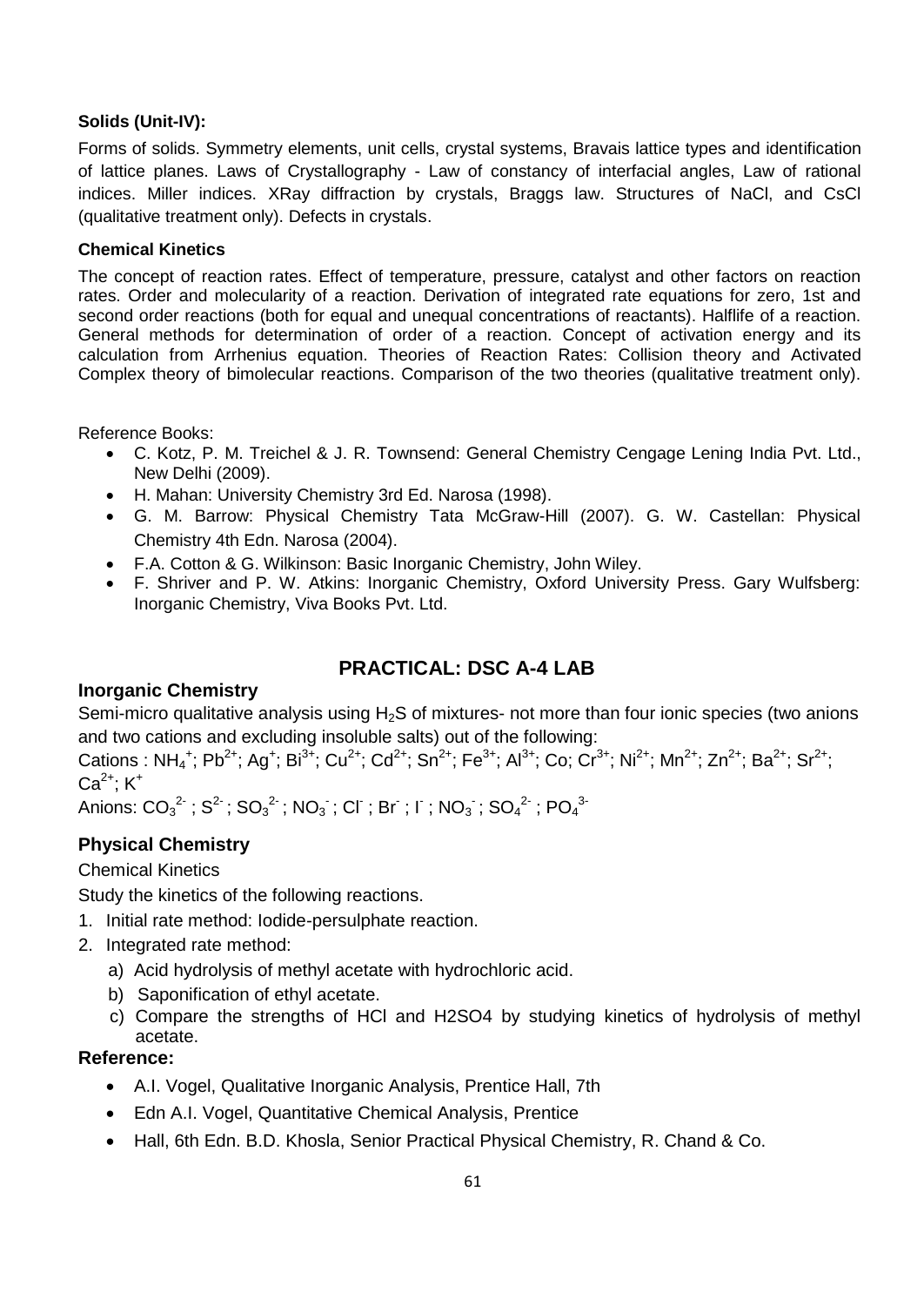**Solids (Unit-IV):**

Forms of solids. Symmetry elements, unit cells, crystal systems, Bravais lattice types and identification of lattice planes. Laws of Crystallography - Law of constancy of interfacial angles, Law of rational indices. Miller indices. XRay diffraction by crystals, Braggs law. Structures of NaCl, and CsCl (qualitative treatment only). Defects in crystals.

**Chemical Kinetics**

The concept of reaction rates. Effect of temperature, pressure, catalyst and other factors on reaction rates. Order and molecularity of a reaction. Derivation of integrated rate equations for zero, 1st and second order reactions (both for equal and unequal concentrations of reactants). Halflife of a reaction. General methods for determination of order of a reaction. Concept of activation energy and its calculation from Arrhenius equation. Theories of Reaction Rates: Collision theory and Activated Complex theory of bimolecular reactions. Comparison of the two theories (qualitative treatment only).

Reference Books:

- C. Kotz, P. M. Treichel & J. R. Townsend: General Chemistry Cengage Lening India Pvt. Ltd., New Delhi (2009).
- H. Mahan: University Chemistry 3rd Ed. Narosa (1998).
- G. M. Barrow: Physical Chemistry Tata McGraw-Hill (2007). G. W. Castellan: Physical Chemistry 4th Edn. Narosa (2004).
- F.A. Cotton & G. Wilkinson: Basic Inorganic Chemistry, John Wiley.
- F. Shriver and P. W. Atkins: Inorganic Chemistry, Oxford University Press. Gary Wulfsberg: Inorganic Chemistry, Viva Books Pvt. Ltd.

## PRACTICAL: DSC A-4 LAB

### Inorganic Chemistry

Semi-micro qualitative analysis using $H_2S$ of mixtures- not more than four ionic species (two anions and two cations and excluding insoluble salts) out of the following:

Cations : $NH_4^+$; $Pb^{2+}$; $Ag^+$; $Bi^{3+}$; $Cu^{2+}$; $Cd^{2+}$; $Sn^{2+}$; $Fe^{3+}$; $Al^{3+}$; Co; $Cr^{3+}$; $Ni^{2+}$; $Mn^{2+}$; $Zn^{2+}$; $Ba^{2+}$; $Sr^{2+}$; $Ca^{2+}$; $K^+$

Anions: $CO_3^{2-}$ ; $S^{2-}$ ; $SO_3^{2-}$ ; $NO_3^-$ ; $Cl^-$ ; $Br^-$ ; $I^-$ ; $NO_3^-$ ; $SO_4^{2-}$ ; $PO_4^{3-}$

### Physical Chemistry

Chemical Kinetics

Study the kinetics of the following reactions.

1. Initial rate method: Iodide-persulphate reaction.
2. Integrated rate method:
   a) Acid hydrolysis of methyl acetate with hydrochloric acid.
   b) Saponification of ethyl acetate.
   c) Compare the strengths of HCl and H2SO4 by studying kinetics of hydrolysis of methyl acetate.

### Reference:

- A.I. Vogel, Qualitative Inorganic Analysis, Prentice Hall, 7th
- Edn A.I. Vogel, Quantitative Chemical Analysis, Prentice
- Hall, 6th Edn. B.D. Khosla, Senior Practical Physical Chemistry, R. Chand & Co.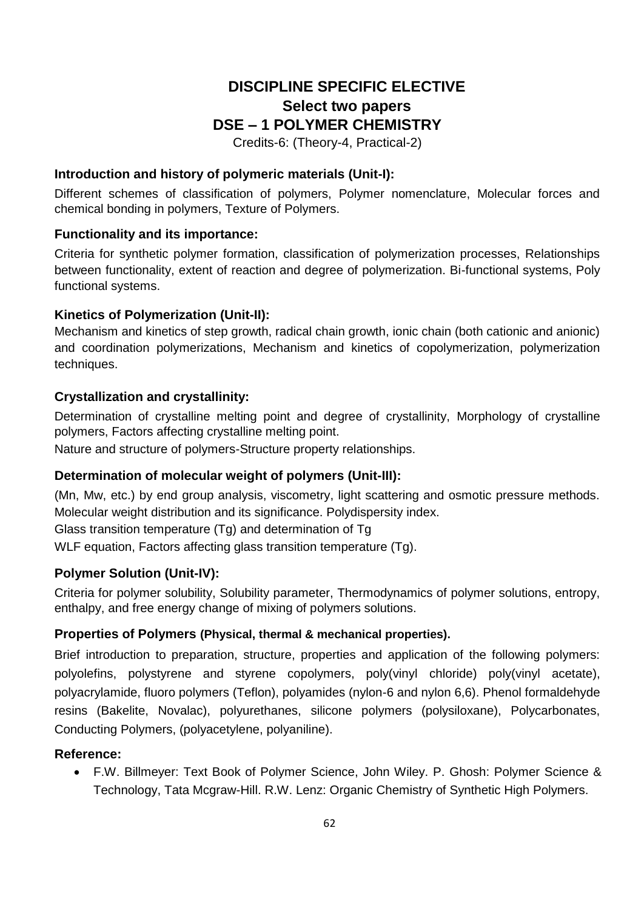# DISCIPLINE SPECIFIC ELECTIVE
## Select two papers
## DSE – 1 POLYMER CHEMISTRY

Credits-6: (Theory-4, Practical-2)

### Introduction and history of polymeric materials (Unit-I):

Different schemes of classification of polymers, Polymer nomenclature, Molecular forces and chemical bonding in polymers, Texture of Polymers.

### Functionality and its importance:

Criteria for synthetic polymer formation, classification of polymerization processes, Relationships between functionality, extent of reaction and degree of polymerization. Bi-functional systems, Poly functional systems.

### Kinetics of Polymerization (Unit-II):

Mechanism and kinetics of step growth, radical chain growth, ionic chain (both cationic and anionic) and coordination polymerizations, Mechanism and kinetics of copolymerization, polymerization techniques.

### Crystallization and crystallinity:

Determination of crystalline melting point and degree of crystallinity, Morphology of crystalline polymers, Factors affecting crystalline melting point.

Nature and structure of polymers-Structure property relationships.

### Determination of molecular weight of polymers (Unit-III):

($M_n$, $M_w$, etc.) by end group analysis, viscometry, light scattering and osmotic pressure methods. Molecular weight distribution and its significance. Polydispersity index.

Glass transition temperature ($T_g$) and determination of $T_g$

WLF equation, Factors affecting glass transition temperature ($T_g$).

### Polymer Solution (Unit-IV):

Criteria for polymer solubility, Solubility parameter, Thermodynamics of polymer solutions, entropy, enthalpy, and free energy change of mixing of polymers solutions.

### Properties of Polymers (Physical, thermal & mechanical properties).

Brief introduction to preparation, structure, properties and application of the following polymers: polyolefins, polystyrene and styrene copolymers, poly(vinyl chloride) poly(vinyl acetate), polyacrylamide, fluoro polymers (Teflon), polyamides (nylon-6 and nylon 6,6). Phenol formaldehyde resins (Bakelite, Novalac), polyurethanes, silicone polymers (polysiloxane), Polycarbonates, Conducting Polymers, (polyacetylene, polyaniline).

### Reference:

- F.W. Billmeyer: Text Book of Polymer Science, John Wiley. P. Ghosh: Polymer Science & Technology, Tata Mcgraw-Hill. R.W. Lenz: Organic Chemistry of Synthetic High Polymers.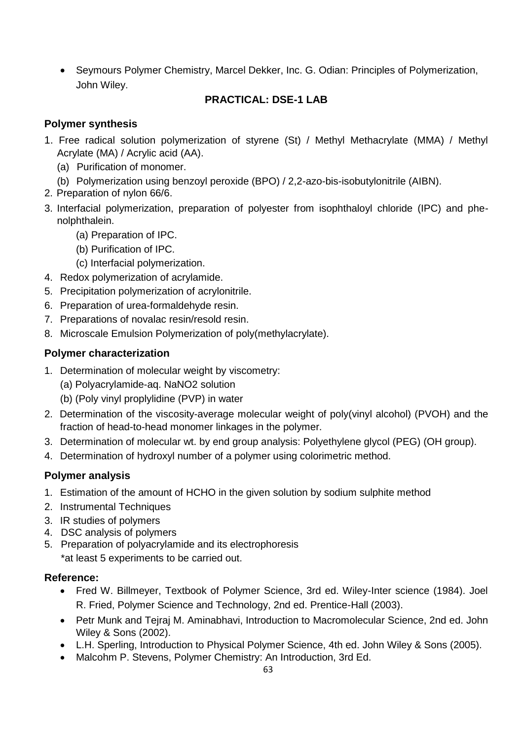- Seymours Polymer Chemistry, Marcel Dekker, Inc. G. Odian: Principles of Polymerization, John Wiley.

## PRACTICAL: DSE-1 LAB

### Polymer synthesis

1. Free radical solution polymerization of styrene (St) / Methyl Methacrylate (MMA) / Methyl Acrylate (MA) / Acrylic acid (AA).
   (a) Purification of monomer.
   (b) Polymerization using benzoyl peroxide (BPO) / 2,2-azo-bis-isobutylonitrile (AIBN).
2. Preparation of nylon 66/6.
3. Interfacial polymerization, preparation of polyester from isophthaloyl chloride (IPC) and phenolphthalein.
   (a) Preparation of IPC.
   (b) Purification of IPC.
   (c) Interfacial polymerization.
4. Redox polymerization of acrylamide.
5. Precipitation polymerization of acrylonitrile.
6. Preparation of urea-formaldehyde resin.
7. Preparations of novalac resin/resold resin.
8. Microscale Emulsion Polymerization of poly(methylacrylate).

### Polymer characterization

1. Determination of molecular weight by viscometry:
   (a) Polyacrylamide-aq. $NaNO_2$ solution
   (b) (Poly vinyl proplylidine (PVP) in water
2. Determination of the viscosity-average molecular weight of poly(vinyl alcohol) (PVOH) and the fraction of head-to-head monomer linkages in the polymer.
3. Determination of molecular wt. by end group analysis: Polyethylene glycol (PEG) (OH group).
4. Determination of hydroxyl number of a polymer using colorimetric method.

### Polymer analysis

1. Estimation of the amount of HCHO in the given solution by sodium sulphite method
2. Instrumental Techniques
3. IR studies of polymers
4. DSC analysis of polymers
5. Preparation of polyacrylamide and its electrophoresis
   *at least 5 experiments to be carried out.

### Reference:

- Fred W. Billmeyer, Textbook of Polymer Science, 3rd ed. Wiley-Inter science (1984). Joel R. Fried, Polymer Science and Technology, 2nd ed. Prentice-Hall (2003).
- Petr Munk and Tejraj M. Aminabhavi, Introduction to Macromolecular Science, 2nd ed. John Wiley & Sons (2002).
- L.H. Sperling, Introduction to Physical Polymer Science, 4th ed. John Wiley & Sons (2005).
- Malcohm P. Stevens, Polymer Chemistry: An Introduction, 3rd Ed.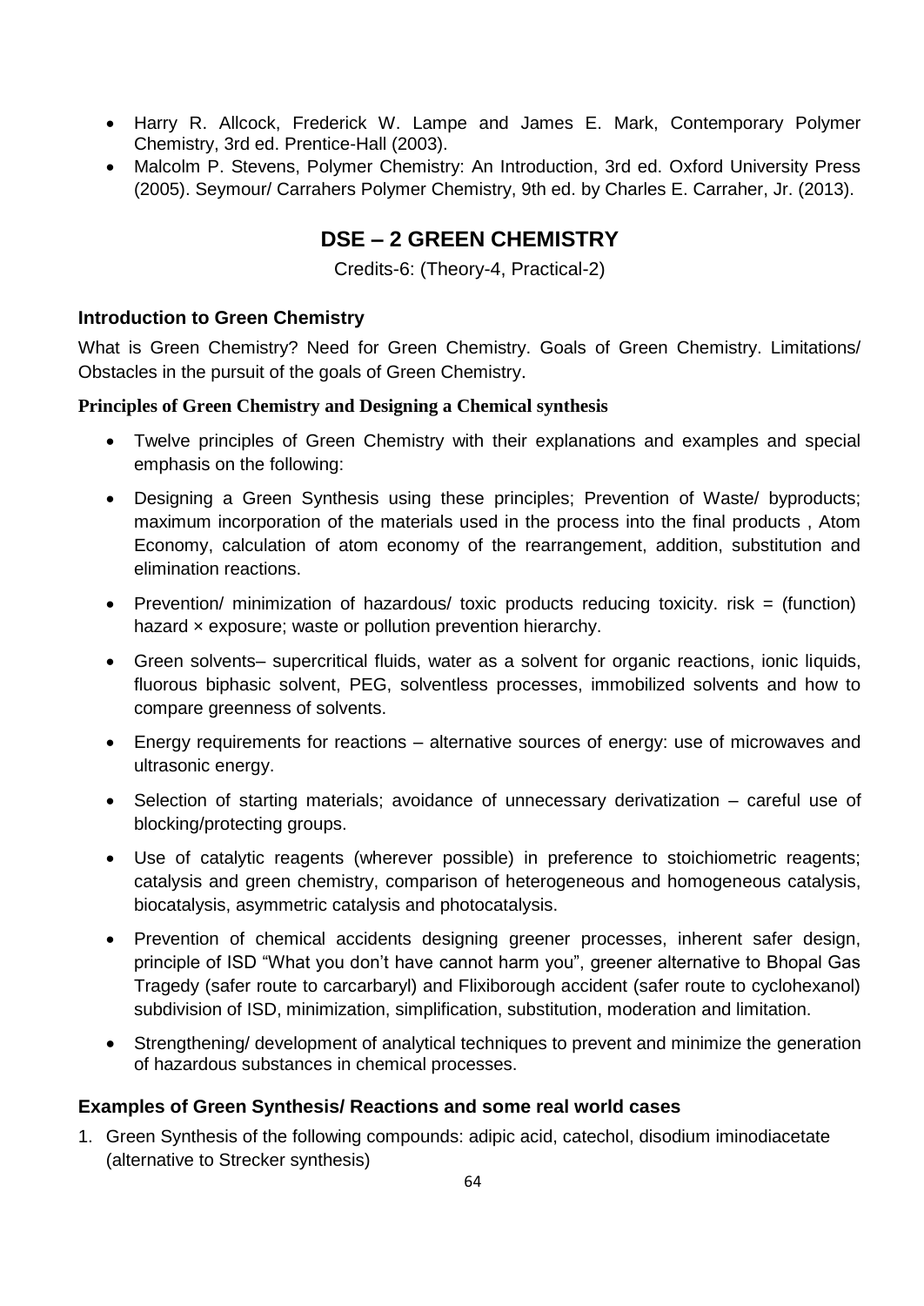- Harry R. Allcock, Frederick W. Lampe and James E. Mark, Contemporary Polymer Chemistry, 3rd ed. Prentice-Hall (2003).
- Malcolm P. Stevens, Polymer Chemistry: An Introduction, 3rd ed. Oxford University Press (2005). Seymour/ Carrahers Polymer Chemistry, 9th ed. by Charles E. Carraher, Jr. (2013).

## DSE – 2 GREEN CHEMISTRY

Credits-6: (Theory-4, Practical-2)

### Introduction to Green Chemistry

What is Green Chemistry? Need for Green Chemistry. Goals of Green Chemistry. Limitations/ Obstacles in the pursuit of the goals of Green Chemistry.

#### Principles of Green Chemistry and Designing a Chemical synthesis

- Twelve principles of Green Chemistry with their explanations and examples and special emphasis on the following:
- Designing a Green Synthesis using these principles; Prevention of Waste/ byproducts; maximum incorporation of the materials used in the process into the final products , Atom Economy, calculation of atom economy of the rearrangement, addition, substitution and elimination reactions.
- Prevention/ minimization of hazardous/ toxic products reducing toxicity. risk = (function) hazard × exposure; waste or pollution prevention hierarchy.
- Green solvents– supercritical fluids, water as a solvent for organic reactions, ionic liquids, fluorous biphasic solvent, PEG, solventless processes, immobilized solvents and how to compare greenness of solvents.
- Energy requirements for reactions – alternative sources of energy: use of microwaves and ultrasonic energy.
- Selection of starting materials; avoidance of unnecessary derivatization – careful use of blocking/protecting groups.
- Use of catalytic reagents (wherever possible) in preference to stoichiometric reagents; catalysis and green chemistry, comparison of heterogeneous and homogeneous catalysis, biocatalysis, asymmetric catalysis and photocatalysis.
- Prevention of chemical accidents designing greener processes, inherent safer design, principle of ISD "What you don't have cannot harm you", greener alternative to Bhopal Gas Tragedy (safer route to carcarbaryl) and Flixiborough accident (safer route to cyclohexanol) subdivision of ISD, minimization, simplification, substitution, moderation and limitation.
- Strengthening/ development of analytical techniques to prevent and minimize the generation of hazardous substances in chemical processes.

### Examples of Green Synthesis/ Reactions and some real world cases

1. Green Synthesis of the following compounds: adipic acid, catechol, disodium iminodiacetate (alternative to Strecker synthesis)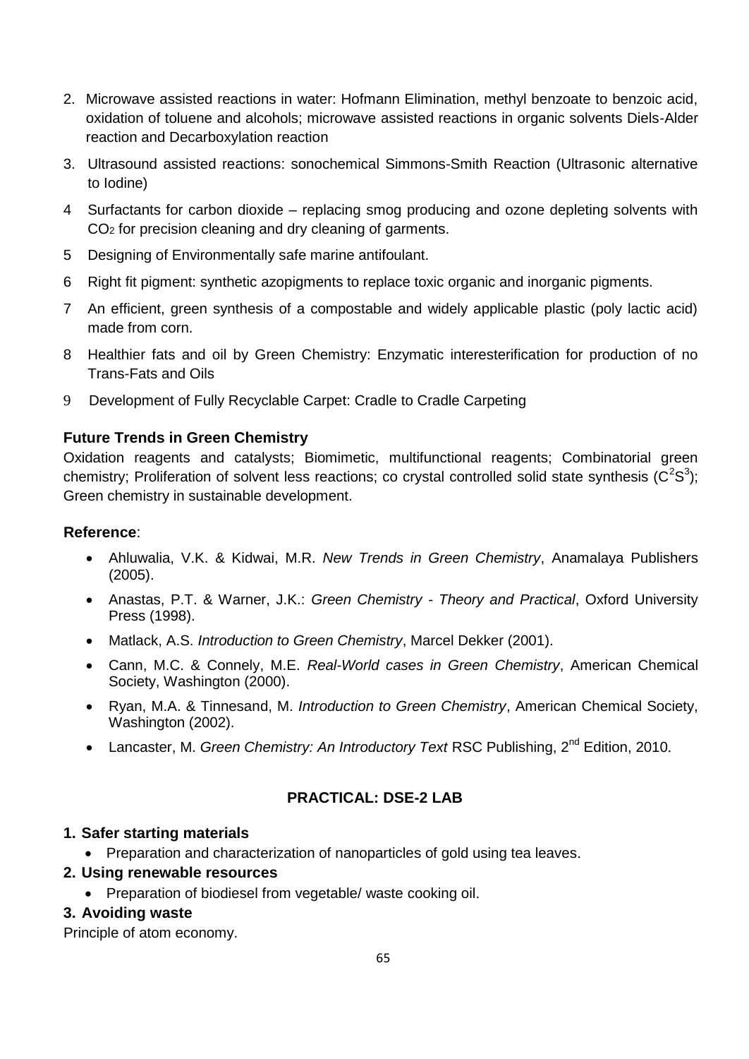2. Microwave assisted reactions in water: Hofmann Elimination, methyl benzoate to benzoic acid, oxidation of toluene and alcohols; microwave assisted reactions in organic solvents Diels-Alder reaction and Decarboxylation reaction
3. Ultrasound assisted reactions: sonochemical Simmons-Smith Reaction (Ultrasonic alternative to Iodine)
4. Surfactants for carbon dioxide – replacing smog producing and ozone depleting solvents with $CO_2$ for precision cleaning and dry cleaning of garments.
5. Designing of Environmentally safe marine antifoulant.
6. Right fit pigment: synthetic azopigments to replace toxic organic and inorganic pigments.
7. An efficient, green synthesis of a compostable and widely applicable plastic (poly lactic acid) made from corn.
8. Healthier fats and oil by Green Chemistry: Enzymatic interesterification for production of no Trans-Fats and Oils
9. Development of Fully Recyclable Carpet: Cradle to Cradle Carpeting

**Future Trends in Green Chemistry**

Oxidation reagents and catalysts; Biomimetic, multifunctional reagents; Combinatorial green chemistry; Proliferation of solvent less reactions; co crystal controlled solid state synthesis ($C^2S^3$); Green chemistry in sustainable development.

**Reference**:

- Ahluwalia, V.K. & Kidwai, M.R. *New Trends in Green Chemistry*, Anamalaya Publishers (2005).
- Anastas, P.T. & Warner, J.K.: *Green Chemistry - Theory and Practical*, Oxford University Press (1998).
- Matlack, A.S. *Introduction to Green Chemistry*, Marcel Dekker (2001).
- Cann, M.C. & Connely, M.E. *Real-World cases in Green Chemistry*, American Chemical Society, Washington (2000).
- Ryan, M.A. & Tinnesand, M. *Introduction to Green Chemistry*, American Chemical Society, Washington (2002).
- Lancaster, M. *Green Chemistry: An Introductory Text* RSC Publishing, 2nd Edition, 2010.

## PRACTICAL: DSE-2 LAB

**1. Safer starting materials**

- Preparation and characterization of nanoparticles of gold using tea leaves.

**2. Using renewable resources**

- Preparation of biodiesel from vegetable/ waste cooking oil.

**3. Avoiding waste**

Principle of atom economy.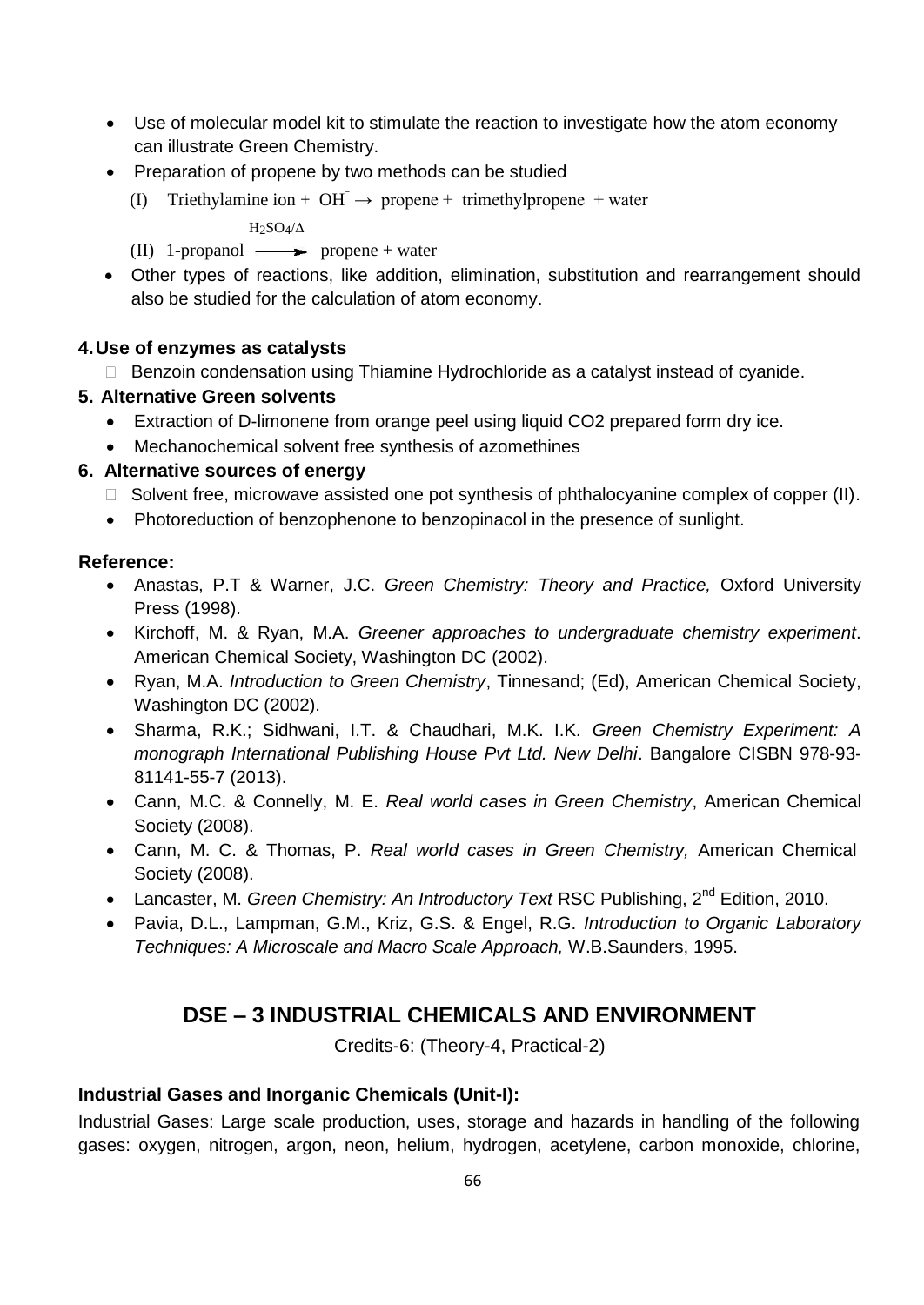- Use of molecular model kit to stimulate the reaction to investigate how the atom economy can illustrate Green Chemistry.
- Preparation of propene by two methods can be studied

  (I) Triethylamine ion + $OH^- \rightarrow$ propene + trimethylpropene + water

  (II) 1-propanol $\xrightarrow{H_2SO_4/\Delta}$ propene + water
- Other types of reactions, like addition, elimination, substitution and rearrangement should also be studied for the calculation of atom economy.

### 4. Use of enzymes as catalysts

- Benzoin condensation using Thiamine Hydrochloride as a catalyst instead of cyanide.

### 5. Alternative Green solvents

- Extraction of D-limonene from orange peel using liquid CO2 prepared form dry ice.
- Mechanochemical solvent free synthesis of azomethines

### 6. Alternative sources of energy

- Solvent free, microwave assisted one pot synthesis of phthalocyanine complex of copper (II).
- Photoreduction of benzophenone to benzopinacol in the presence of sunlight.

### Reference:

- Anastas, P.T & Warner, J.C. *Green Chemistry: Theory and Practice,* Oxford University Press (1998).
- Kirchoff, M. & Ryan, M.A. *Greener approaches to undergraduate chemistry experiment*. American Chemical Society, Washington DC (2002).
- Ryan, M.A. *Introduction to Green Chemistry*, Tinnesand; (Ed), American Chemical Society, Washington DC (2002).
- Sharma, R.K.; Sidhwani, I.T. & Chaudhari, M.K. I.K. *Green Chemistry Experiment: A monograph International Publishing House Pvt Ltd. New Delhi*. Bangalore CISBN 978-93-81141-55-7 (2013).
- Cann, M.C. & Connelly, M. E. *Real world cases in Green Chemistry*, American Chemical Society (2008).
- Cann, M. C. & Thomas, P. *Real world cases in Green Chemistry,* American Chemical Society (2008).
- Lancaster, M. *Green Chemistry: An Introductory Text* RSC Publishing, 2nd Edition, 2010.
- Pavia, D.L., Lampman, G.M., Kriz, G.S. & Engel, R.G. *Introduction to Organic Laboratory Techniques: A Microscale and Macro Scale Approach,* W.B.Saunders, 1995.

## DSE – 3 INDUSTRIAL CHEMICALS AND ENVIRONMENT

Credits-6: (Theory-4, Practical-2)

### Industrial Gases and Inorganic Chemicals (Unit-I):

Industrial Gases: Large scale production, uses, storage and hazards in handling of the following gases: oxygen, nitrogen, argon, neon, helium, hydrogen, acetylene, carbon monoxide, chlorine,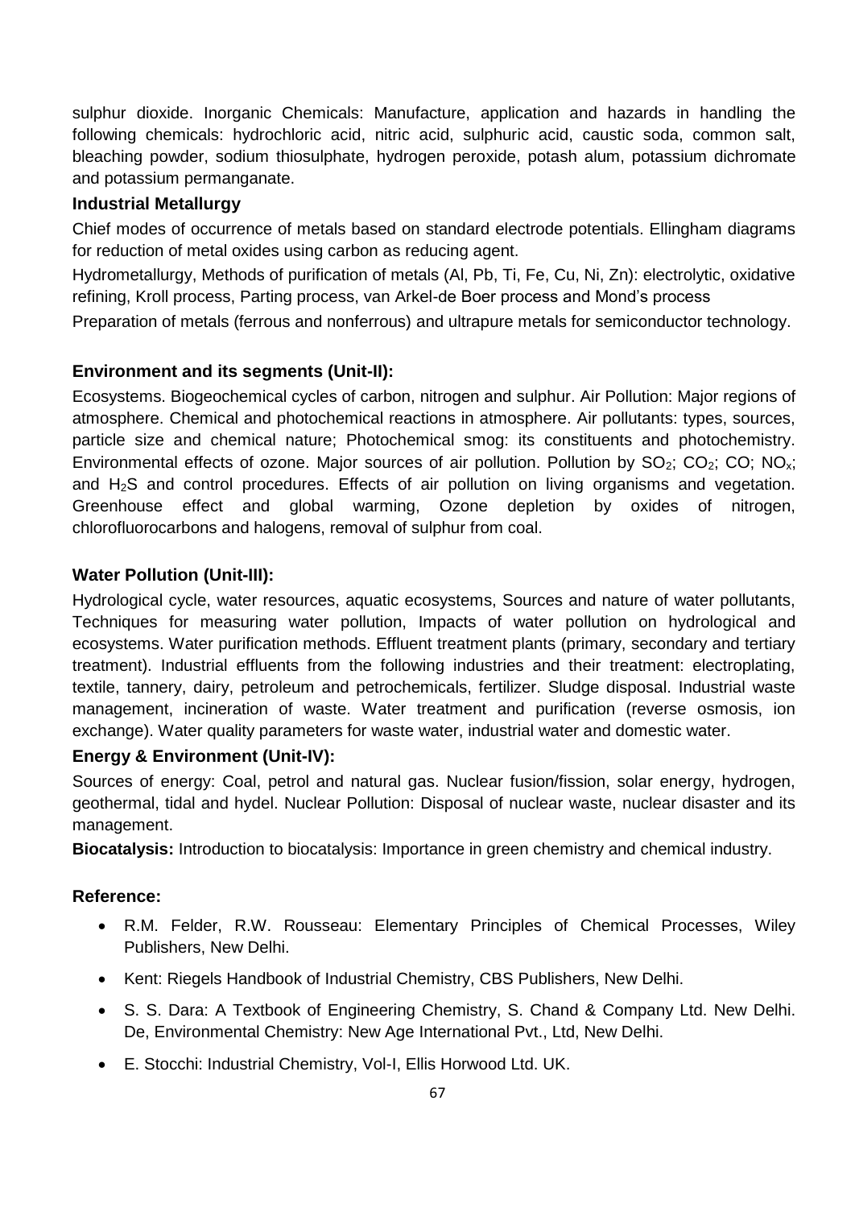sulphur dioxide. Inorganic Chemicals: Manufacture, application and hazards in handling the following chemicals: hydrochloric acid, nitric acid, sulphuric acid, caustic soda, common salt, bleaching powder, sodium thiosulphate, hydrogen peroxide, potash alum, potassium dichromate and potassium permanganate.

### Industrial Metallurgy

Chief modes of occurrence of metals based on standard electrode potentials. Ellingham diagrams for reduction of metal oxides using carbon as reducing agent.

Hydrometallurgy, Methods of purification of metals (Al, Pb, Ti, Fe, Cu, Ni, Zn): electrolytic, oxidative refining, Kroll process, Parting process, van Arkel-de Boer process and Mond's process

Preparation of metals (ferrous and nonferrous) and ultrapure metals for semiconductor technology.

### Environment and its segments (Unit-II):

Ecosystems. Biogeochemical cycles of carbon, nitrogen and sulphur. Air Pollution: Major regions of atmosphere. Chemical and photochemical reactions in atmosphere. Air pollutants: types, sources, particle size and chemical nature; Photochemical smog: its constituents and photochemistry. Environmental effects of ozone. Major sources of air pollution. Pollution by $SO_2$; $CO_2$; CO; $NO_x$; and $H_2S$ and control procedures. Effects of air pollution on living organisms and vegetation. Greenhouse effect and global warming, Ozone depletion by oxides of nitrogen, chlorofluorocarbons and halogens, removal of sulphur from coal.

### Water Pollution (Unit-III):

Hydrological cycle, water resources, aquatic ecosystems, Sources and nature of water pollutants, Techniques for measuring water pollution, Impacts of water pollution on hydrological and ecosystems. Water purification methods. Effluent treatment plants (primary, secondary and tertiary treatment). Industrial effluents from the following industries and their treatment: electroplating, textile, tannery, dairy, petroleum and petrochemicals, fertilizer. Sludge disposal. Industrial waste management, incineration of waste. Water treatment and purification (reverse osmosis, ion exchange). Water quality parameters for waste water, industrial water and domestic water.

### Energy & Environment (Unit-IV):

Sources of energy: Coal, petrol and natural gas. Nuclear fusion/fission, solar energy, hydrogen, geothermal, tidal and hydel. Nuclear Pollution: Disposal of nuclear waste, nuclear disaster and its management.

**Biocatalysis:** Introduction to biocatalysis: Importance in green chemistry and chemical industry.

### Reference:

- R.M. Felder, R.W. Rousseau: Elementary Principles of Chemical Processes, Wiley Publishers, New Delhi.
- Kent: Riegels Handbook of Industrial Chemistry, CBS Publishers, New Delhi.
- S. S. Dara: A Textbook of Engineering Chemistry, S. Chand & Company Ltd. New Delhi. De, Environmental Chemistry: New Age International Pvt., Ltd, New Delhi.
- E. Stocchi: Industrial Chemistry, Vol-I, Ellis Horwood Ltd. UK.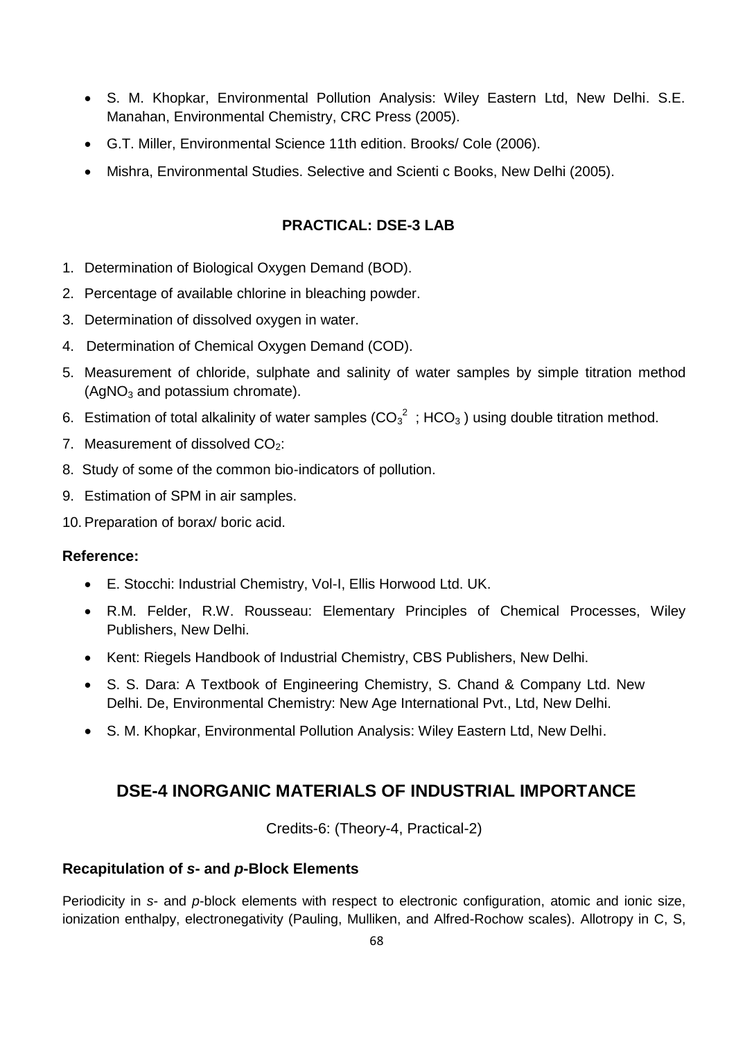- S. M. Khopkar, Environmental Pollution Analysis: Wiley Eastern Ltd, New Delhi. S.E. Manahan, Environmental Chemistry, CRC Press (2005).
- G.T. Miller, Environmental Science 11th edition. Brooks/ Cole (2006).
- Mishra, Environmental Studies. Selective and Scienti c Books, New Delhi (2005).

## PRACTICAL: DSE-3 LAB

1. Determination of Biological Oxygen Demand (BOD).
2. Percentage of available chlorine in bleaching powder.
3. Determination of dissolved oxygen in water.
4. Determination of Chemical Oxygen Demand (COD).
5. Measurement of chloride, sulphate and salinity of water samples by simple titration method ($AgNO_3$ and potassium chromate).
6. Estimation of total alkalinity of water samples ($CO_3^{2}$ ; $HCO_3$ ) using double titration method.
7. Measurement of dissolved $CO_2$:
8. Study of some of the common bio-indicators of pollution.
9. Estimation of SPM in air samples.
10. Preparation of borax/ boric acid.

### Reference:

- E. Stocchi: Industrial Chemistry, Vol-I, Ellis Horwood Ltd. UK.
- R.M. Felder, R.W. Rousseau: Elementary Principles of Chemical Processes, Wiley Publishers, New Delhi.
- Kent: Riegels Handbook of Industrial Chemistry, CBS Publishers, New Delhi.
- S. S. Dara: A Textbook of Engineering Chemistry, S. Chand & Company Ltd. New Delhi. De, Environmental Chemistry: New Age International Pvt., Ltd, New Delhi.
- S. M. Khopkar, Environmental Pollution Analysis: Wiley Eastern Ltd, New Delhi.

## DSE-4 INORGANIC MATERIALS OF INDUSTRIAL IMPORTANCE

Credits-6: (Theory-4, Practical-2)

### Recapitulation of *s*- and *p*-Block Elements

Periodicity in *s*- and *p*-block elements with respect to electronic configuration, atomic and ionic size, ionization enthalpy, electronegativity (Pauling, Mulliken, and Alfred-Rochow scales). Allotropy in C, S,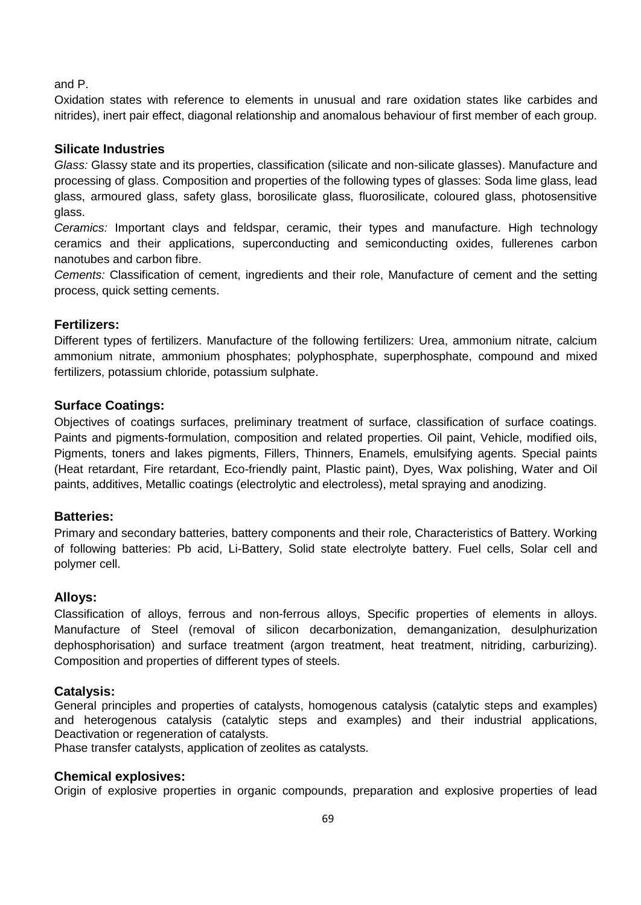and P.

Oxidation states with reference to elements in unusual and rare oxidation states like carbides and nitrides), inert pair effect, diagonal relationship and anomalous behaviour of first member of each group.

### Silicate Industries

*Glass:* Glassy state and its properties, classification (silicate and non-silicate glasses). Manufacture and processing of glass. Composition and properties of the following types of glasses: Soda lime glass, lead glass, armoured glass, safety glass, borosilicate glass, fluorosilicate, coloured glass, photosensitive glass.

*Ceramics:* Important clays and feldspar, ceramic, their types and manufacture. High technology ceramics and their applications, superconducting and semiconducting oxides, fullerenes carbon nanotubes and carbon fibre.

*Cements:* Classification of cement, ingredients and their role, Manufacture of cement and the setting process, quick setting cements.

### Fertilizers:

Different types of fertilizers. Manufacture of the following fertilizers: Urea, ammonium nitrate, calcium ammonium nitrate, ammonium phosphates; polyphosphate, superphosphate, compound and mixed fertilizers, potassium chloride, potassium sulphate.

### Surface Coatings:

Objectives of coatings surfaces, preliminary treatment of surface, classification of surface coatings. Paints and pigments-formulation, composition and related properties. Oil paint, Vehicle, modified oils, Pigments, toners and lakes pigments, Fillers, Thinners, Enamels, emulsifying agents. Special paints (Heat retardant, Fire retardant, Eco-friendly paint, Plastic paint), Dyes, Wax polishing, Water and Oil paints, additives, Metallic coatings (electrolytic and electroless), metal spraying and anodizing.

### Batteries:

Primary and secondary batteries, battery components and their role, Characteristics of Battery. Working of following batteries: Pb acid, Li-Battery, Solid state electrolyte battery. Fuel cells, Solar cell and polymer cell.

### Alloys:

Classification of alloys, ferrous and non-ferrous alloys, Specific properties of elements in alloys. Manufacture of Steel (removal of silicon decarbonization, demanganization, desulphurization dephosphorisation) and surface treatment (argon treatment, heat treatment, nitriding, carburizing). Composition and properties of different types of steels.

### Catalysis:

General principles and properties of catalysts, homogenous catalysis (catalytic steps and examples) and heterogenous catalysis (catalytic steps and examples) and their industrial applications, Deactivation or regeneration of catalysts.

Phase transfer catalysts, application of zeolites as catalysts.

### Chemical explosives:

Origin of explosive properties in organic compounds, preparation and explosive properties of lead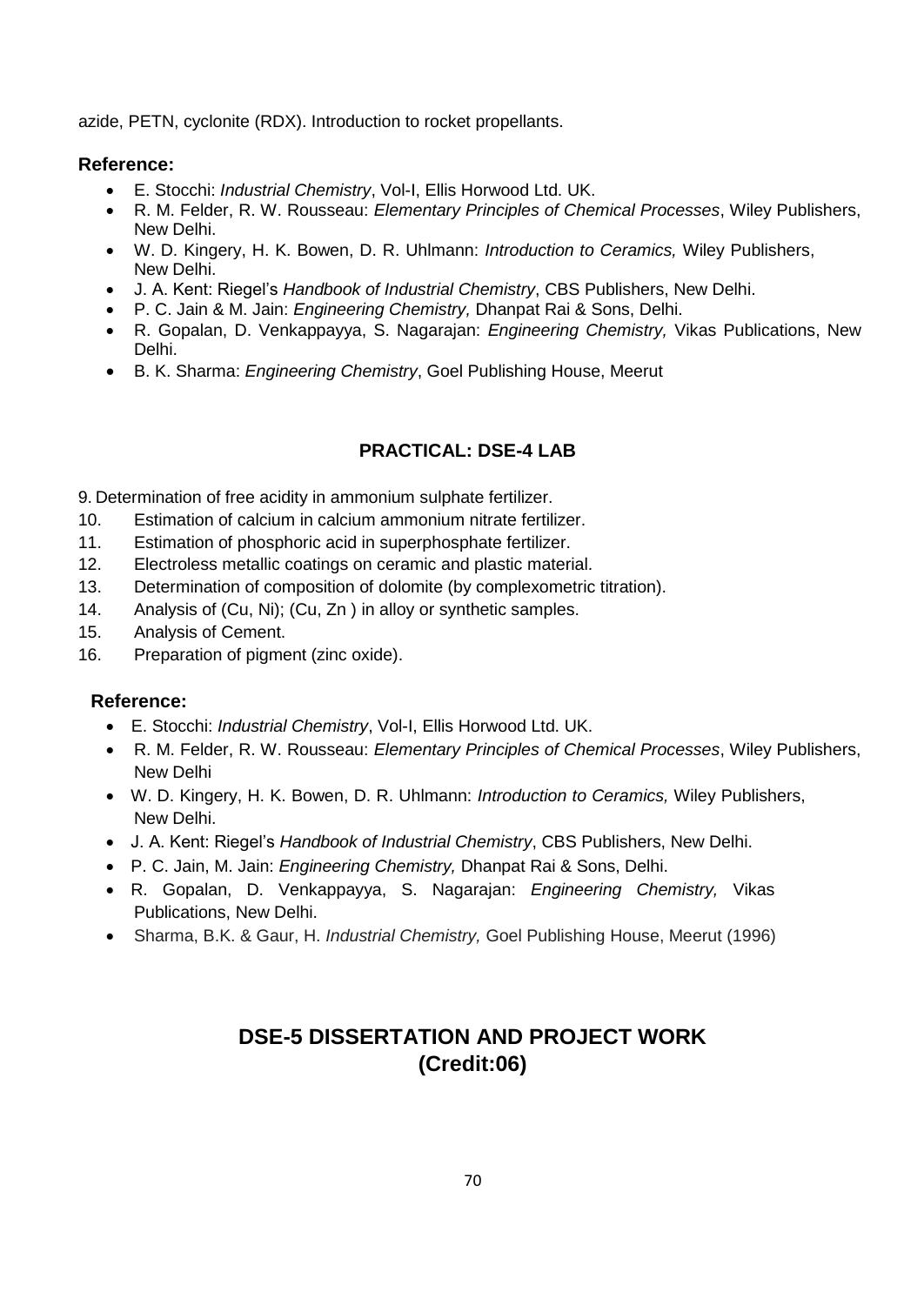azide, PETN, cyclonite (RDX). Introduction to rocket propellants.

### Reference:

- E. Stocchi: *Industrial Chemistry*, Vol-I, Ellis Horwood Ltd. UK.
- R. M. Felder, R. W. Rousseau: *Elementary Principles of Chemical Processes*, Wiley Publishers, New Delhi.
- W. D. Kingery, H. K. Bowen, D. R. Uhlmann: *Introduction to Ceramics,* Wiley Publishers, New Delhi.
- J. A. Kent: Riegel's *Handbook of Industrial Chemistry*, CBS Publishers, New Delhi.
- P. C. Jain & M. Jain: *Engineering Chemistry,* Dhanpat Rai & Sons, Delhi.
- R. Gopalan, D. Venkappayya, S. Nagarajan: *Engineering Chemistry,* Vikas Publications, New Delhi.
- B. K. Sharma: *Engineering Chemistry*, Goel Publishing House, Meerut

## PRACTICAL: DSE-4 LAB

9. Determination of free acidity in ammonium sulphate fertilizer.
10. Estimation of calcium in calcium ammonium nitrate fertilizer.
11. Estimation of phosphoric acid in superphosphate fertilizer.
12. Electroless metallic coatings on ceramic and plastic material.
13. Determination of composition of dolomite (by complexometric titration).
14. Analysis of (Cu, Ni); (Cu, Zn ) in alloy or synthetic samples.
15. Analysis of Cement.
16. Preparation of pigment (zinc oxide).

### Reference:

- E. Stocchi: *Industrial Chemistry*, Vol-I, Ellis Horwood Ltd. UK.
- R. M. Felder, R. W. Rousseau: *Elementary Principles of Chemical Processes*, Wiley Publishers, New Delhi
- W. D. Kingery, H. K. Bowen, D. R. Uhlmann: *Introduction to Ceramics,* Wiley Publishers, New Delhi.
- J. A. Kent: Riegel's *Handbook of Industrial Chemistry*, CBS Publishers, New Delhi.
- P. C. Jain, M. Jain: *Engineering Chemistry,* Dhanpat Rai & Sons, Delhi.
- R. Gopalan, D. Venkappayya, S. Nagarajan: *Engineering Chemistry,* Vikas Publications, New Delhi.
- Sharma, B.K. & Gaur, H. *Industrial Chemistry,* Goel Publishing House, Meerut (1996)

## DSE-5 DISSERTATION AND PROJECT WORK (Credit:06)